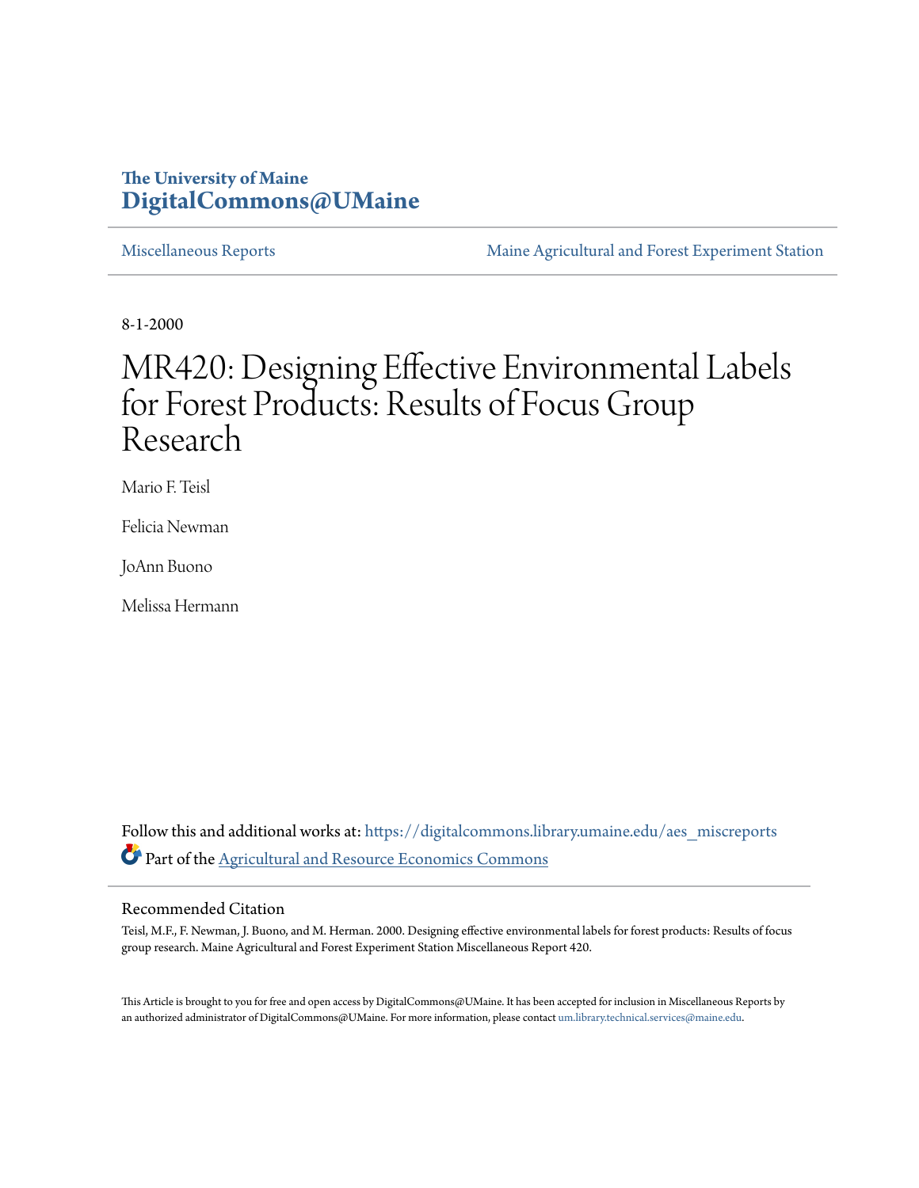The University of Maine
**DigitalCommons@UMaine**

Miscellaneous Reports | Maine Agricultural and Forest Experiment Station

8-1-2000

# MR420: Designing Effective Environmental Labels for Forest Products: Results of Focus Group Research

Mario F. Teisl

Felicia Newman

JoAnn Buono

Melissa Hermann

Follow this and additional works at: https://digitalcommons.library.umaine.edu/aes_miscreports

Part of the Agricultural and Resource Economics Commons

## Recommended Citation

Teisl, M.F., F. Newman, J. Buono, and M. Herman. 2000. Designing effective environmental labels for forest products: Results of focus group research. Maine Agricultural and Forest Experiment Station Miscellaneous Report 420.

This Article is brought to you for free and open access by DigitalCommons@UMaine. It has been accepted for inclusion in Miscellaneous Reports by an authorized administrator of DigitalCommons@UMaine. For more information, please contact um.library.technical.services@maine.edu.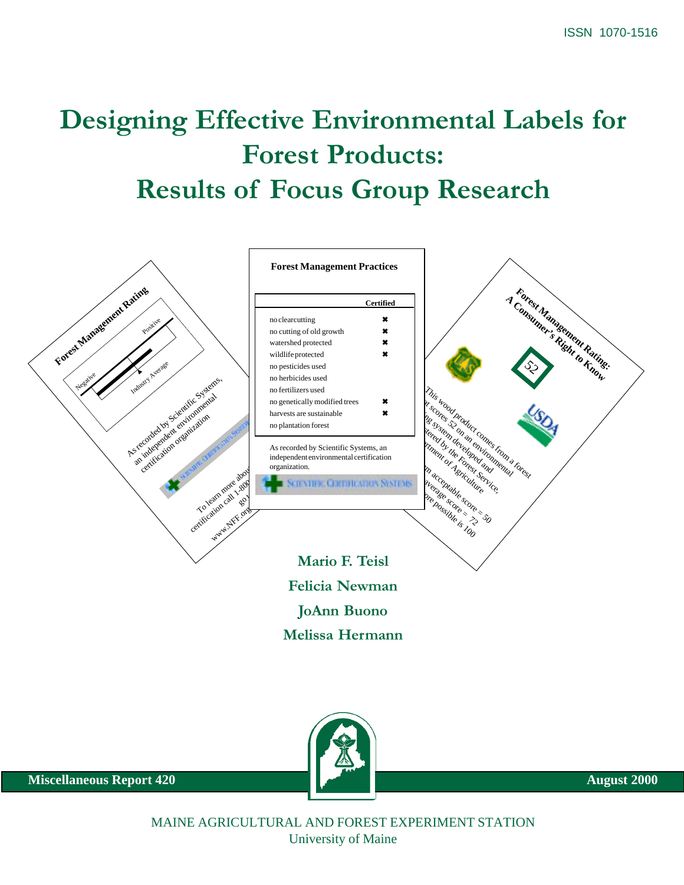ISSN 1070-1516

# Designing Effective Environmental Labels for Forest Products: Results of Focus Group Research

**Forest Management Practices**

| | Certified |
|---|---|
| no clearcutting | ✖ |
| no cutting of old growth | ✖ |
| watershed protected | ✖ |
| wildlife protected | ✖ |
| no pesticides used | |
| no herbicides used | |
| no fertilizers used | |
| no genetically modified trees | ✖ |
| harvests are sustainable | ✖ |
| no plantation forest | |

As recorded by Scientific Systems, an independent environmental certification organization.

**Mario F. Teisl**

**Felicia Newman**

**JoAnn Buono**

**Melissa Hermann**

**Miscellaneous Report 420**

**August 2000**

MAINE AGRICULTURAL AND FOREST EXPERIMENT STATION
University of Maine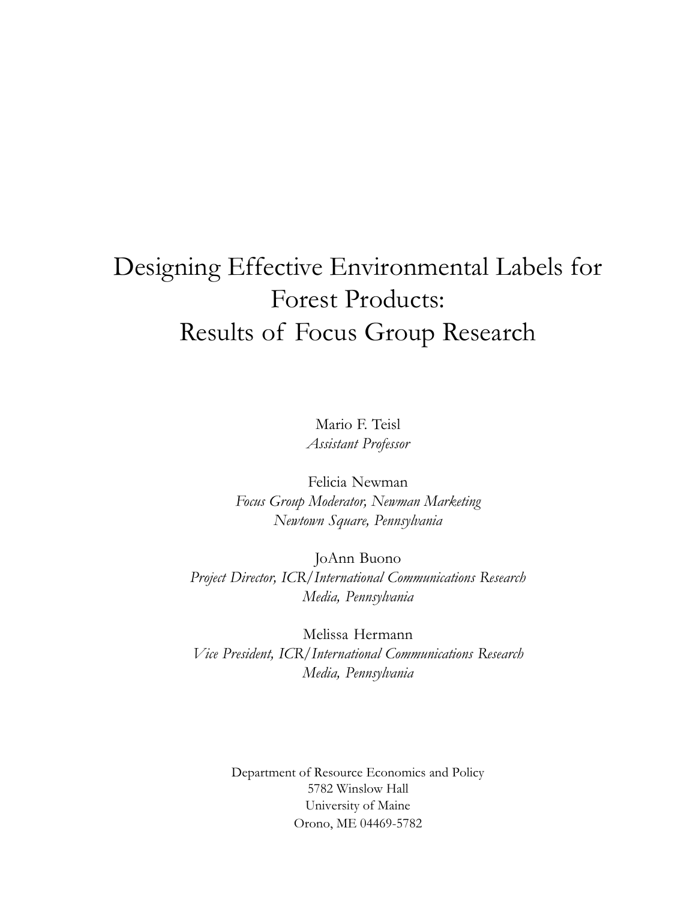# Designing Effective Environmental Labels for Forest Products: Results of Focus Group Research

Mario F. Teisl
*Assistant Professor*

Felicia Newman
*Focus Group Moderator, Newman Marketing*
*Newtown Square, Pennsylvania*

JoAnn Buono
*Project Director, ICR/International Communications Research*
*Media, Pennsylvania*

Melissa Hermann
*Vice President, ICR/International Communications Research*
*Media, Pennsylvania*

Department of Resource Economics and Policy
5782 Winslow Hall
University of Maine
Orono, ME 04469-5782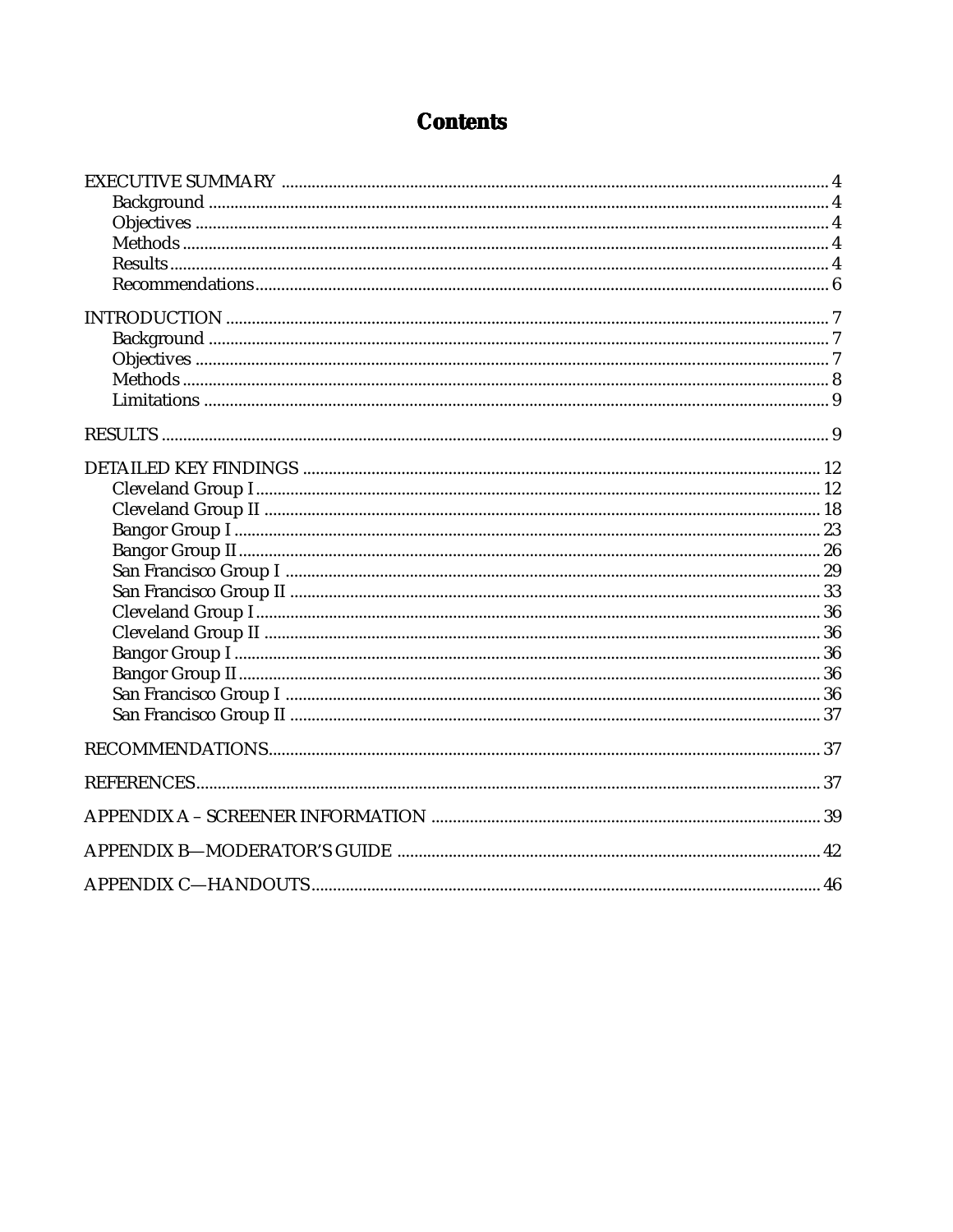# Contents

EXECUTIVE SUMMARY ........ 4
- Background ........ 4
- Objectives ........ 4
- Methods ........ 4
- Results ........ 4
- Recommendations ........ 6

INTRODUCTION ........ 7
- Background ........ 7
- Objectives ........ 7
- Methods ........ 8
- Limitations ........ 9

RESULTS ........ 9

DETAILED KEY FINDINGS ........ 12
- Cleveland Group I ........ 12
- Cleveland Group II ........ 18
- Bangor Group I ........ 23
- Bangor Group II ........ 26
- San Francisco Group I ........ 29
- San Francisco Group II ........ 33
- Cleveland Group I ........ 36
- Cleveland Group II ........ 36
- Bangor Group I ........ 36
- Bangor Group II ........ 36
- San Francisco Group I ........ 36
- San Francisco Group II ........ 37

RECOMMENDATIONS ........ 37

REFERENCES ........ 37

APPENDIX A – SCREENER INFORMATION ........ 39

APPENDIX B—MODERATOR'S GUIDE ........ 42

APPENDIX C—HANDOUTS ........ 46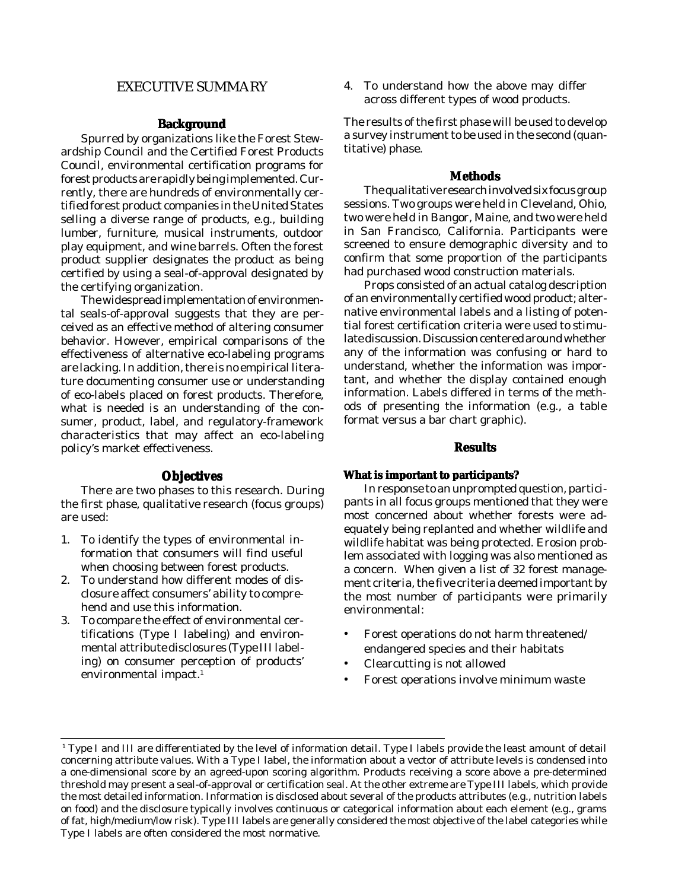# EXECUTIVE SUMMARY

## Background

Spurred by organizations like the Forest Stewardship Council and the Certified Forest Products Council, environmental certification programs for forest products are rapidly being implemented. Currently, there are hundreds of environmentally certified forest product companies in the United States selling a diverse range of products, e.g., building lumber, furniture, musical instruments, outdoor play equipment, and wine barrels. Often the forest product supplier designates the product as being certified by using a seal-of-approval designated by the certifying organization.

The widespread implementation of environmental seals-of-approval suggests that they are perceived as an effective method of altering consumer behavior. However, empirical comparisons of the effectiveness of alternative eco-labeling programs are lacking. In addition, there is no empirical literature documenting consumer use or understanding of eco-labels placed on forest products. Therefore, what is needed is an understanding of the consumer, product, label, and regulatory-framework characteristics that may affect an eco-labeling policy's market effectiveness.

## Objectives

There are two phases to this research. During the first phase, qualitative research (focus groups) are used:

1. To identify the types of environmental information that consumers will find useful when choosing between forest products.
2. To understand how different modes of disclosure affect consumers' ability to comprehend and use this information.
3. To compare the effect of environmental certifications (Type I labeling) and environmental attribute disclosures (Type III labeling) on consumer perception of products' environmental impact.[1]
4. To understand how the above may differ across different types of wood products.

The results of the first phase will be used to develop a survey instrument to be used in the second (quantitative) phase.

## Methods

The qualitative research involved six focus group sessions. Two groups were held in Cleveland, Ohio, two were held in Bangor, Maine, and two were held in San Francisco, California. Participants were screened to ensure demographic diversity and to confirm that some proportion of the participants had purchased wood construction materials.

Props consisted of an actual catalog description of an environmentally certified wood product; alternative environmental labels and a listing of potential forest certification criteria were used to stimulate discussion. Discussion centered around whether any of the information was confusing or hard to understand, whether the information was important, and whether the display contained enough information. Labels differed in terms of the methods of presenting the information (e.g., a table format versus a bar chart graphic).

## Results

### What is important to participants?

In response to an unprompted question, participants in all focus groups mentioned that they were most concerned about whether forests were adequately being replanted and whether wildlife and wildlife habitat was being protected. Erosion problem associated with logging was also mentioned as a concern. When given a list of 32 forest management criteria, the five criteria deemed important by the most number of participants were primarily environmental:

- Forest operations do not harm threatened/endangered species and their habitats
- Clearcutting is not allowed
- Forest operations involve minimum waste

---

[1] Type I and III are differentiated by the level of information detail. Type I labels provide the least amount of detail concerning attribute values. With a Type I label, the information about a vector of attribute levels is condensed into a one-dimensional score by an agreed-upon scoring algorithm. Products receiving a score above a pre-determined threshold may present a seal-of-approval or certification seal. At the other extreme are Type III labels, which provide the most detailed information. Information is disclosed about several of the products attributes (e.g., nutrition labels on food) and the disclosure typically involves continuous or categorical information about each element (e.g., grams of fat, high/medium/low risk). Type III labels are generally considered the most objective of the label categories while Type I labels are often considered the most normative.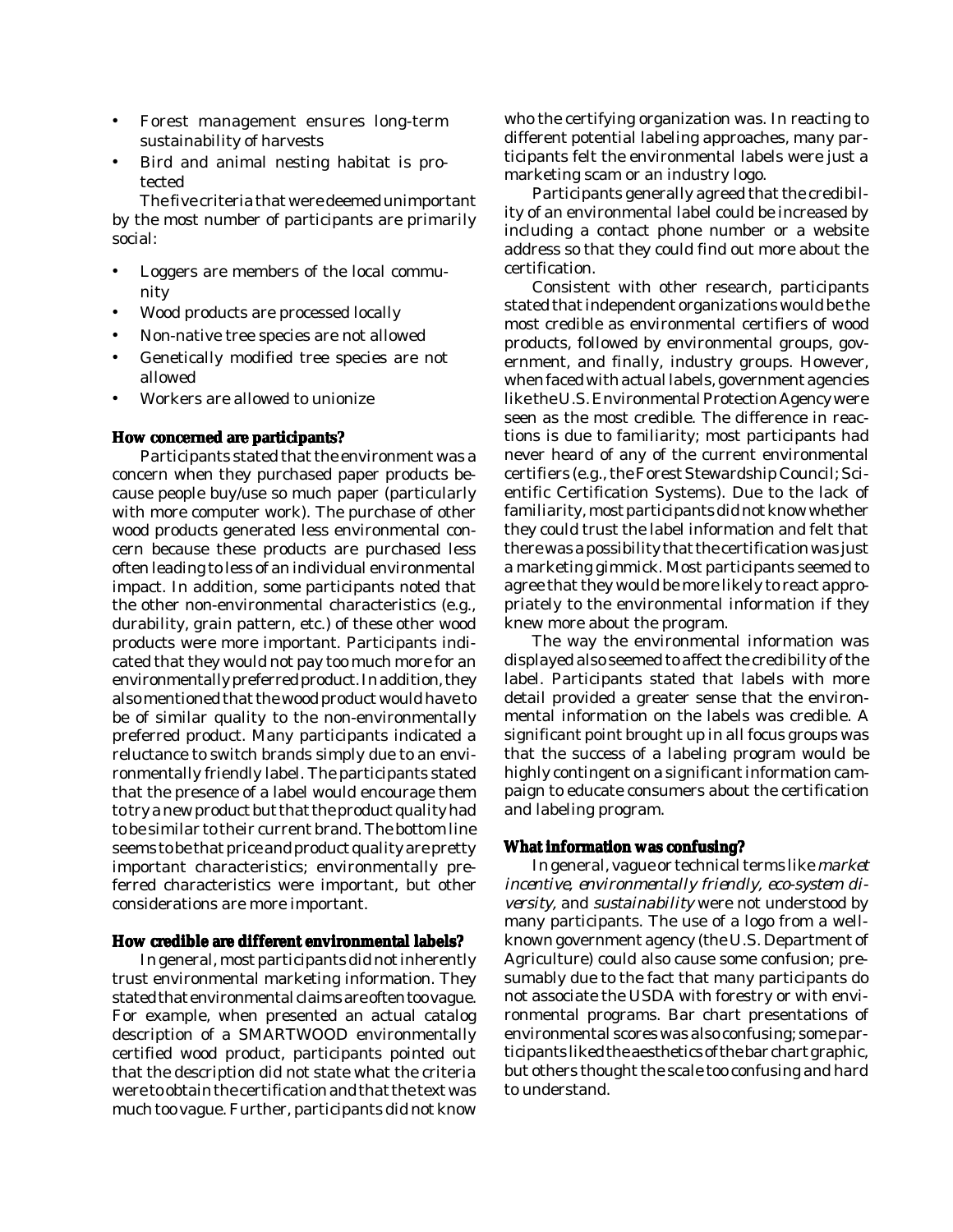- Forest management ensures long-term sustainability of harvests
- Bird and animal nesting habitat is protected

The five criteria that were deemed unimportant by the most number of participants are primarily social:

- Loggers are members of the local community
- Wood products are processed locally
- Non-native tree species are not allowed
- Genetically modified tree species are not allowed
- Workers are allowed to unionize

### How concerned are participants?

Participants stated that the environment was a concern when they purchased paper products because people buy/use so much paper (particularly with more computer work). The purchase of other wood products generated less environmental concern because these products are purchased less often leading to less of an individual environmental impact. In addition, some participants noted that the other non-environmental characteristics (e.g., durability, grain pattern, etc.) of these other wood products were more important. Participants indicated that they would not pay too much more for an environmentally preferred product. In addition, they also mentioned that the wood product would have to be of similar quality to the non-environmentally preferred product. Many participants indicated a reluctance to switch brands simply due to an environmentally friendly label. The participants stated that the presence of a label would encourage them to try a new product but that the product quality had to be similar to their current brand. The bottom line seems to be that price and product quality are pretty important characteristics; environmentally preferred characteristics were important, but other considerations are more important.

### How credible are different environmental labels?

In general, most participants did not inherently trust environmental marketing information. They stated that environmental claims are often too vague. For example, when presented an actual catalog description of a SMARTWOOD environmentally certified wood product, participants pointed out that the description did not state what the criteria were to obtain the certification and that the text was much too vague. Further, participants did not know who the certifying organization was. In reacting to different potential labeling approaches, many participants felt the environmental labels were just a marketing scam or an industry logo.

Participants generally agreed that the credibility of an environmental label could be increased by including a contact phone number or a website address so that they could find out more about the certification.

Consistent with other research, participants stated that independent organizations would be the most credible as environmental certifiers of wood products, followed by environmental groups, government, and finally, industry groups. However, when faced with actual labels, government agencies like the U.S. Environmental Protection Agency were seen as the most credible. The difference in reactions is due to familiarity; most participants had never heard of any of the current environmental certifiers (e.g., the Forest Stewardship Council; Scientific Certification Systems). Due to the lack of familiarity, most participants did not know whether they could trust the label information and felt that there was a possibility that the certification was just a marketing gimmick. Most participants seemed to agree that they would be more likely to react appropriately to the environmental information if they knew more about the program.

The way the environmental information was displayed also seemed to affect the credibility of the label. Participants stated that labels with more detail provided a greater sense that the environmental information on the labels was credible. A significant point brought up in all focus groups was that the success of a labeling program would be highly contingent on a significant information campaign to educate consumers about the certification and labeling program.

### What information was confusing?

In general, vague or technical terms like *market incentive*, *environmentally friendly*, *eco-system diversity*, and *sustainability* were not understood by many participants. The use of a logo from a well-known government agency (the U.S. Department of Agriculture) could also cause some confusion; presumably due to the fact that many participants do not associate the USDA with forestry or with environmental programs. Bar chart presentations of environmental scores was also confusing; some participants liked the aesthetics of the bar chart graphic, but others thought the scale too confusing and hard to understand.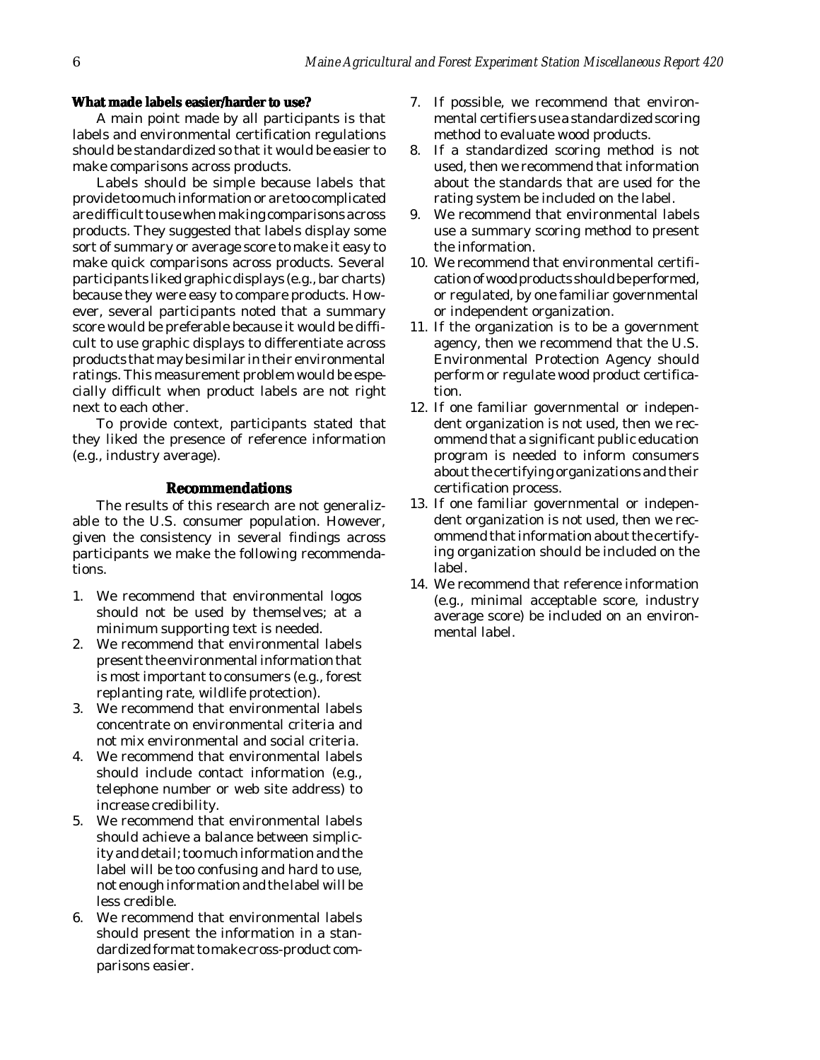### What made labels easier/harder to use?

A main point made by all participants is that labels and environmental certification regulations should be standardized so that it would be easier to make comparisons across products.

Labels should be simple because labels that provide too much information or are too complicated are difficult to use when making comparisons across products. They suggested that labels display some sort of summary or average score to make it easy to make quick comparisons across products. Several participants liked graphic displays (e.g., bar charts) because they were easy to compare products. However, several participants noted that a summary score would be preferable because it would be difficult to use graphic displays to differentiate across products that may be similar in their environmental ratings. This measurement problem would be especially difficult when product labels are not right next to each other.

To provide context, participants stated that they liked the presence of reference information (e.g., industry average).

## Recommendations

The results of this research are not generalizable to the U.S. consumer population. However, given the consistency in several findings across participants we make the following recommendations.

1. We recommend that environmental logos should not be used by themselves; at a minimum supporting text is needed.
2. We recommend that environmental labels present the environmental information that is most important to consumers (e.g., forest replanting rate, wildlife protection).
3. We recommend that environmental labels concentrate on environmental criteria and not mix environmental and social criteria.
4. We recommend that environmental labels should include contact information (e.g., telephone number or web site address) to increase credibility.
5. We recommend that environmental labels should achieve a balance between simplicity and detail; too much information and the label will be too confusing and hard to use, not enough information and the label will be less credible.
6. We recommend that environmental labels should present the information in a standardized format to make cross-product comparisons easier.
7. If possible, we recommend that environmental certifiers use a standardized scoring method to evaluate wood products.
8. If a standardized scoring method is not used, then we recommend that information about the standards that are used for the rating system be included on the label.
9. We recommend that environmental labels use a summary scoring method to present the information.
10. We recommend that environmental certification of wood products should be performed, or regulated, by one familiar governmental or independent organization.
11. If the organization is to be a government agency, then we recommend that the U.S. Environmental Protection Agency should perform or regulate wood product certification.
12. If one familiar governmental or independent organization is not used, then we recommend that a significant public education program is needed to inform consumers about the certifying organizations and their certification process.
13. If one familiar governmental or independent organization is not used, then we recommend that information about the certifying organization should be included on the label.
14. We recommend that reference information (e.g., minimal acceptable score, industry average score) be included on an environmental label.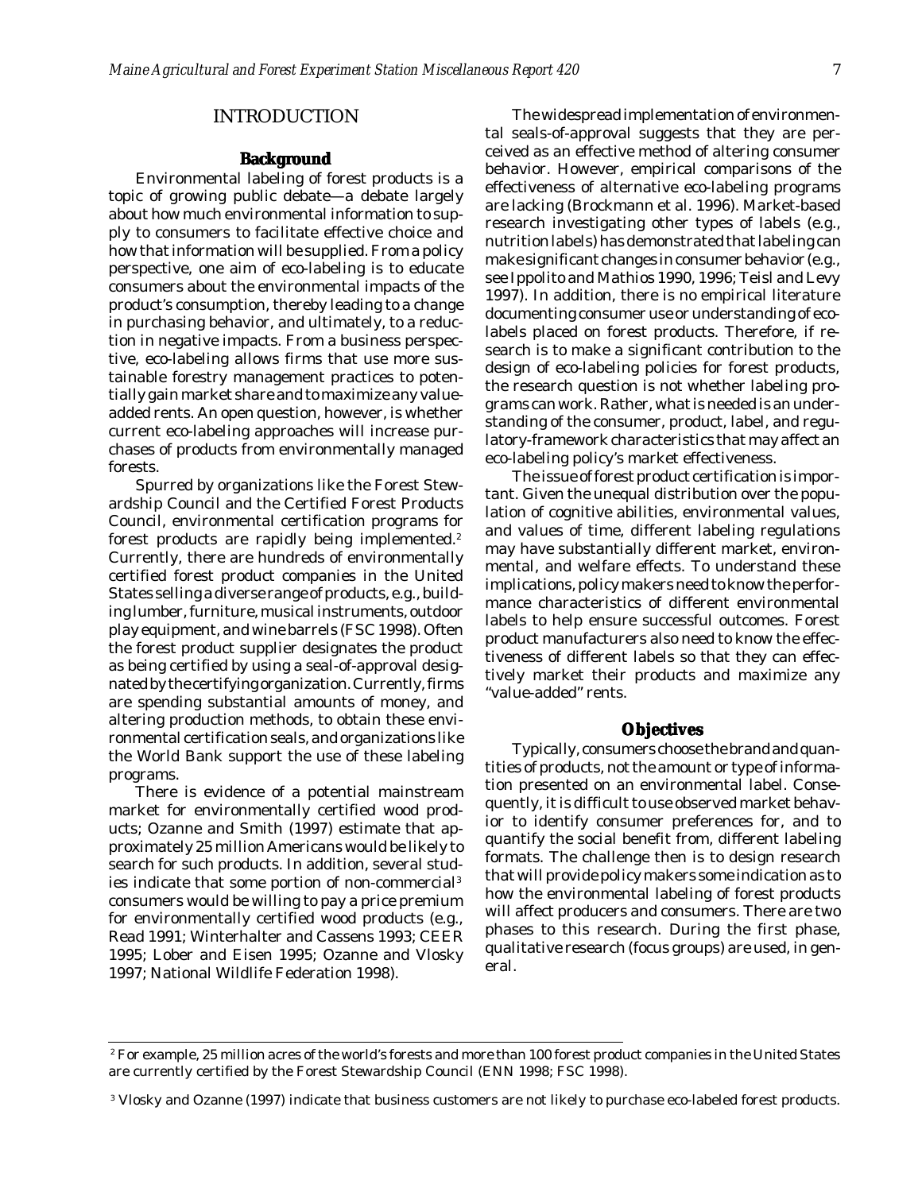# INTRODUCTION

## Background

Environmental labeling of forest products is a topic of growing public debate—a debate largely about how much environmental information to supply to consumers to facilitate effective choice and how that information will be supplied. From a policy perspective, one aim of eco-labeling is to educate consumers about the environmental impacts of the product's consumption, thereby leading to a change in purchasing behavior, and ultimately, to a reduction in negative impacts. From a business perspective, eco-labeling allows firms that use more sustainable forestry management practices to potentially gain market share and to maximize any value-added rents. An open question, however, is whether current eco-labeling approaches will increase purchases of products from environmentally managed forests.

Spurred by organizations like the Forest Stewardship Council and the Certified Forest Products Council, environmental certification programs for forest products are rapidly being implemented.[2] Currently, there are hundreds of environmentally certified forest product companies in the United States selling a diverse range of products, e.g., building lumber, furniture, musical instruments, outdoor play equipment, and wine barrels (FSC 1998). Often the forest product supplier designates the product as being certified by using a seal-of-approval designated by the certifying organization. Currently, firms are spending substantial amounts of money, and altering production methods, to obtain these environmental certification seals, and organizations like the World Bank support the use of these labeling programs.

There is evidence of a potential mainstream market for environmentally certified wood products; Ozanne and Smith (1997) estimate that approximately 25 million Americans would be likely to search for such products. In addition, several studies indicate that some portion of non-commercial[3] consumers would be willing to pay a price premium for environmentally certified wood products (e.g., Read 1991; Winterhalter and Cassens 1993; CEER 1995; Lober and Eisen 1995; Ozanne and Vlosky 1997; National Wildlife Federation 1998).

The widespread implementation of environmental seals-of-approval suggests that they are perceived as an effective method of altering consumer behavior. However, empirical comparisons of the effectiveness of alternative eco-labeling programs are lacking (Brockmann et al. 1996). Market-based research investigating other types of labels (e.g., nutrition labels) has demonstrated that labeling can make significant changes in consumer behavior (e.g., see Ippolito and Mathios 1990, 1996; Teisl and Levy 1997). In addition, there is no empirical literature documenting consumer use or understanding of eco-labels placed on forest products. Therefore, if research is to make a significant contribution to the design of eco-labeling policies for forest products, the research question is not whether labeling programs can work. Rather, what is needed is an understanding of the consumer, product, label, and regulatory-framework characteristics that may affect an eco-labeling policy's market effectiveness.

The issue of forest product certification is important. Given the unequal distribution over the population of cognitive abilities, environmental values, and values of time, different labeling regulations may have substantially different market, environmental, and welfare effects. To understand these implications, policy makers need to know the performance characteristics of different environmental labels to help ensure successful outcomes. Forest product manufacturers also need to know the effectiveness of different labels so that they can effectively market their products and maximize any "value-added" rents.

## Objectives

Typically, consumers choose the brand and quantities of products, not the amount or type of information presented on an environmental label. Consequently, it is difficult to use observed market behavior to identify consumer preferences for, and to quantify the social benefit from, different labeling formats. The challenge then is to design research that will provide policy makers some indication as to how the environmental labeling of forest products will affect producers and consumers. There are two phases to this research. During the first phase, qualitative research (focus groups) are used, in general.

---

[2] For example, 25 million acres of the world's forests and more than 100 forest product companies in the United States are currently certified by the Forest Stewardship Council (ENN 1998; FSC 1998).

[3] Vlosky and Ozanne (1997) indicate that business customers are not likely to purchase eco-labeled forest products.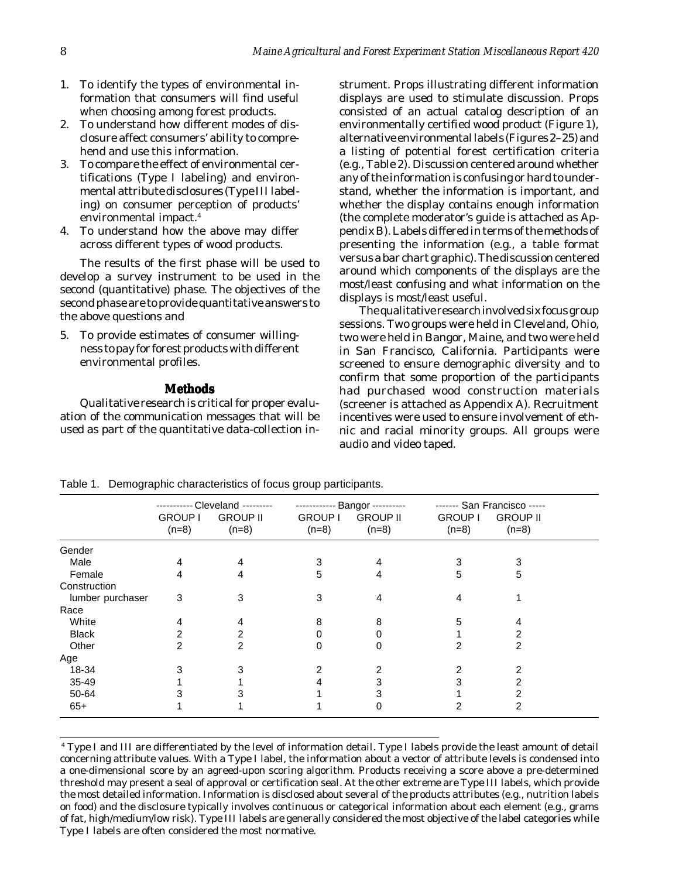1. To identify the types of environmental information that consumers will find useful when choosing among forest products.
2. To understand how different modes of disclosure affect consumers' ability to comprehend and use this information.
3. To compare the effect of environmental certifications (Type I labeling) and environmental attribute disclosures (Type III labeling) on consumer perception of products' environmental impact.[4]
4. To understand how the above may differ across different types of wood products.

The results of the first phase will be used to develop a survey instrument to be used in the second (quantitative) phase. The objectives of the second phase are to provide quantitative answers to the above questions and

5. To provide estimates of consumer willingness to pay for forest products with different environmental profiles.

## Methods

Qualitative research is critical for proper evaluation of the communication messages that will be used as part of the quantitative data-collection instrument. Props illustrating different information displays are used to stimulate discussion. Props consisted of an actual catalog description of an environmentally certified wood product (Figure 1), alternative environmental labels (Figures 2–25) and a listing of potential forest certification criteria (e.g., Table 2). Discussion centered around whether any of the information is confusing or hard to understand, whether the information is important, and whether the display contains enough information (the complete moderator's guide is attached as Appendix B). Labels differed in terms of the methods of presenting the information (e.g., a table format versus a bar chart graphic). The discussion centered around which components of the displays are the most/least confusing and what information on the displays is most/least useful.

The qualitative research involved six focus group sessions. Two groups were held in Cleveland, Ohio, two were held in Bangor, Maine, and two were held in San Francisco, California. Participants were screened to ensure demographic diversity and to confirm that some proportion of the participants had purchased wood construction materials (screener is attached as Appendix A). Recruitment incentives were used to ensure involvement of ethnic and racial minority groups. All groups were audio and video taped.

Table 1. Demographic characteristics of focus group participants.

| | Cleveland | | Bangor | | San Francisco | |
|---|---|---|---|---|---|---|
| | GROUP I (n=8) | GROUP II (n=8) | GROUP I (n=8) | GROUP II (n=8) | GROUP I (n=8) | GROUP II (n=8) |
| Gender | | | | | | |
| Male | 4 | 4 | 3 | 4 | 3 | 3 |
| Female | 4 | 4 | 5 | 4 | 5 | 5 |
| Construction lumber purchaser | 3 | 3 | 3 | 4 | 4 | 1 |
| Race | | | | | | |
| White | 4 | 4 | 8 | 8 | 5 | 4 |
| Black | 2 | 2 | 0 | 0 | 1 | 2 |
| Other | 2 | 2 | 0 | 0 | 2 | 2 |
| Age | | | | | | |
| 18-34 | 3 | 3 | 2 | 2 | 2 | 2 |
| 35-49 | 1 | 1 | 4 | 3 | 3 | 2 |
| 50-64 | 3 | 3 | 1 | 3 | 1 | 2 |
| 65+ | 1 | 1 | 1 | 0 | 2 | 2 |

[4] Type I and III are differentiated by the level of information detail. Type I labels provide the least amount of detail concerning attribute values. With a Type I label, the information about a vector of attribute levels is condensed into a one-dimensional score by an agreed-upon scoring algorithm. Products receiving a score above a pre-determined threshold may present a seal of approval or certification seal. At the other extreme are Type III labels, which provide the most detailed information. Information is disclosed about several of the products attributes (e.g., nutrition labels on food) and the disclosure typically involves continuous or categorical information about each element (e.g., grams of fat, high/medium/low risk). Type III labels are generally considered the most objective of the label categories while Type I labels are often considered the most normative.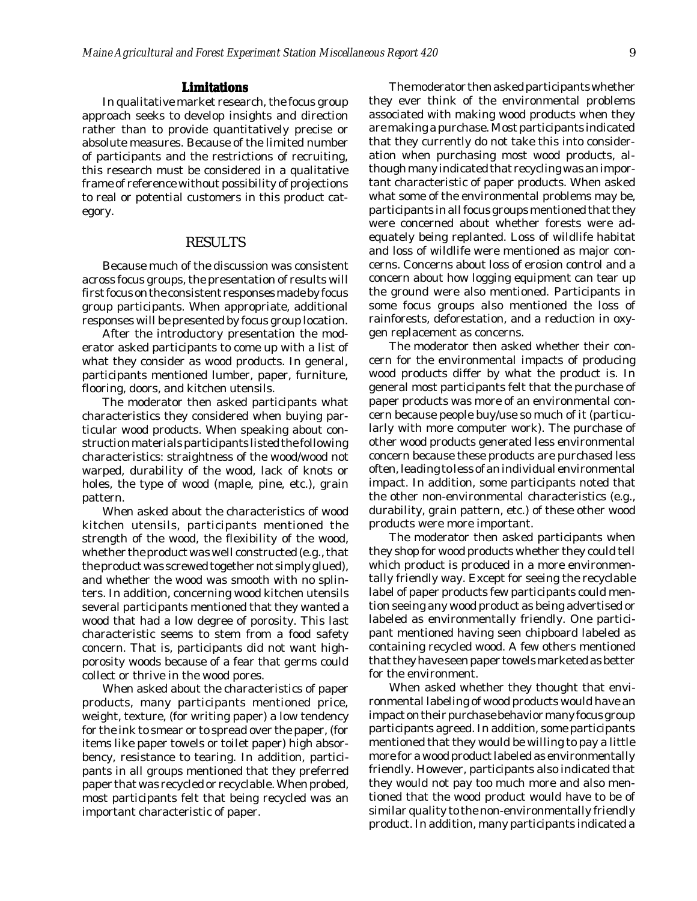### Limitations

In qualitative market research, the focus group approach seeks to develop insights and direction rather than to provide quantitatively precise or absolute measures. Because of the limited number of participants and the restrictions of recruiting, this research must be considered in a qualitative frame of reference without possibility of projections to real or potential customers in this product category.

## RESULTS

Because much of the discussion was consistent across focus groups, the presentation of results will first focus on the consistent responses made by focus group participants. When appropriate, additional responses will be presented by focus group location.

After the introductory presentation the moderator asked participants to come up with a list of what they consider as wood products. In general, participants mentioned lumber, paper, furniture, flooring, doors, and kitchen utensils.

The moderator then asked participants what characteristics they considered when buying particular wood products. When speaking about construction materials participants listed the following characteristics: straightness of the wood/wood not warped, durability of the wood, lack of knots or holes, the type of wood (maple, pine, etc.), grain pattern.

When asked about the characteristics of wood kitchen utensils, participants mentioned the strength of the wood, the flexibility of the wood, whether the product was well constructed (e.g., that the product was screwed together not simply glued), and whether the wood was smooth with no splinters. In addition, concerning wood kitchen utensils several participants mentioned that they wanted a wood that had a low degree of porosity. This last characteristic seems to stem from a food safety concern. That is, participants did not want high-porosity woods because of a fear that germs could collect or thrive in the wood pores.

When asked about the characteristics of paper products, many participants mentioned price, weight, texture, (for writing paper) a low tendency for the ink to smear or to spread over the paper, (for items like paper towels or toilet paper) high absorbency, resistance to tearing. In addition, participants in all groups mentioned that they preferred paper that was recycled or recyclable. When probed, most participants felt that being recycled was an important characteristic of paper.

The moderator then asked participants whether they ever think of the environmental problems associated with making wood products when they are making a purchase. Most participants indicated that they currently do not take this into consideration when purchasing most wood products, although many indicated that recycling was an important characteristic of paper products. When asked what some of the environmental problems may be, participants in all focus groups mentioned that they were concerned about whether forests were adequately being replanted. Loss of wildlife habitat and loss of wildlife were mentioned as major concerns. Concerns about loss of erosion control and a concern about how logging equipment can tear up the ground were also mentioned. Participants in some focus groups also mentioned the loss of rainforests, deforestation, and a reduction in oxygen replacement as concerns.

The moderator then asked whether their concern for the environmental impacts of producing wood products differ by what the product is. In general most participants felt that the purchase of paper products was more of an environmental concern because people buy/use so much of it (particularly with more computer work). The purchase of other wood products generated less environmental concern because these products are purchased less often, leading to less of an individual environmental impact. In addition, some participants noted that the other non-environmental characteristics (e.g., durability, grain pattern, etc.) of these other wood products were more important.

The moderator then asked participants when they shop for wood products whether they could tell which product is produced in a more environmentally friendly way. Except for seeing the recyclable label of paper products few participants could mention seeing any wood product as being advertised or labeled as environmentally friendly. One participant mentioned having seen chipboard labeled as containing recycled wood. A few others mentioned that they have seen paper towels marketed as better for the environment.

When asked whether they thought that environmental labeling of wood products would have an impact on their purchase behavior many focus group participants agreed. In addition, some participants mentioned that they would be willing to pay a little more for a wood product labeled as environmentally friendly. However, participants also indicated that they would not pay too much more and also mentioned that the wood product would have to be of similar quality to the non-environmentally friendly product. In addition, many participants indicated a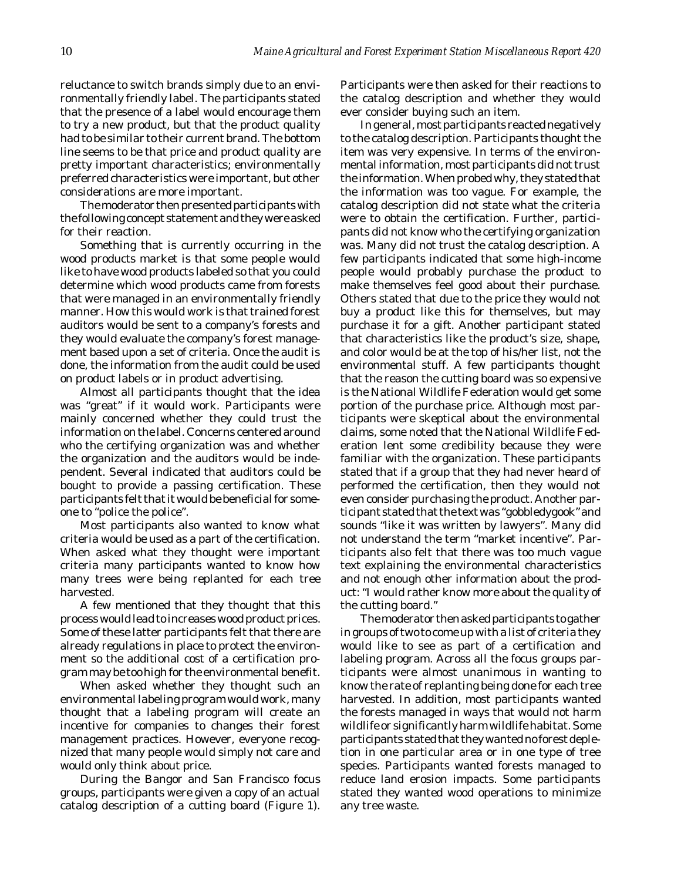reluctance to switch brands simply due to an environmentally friendly label. The participants stated that the presence of a label would encourage them to try a new product, but that the product quality had to be similar to their current brand. The bottom line seems to be that price and product quality are pretty important characteristics; environmentally preferred characteristics were important, but other considerations are more important.

The moderator then presented participants with the following concept statement and they were asked for their reaction.

Something that is currently occurring in the wood products market is that some people would like to have wood products labeled so that you could determine which wood products came from forests that were managed in an environmentally friendly manner. How this would work is that trained forest auditors would be sent to a company's forests and they would evaluate the company's forest management based upon a set of criteria. Once the audit is done, the information from the audit could be used on product labels or in product advertising.

Almost all participants thought that the idea was "great" if it would work. Participants were mainly concerned whether they could trust the information on the label. Concerns centered around who the certifying organization was and whether the organization and the auditors would be independent. Several indicated that auditors could be bought to provide a passing certification. These participants felt that it would be beneficial for someone to "police the police".

Most participants also wanted to know what criteria would be used as a part of the certification. When asked what they thought were important criteria many participants wanted to know how many trees were being replanted for each tree harvested.

A few mentioned that they thought that this process would lead to increases wood product prices. Some of these latter participants felt that there are already regulations in place to protect the environment so the additional cost of a certification program may be too high for the environmental benefit.

When asked whether they thought such an environmental labeling program would work, many thought that a labeling program will create an incentive for companies to changes their forest management practices. However, everyone recognized that many people would simply not care and would only think about price.

During the Bangor and San Francisco focus groups, participants were given a copy of an actual catalog description of a cutting board (Figure 1). Participants were then asked for their reactions to the catalog description and whether they would ever consider buying such an item.

In general, most participants reacted negatively to the catalog description. Participants thought the item was very expensive. In terms of the environmental information, most participants did not trust the information. When probed why, they stated that the information was too vague. For example, the catalog description did not state what the criteria were to obtain the certification. Further, participants did not know who the certifying organization was. Many did not trust the catalog description. A few participants indicated that some high-income people would probably purchase the product to make themselves feel good about their purchase. Others stated that due to the price they would not buy a product like this for themselves, but may purchase it for a gift. Another participant stated that characteristics like the product's size, shape, and color would be at the top of his/her list, not the environmental stuff. A few participants thought that the reason the cutting board was so expensive is the National Wildlife Federation would get some portion of the purchase price. Although most participants were skeptical about the environmental claims, some noted that the National Wildlife Federation lent some credibility because they were familiar with the organization. These participants stated that if a group that they had never heard of performed the certification, then they would not even consider purchasing the product. Another participant stated that the text was "gobbledygook" and sounds "like it was written by lawyers". Many did not understand the term "market incentive". Participants also felt that there was too much vague text explaining the environmental characteristics and not enough other information about the product: "I would rather know more about the quality of the cutting board."

The moderator then asked participants to gather in groups of two to come up with a list of criteria they would like to see as part of a certification and labeling program. Across all the focus groups participants were almost unanimous in wanting to know the rate of replanting being done for each tree harvested. In addition, most participants wanted the forests managed in ways that would not harm wildlife or significantly harm wildlife habitat. Some participants stated that they wanted no forest depletion in one particular area or in one type of tree species. Participants wanted forests managed to reduce land erosion impacts. Some participants stated they wanted wood operations to minimize any tree waste.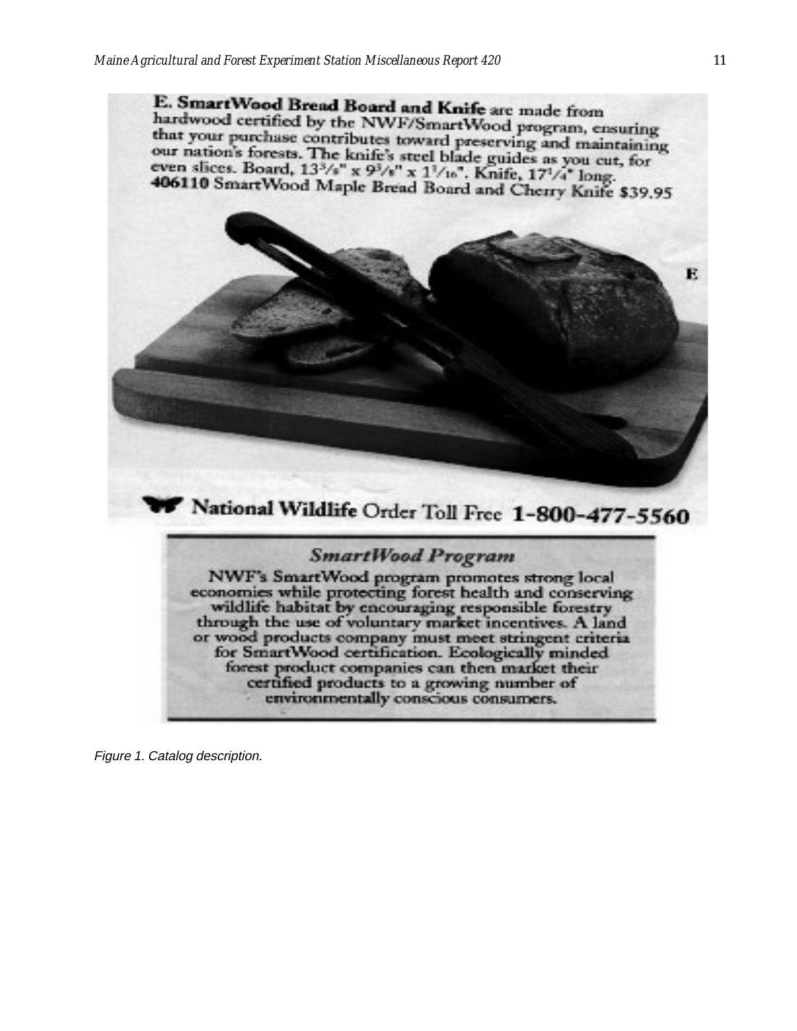E. SmartWood Bread Board and Knife are made from hardwood certified by the NWF/SmartWood program, ensuring that your purchase contributes toward preserving and maintaining our nation's forests. The knife's steel blade guides as you cut, for even slices. Board, 13³/₈" x 9³/₈" x 1¹/₁₆". Knife, 17¹/₄" long.
**406110** SmartWood Maple Bread Board and Cherry Knife $39.95

E

**National Wildlife** Order Toll Free **1-800-477-5560**

***SmartWood Program***

NWF's SmartWood program promotes strong local economies while protecting forest health and conserving wildlife habitat by encouraging responsible forestry through the use of voluntary market incentives. A land or wood products company must meet stringent criteria for SmartWood certification. Ecologically minded forest product companies can then market their certified products to a growing number of environmentally conscious consumers.

*Figure 1. Catalog description.*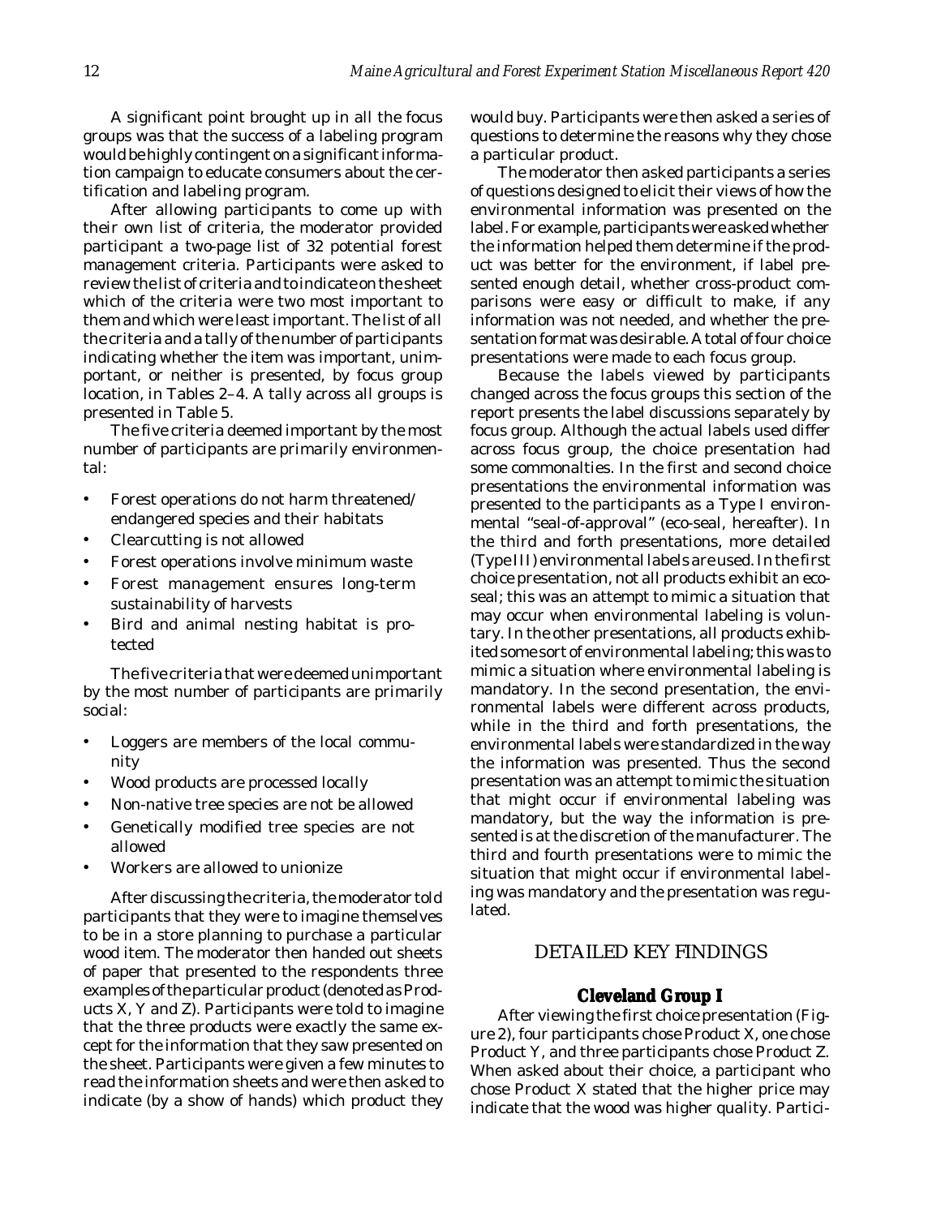A significant point brought up in all the focus groups was that the success of a labeling program would be highly contingent on a significant information campaign to educate consumers about the certification and labeling program.

After allowing participants to come up with their own list of criteria, the moderator provided participant a two-page list of 32 potential forest management criteria. Participants were asked to review the list of criteria and to indicate on the sheet which of the criteria were two most important to them and which were least important. The list of all the criteria and a tally of the number of participants indicating whether the item was important, unimportant, or neither is presented, by focus group location, in Tables 2–4. A tally across all groups is presented in Table 5.

The five criteria deemed important by the most number of participants are primarily environmental:

- Forest operations do not harm threatened/ endangered species and their habitats
- Clearcutting is not allowed
- Forest operations involve minimum waste
- Forest management ensures long-term sustainability of harvests
- Bird and animal nesting habitat is protected

The five criteria that were deemed unimportant by the most number of participants are primarily social:

- Loggers are members of the local community
- Wood products are processed locally
- Non-native tree species are not be allowed
- Genetically modified tree species are not allowed
- Workers are allowed to unionize

After discussing the criteria, the moderator told participants that they were to imagine themselves to be in a store planning to purchase a particular wood item. The moderator then handed out sheets of paper that presented to the respondents three examples of the particular product (denoted as Products X, Y and Z). Participants were told to imagine that the three products were exactly the same except for the information that they saw presented on the sheet. Participants were given a few minutes to read the information sheets and were then asked to indicate (by a show of hands) which product they would buy. Participants were then asked a series of questions to determine the reasons why they chose a particular product.

The moderator then asked participants a series of questions designed to elicit their views of how the environmental information was presented on the label. For example, participants were asked whether the information helped them determine if the product was better for the environment, if label presented enough detail, whether cross-product comparisons were easy or difficult to make, if any information was not needed, and whether the presentation format was desirable. A total of four choice presentations were made to each focus group.

Because the labels viewed by participants changed across the focus groups this section of the report presents the label discussions separately by focus group. Although the actual labels used differ across focus group, the choice presentation had some commonalties. In the first and second choice presentations the environmental information was presented to the participants as a Type I environmental "seal-of-approval" (eco-seal, hereafter). In the third and forth presentations, more detailed (Type III) environmental labels are used. In the first choice presentation, not all products exhibit an eco-seal; this was an attempt to mimic a situation that may occur when environmental labeling is voluntary. In the other presentations, all products exhibited some sort of environmental labeling; this was to mimic a situation where environmental labeling is mandatory. In the second presentation, the environmental labels were different across products, while in the third and forth presentations, the environmental labels were standardized in the way the information was presented. Thus the second presentation was an attempt to mimic the situation that might occur if environmental labeling was mandatory, but the way the information is presented is at the discretion of the manufacturer. The third and fourth presentations were to mimic the situation that might occur if environmental labeling was mandatory and the presentation was regulated.

## DETAILED KEY FINDINGS

### Cleveland Group I

After viewing the first choice presentation (Figure 2), four participants chose Product X, one chose Product Y, and three participants chose Product Z. When asked about their choice, a participant who chose Product X stated that the higher price may indicate that the wood was higher quality. Partici-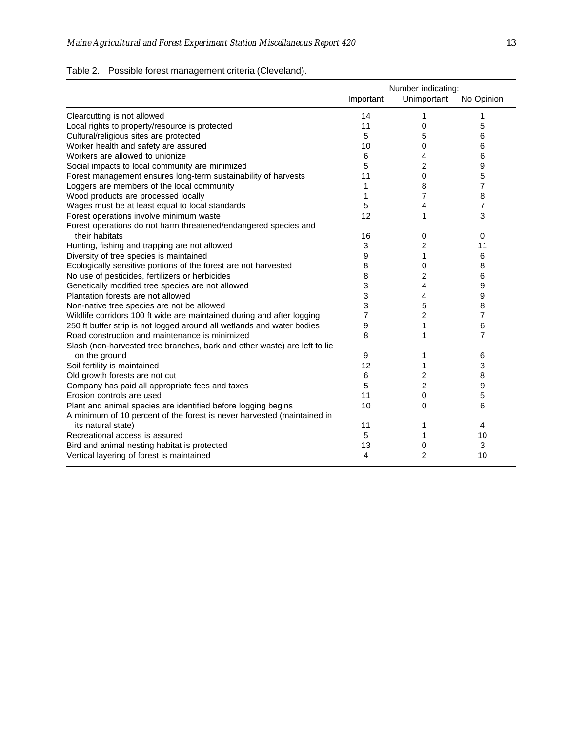Table 2. Possible forest management criteria (Cleveland).

| | Number indicating: | | |
|---|---|---|---|
| | Important | Unimportant | No Opinion |
| Clearcutting is not allowed | 14 | 1 | 1 |
| Local rights to property/resource is protected | 11 | 0 | 5 |
| Cultural/religious sites are protected | 5 | 5 | 6 |
| Worker health and safety are assured | 10 | 0 | 6 |
| Workers are allowed to unionize | 6 | 4 | 6 |
| Social impacts to local community are minimized | 5 | 2 | 9 |
| Forest management ensures long-term sustainability of harvests | 11 | 0 | 5 |
| Loggers are members of the local community | 1 | 8 | 7 |
| Wood products are processed locally | 1 | 7 | 8 |
| Wages must be at least equal to local standards | 5 | 4 | 7 |
| Forest operations involve minimum waste | 12 | 1 | 3 |
| Forest operations do not harm threatened/endangered species and their habitats | 16 | 0 | 0 |
| Hunting, fishing and trapping are not allowed | 3 | 2 | 11 |
| Diversity of tree species is maintained | 9 | 1 | 6 |
| Ecologically sensitive portions of the forest are not harvested | 8 | 0 | 8 |
| No use of pesticides, fertilizers or herbicides | 8 | 2 | 6 |
| Genetically modified tree species are not allowed | 3 | 4 | 9 |
| Plantation forests are not allowed | 3 | 4 | 9 |
| Non-native tree species are not be allowed | 3 | 5 | 8 |
| Wildlife corridors 100 ft wide are maintained during and after logging | 7 | 2 | 7 |
| 250 ft buffer strip is not logged around all wetlands and water bodies | 9 | 1 | 6 |
| Road construction and maintenance is minimized | 8 | 1 | 7 |
| Slash (non-harvested tree branches, bark and other waste) are left to lie on the ground | 9 | 1 | 6 |
| Soil fertility is maintained | 12 | 1 | 3 |
| Old growth forests are not cut | 6 | 2 | 8 |
| Company has paid all appropriate fees and taxes | 5 | 2 | 9 |
| Erosion controls are used | 11 | 0 | 5 |
| Plant and animal species are identified before logging begins | 10 | 0 | 6 |
| A minimum of 10 percent of the forest is never harvested (maintained in its natural state) | 11 | 1 | 4 |
| Recreational access is assured | 5 | 1 | 10 |
| Bird and animal nesting habitat is protected | 13 | 0 | 3 |
| Vertical layering of forest is maintained | 4 | 2 | 10 |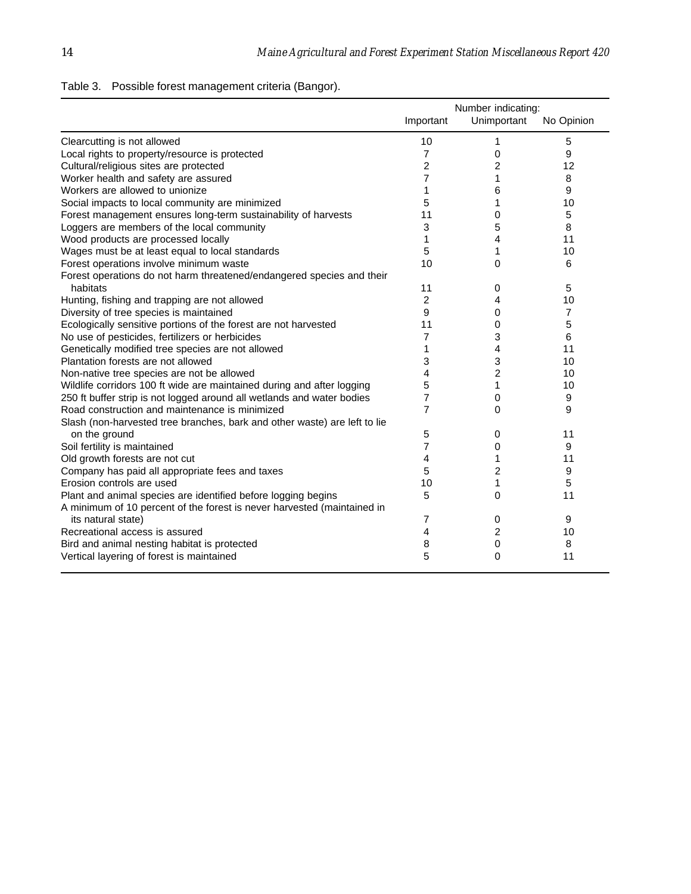Table 3. Possible forest management criteria (Bangor).

| | Number indicating: | | |
|---|---|---|---|
| | Important | Unimportant | No Opinion |
| Clearcutting is not allowed | 10 | 1 | 5 |
| Local rights to property/resource is protected | 7 | 0 | 9 |
| Cultural/religious sites are protected | 2 | 2 | 12 |
| Worker health and safety are assured | 7 | 1 | 8 |
| Workers are allowed to unionize | 1 | 6 | 9 |
| Social impacts to local community are minimized | 5 | 1 | 10 |
| Forest management ensures long-term sustainability of harvests | 11 | 0 | 5 |
| Loggers are members of the local community | 3 | 5 | 8 |
| Wood products are processed locally | 1 | 4 | 11 |
| Wages must be at least equal to local standards | 5 | 1 | 10 |
| Forest operations involve minimum waste | 10 | 0 | 6 |
| Forest operations do not harm threatened/endangered species and their habitats | 11 | 0 | 5 |
| Hunting, fishing and trapping are not allowed | 2 | 4 | 10 |
| Diversity of tree species is maintained | 9 | 0 | 7 |
| Ecologically sensitive portions of the forest are not harvested | 11 | 0 | 5 |
| No use of pesticides, fertilizers or herbicides | 7 | 3 | 6 |
| Genetically modified tree species are not allowed | 1 | 4 | 11 |
| Plantation forests are not allowed | 3 | 3 | 10 |
| Non-native tree species are not be allowed | 4 | 2 | 10 |
| Wildlife corridors 100 ft wide are maintained during and after logging | 5 | 1 | 10 |
| 250 ft buffer strip is not logged around all wetlands and water bodies | 7 | 0 | 9 |
| Road construction and maintenance is minimized | 7 | 0 | 9 |
| Slash (non-harvested tree branches, bark and other waste) are left to lie on the ground | 5 | 0 | 11 |
| Soil fertility is maintained | 7 | 0 | 9 |
| Old growth forests are not cut | 4 | 1 | 11 |
| Company has paid all appropriate fees and taxes | 5 | 2 | 9 |
| Erosion controls are used | 10 | 1 | 5 |
| Plant and animal species are identified before logging begins | 5 | 0 | 11 |
| A minimum of 10 percent of the forest is never harvested (maintained in its natural state) | 7 | 0 | 9 |
| Recreational access is assured | 4 | 2 | 10 |
| Bird and animal nesting habitat is protected | 8 | 0 | 8 |
| Vertical layering of forest is maintained | 5 | 0 | 11 |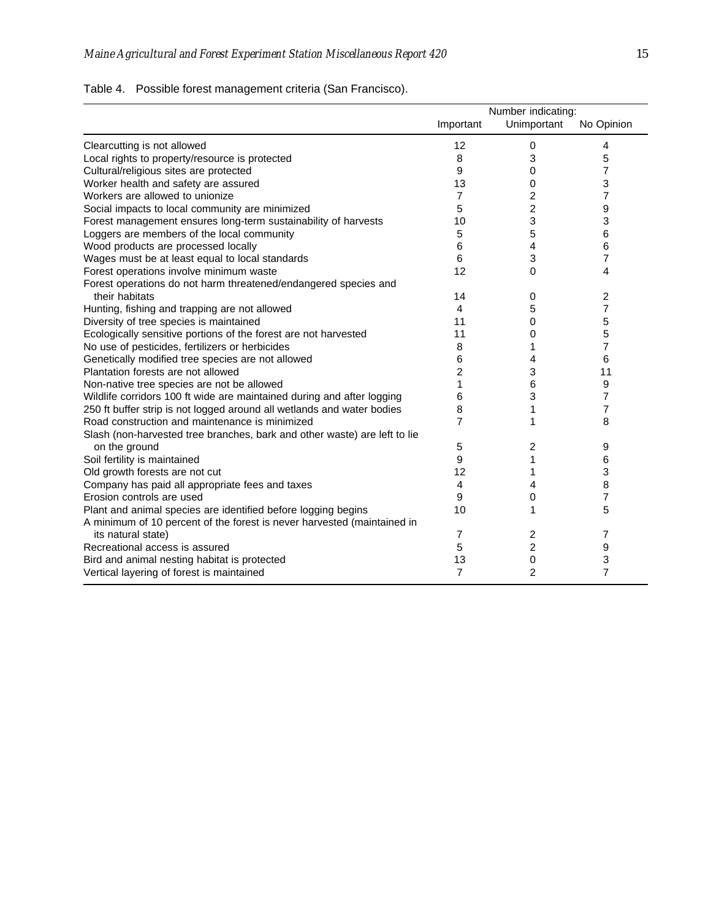Table 4. Possible forest management criteria (San Francisco).

| | Number indicating: | | |
|---|---|---|---|
| | Important | Unimportant | No Opinion |
| Clearcutting is not allowed | 12 | 0 | 4 |
| Local rights to property/resource is protected | 8 | 3 | 5 |
| Cultural/religious sites are protected | 9 | 0 | 7 |
| Worker health and safety are assured | 13 | 0 | 3 |
| Workers are allowed to unionize | 7 | 2 | 7 |
| Social impacts to local community are minimized | 5 | 2 | 9 |
| Forest management ensures long-term sustainability of harvests | 10 | 3 | 3 |
| Loggers are members of the local community | 5 | 5 | 6 |
| Wood products are processed locally | 6 | 4 | 6 |
| Wages must be at least equal to local standards | 6 | 3 | 7 |
| Forest operations involve minimum waste | 12 | 0 | 4 |
| Forest operations do not harm threatened/endangered species and their habitats | 14 | 0 | 2 |
| Hunting, fishing and trapping are not allowed | 4 | 5 | 7 |
| Diversity of tree species is maintained | 11 | 0 | 5 |
| Ecologically sensitive portions of the forest are not harvested | 11 | 0 | 5 |
| No use of pesticides, fertilizers or herbicides | 8 | 1 | 7 |
| Genetically modified tree species are not allowed | 6 | 4 | 6 |
| Plantation forests are not allowed | 2 | 3 | 11 |
| Non-native tree species are not be allowed | 1 | 6 | 9 |
| Wildlife corridors 100 ft wide are maintained during and after logging | 6 | 3 | 7 |
| 250 ft buffer strip is not logged around all wetlands and water bodies | 8 | 1 | 7 |
| Road construction and maintenance is minimized | 7 | 1 | 8 |
| Slash (non-harvested tree branches, bark and other waste) are left to lie on the ground | 5 | 2 | 9 |
| Soil fertility is maintained | 9 | 1 | 6 |
| Old growth forests are not cut | 12 | 1 | 3 |
| Company has paid all appropriate fees and taxes | 4 | 4 | 8 |
| Erosion controls are used | 9 | 0 | 7 |
| Plant and animal species are identified before logging begins | 10 | 1 | 5 |
| A minimum of 10 percent of the forest is never harvested (maintained in its natural state) | 7 | 2 | 7 |
| Recreational access is assured | 5 | 2 | 9 |
| Bird and animal nesting habitat is protected | 13 | 0 | 3 |
| Vertical layering of forest is maintained | 7 | 2 | 7 |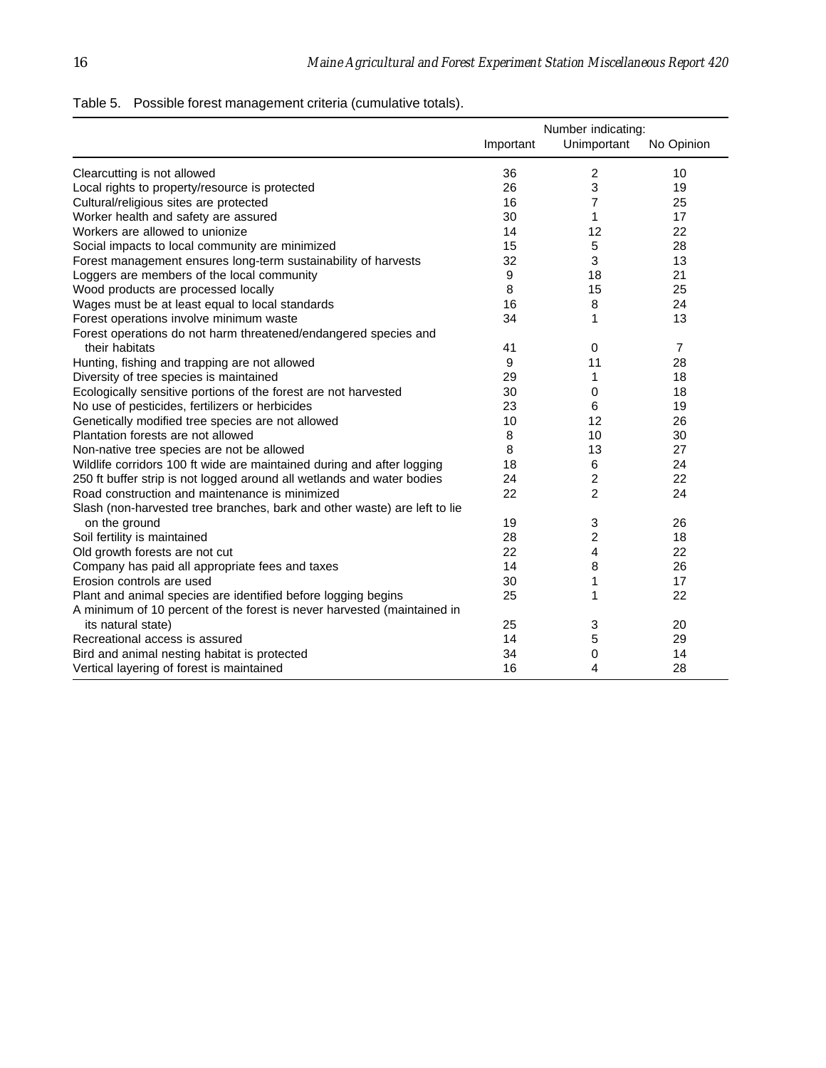Table 5. Possible forest management criteria (cumulative totals).

| | Number indicating: | | |
|---|---|---|---|
| | Important | Unimportant | No Opinion |
| Clearcutting is not allowed | 36 | 2 | 10 |
| Local rights to property/resource is protected | 26 | 3 | 19 |
| Cultural/religious sites are protected | 16 | 7 | 25 |
| Worker health and safety are assured | 30 | 1 | 17 |
| Workers are allowed to unionize | 14 | 12 | 22 |
| Social impacts to local community are minimized | 15 | 5 | 28 |
| Forest management ensures long-term sustainability of harvests | 32 | 3 | 13 |
| Loggers are members of the local community | 9 | 18 | 21 |
| Wood products are processed locally | 8 | 15 | 25 |
| Wages must be at least equal to local standards | 16 | 8 | 24 |
| Forest operations involve minimum waste | 34 | 1 | 13 |
| Forest operations do not harm threatened/endangered species and their habitats | 41 | 0 | 7 |
| Hunting, fishing and trapping are not allowed | 9 | 11 | 28 |
| Diversity of tree species is maintained | 29 | 1 | 18 |
| Ecologically sensitive portions of the forest are not harvested | 30 | 0 | 18 |
| No use of pesticides, fertilizers or herbicides | 23 | 6 | 19 |
| Genetically modified tree species are not allowed | 10 | 12 | 26 |
| Plantation forests are not allowed | 8 | 10 | 30 |
| Non-native tree species are not be allowed | 8 | 13 | 27 |
| Wildlife corridors 100 ft wide are maintained during and after logging | 18 | 6 | 24 |
| 250 ft buffer strip is not logged around all wetlands and water bodies | 24 | 2 | 22 |
| Road construction and maintenance is minimized | 22 | 2 | 24 |
| Slash (non-harvested tree branches, bark and other waste) are left to lie on the ground | 19 | 3 | 26 |
| Soil fertility is maintained | 28 | 2 | 18 |
| Old growth forests are not cut | 22 | 4 | 22 |
| Company has paid all appropriate fees and taxes | 14 | 8 | 26 |
| Erosion controls are used | 30 | 1 | 17 |
| Plant and animal species are identified before logging begins | 25 | 1 | 22 |
| A minimum of 10 percent of the forest is never harvested (maintained in its natural state) | 25 | 3 | 20 |
| Recreational access is assured | 14 | 5 | 29 |
| Bird and animal nesting habitat is protected | 34 | 0 | 14 |
| Vertical layering of forest is maintained | 16 | 4 | 28 |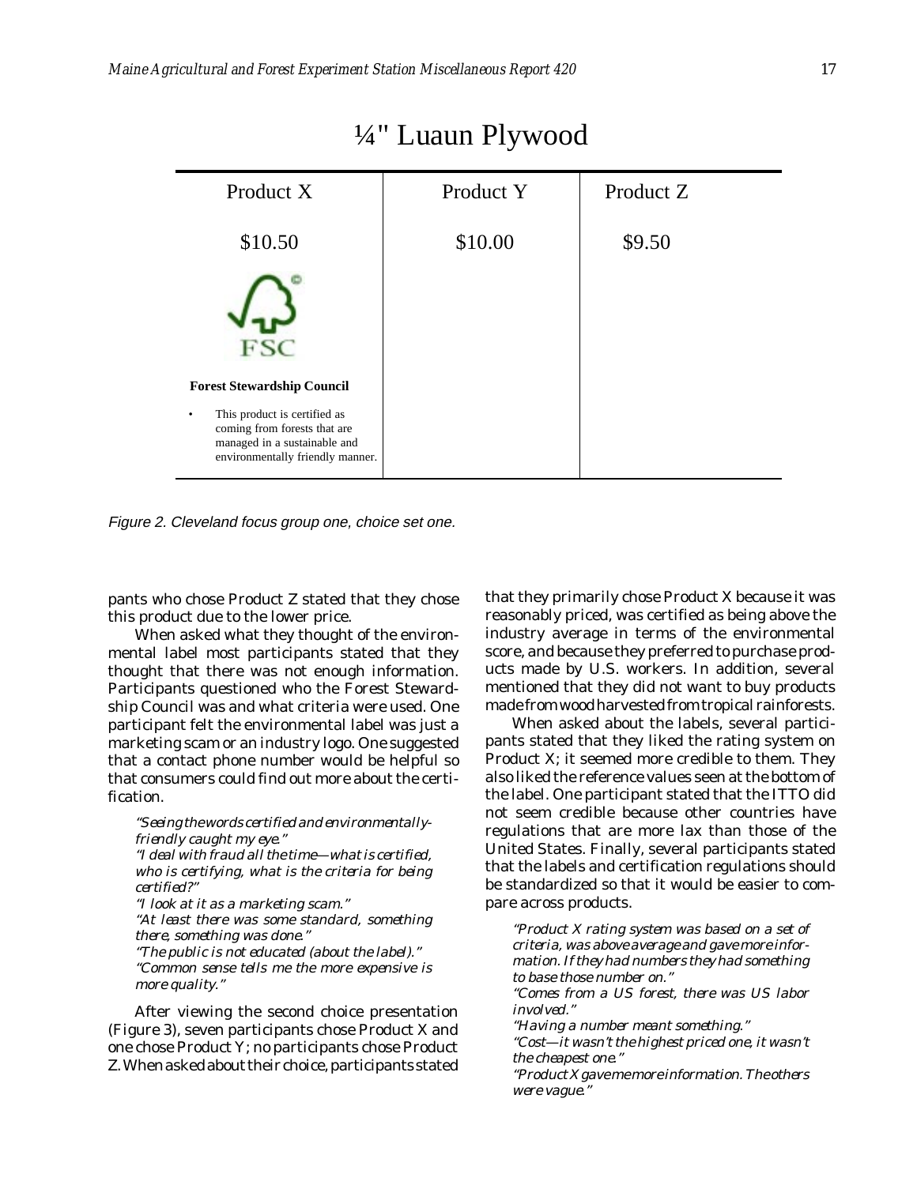## ¼" Luaun Plywood

| Product X | Product Y | Product Z |
|---|---|---|
| $10.50 | $10.00 | $9.50 |
| FSC<br>**Forest Stewardship Council**<br>• This product is certified as coming from forests that are managed in a sustainable and environmentally friendly manner. | | |

*Figure 2. Cleveland focus group one, choice set one.*

pants who chose Product Z stated that they chose this product due to the lower price.

When asked what they thought of the environmental label most participants stated that they thought that there was not enough information. Participants questioned who the Forest Stewardship Council was and what criteria were used. One participant felt the environmental label was just a marketing scam or an industry logo. One suggested that a contact phone number would be helpful so that consumers could find out more about the certification.

> *"Seeing the words certified and environmentally-friendly caught my eye."*
> *"I deal with fraud all the time—what is certified, who is certifying, what is the criteria for being certified?"*
> *"I look at it as a marketing scam."*
> *"At least there was some standard, something there, something was done."*
> *"The public is not educated (about the label)."*
> *"Common sense tells me the more expensive is more quality."*

After viewing the second choice presentation (Figure 3), seven participants chose Product X and one chose Product Y; no participants chose Product Z. When asked about their choice, participants stated that they primarily chose Product X because it was reasonably priced, was certified as being above the industry average in terms of the environmental score, and because they preferred to purchase products made by U.S. workers. In addition, several mentioned that they did not want to buy products made from wood harvested from tropical rainforests.

When asked about the labels, several participants stated that they liked the rating system on Product X; it seemed more credible to them. They also liked the reference values seen at the bottom of the label. One participant stated that the ITTO did not seem credible because other countries have regulations that are more lax than those of the United States. Finally, several participants stated that the labels and certification regulations should be standardized so that it would be easier to compare across products.

> *"Product X rating system was based on a set of criteria, was above average and gave more information. If they had numbers they had something to base those number on."*
> *"Comes from a US forest, there was US labor involved."*
> *"Having a number meant something."*
> *"Cost—it wasn't the highest priced one, it wasn't the cheapest one."*
> *"Product X gave me more information. The others were vague."*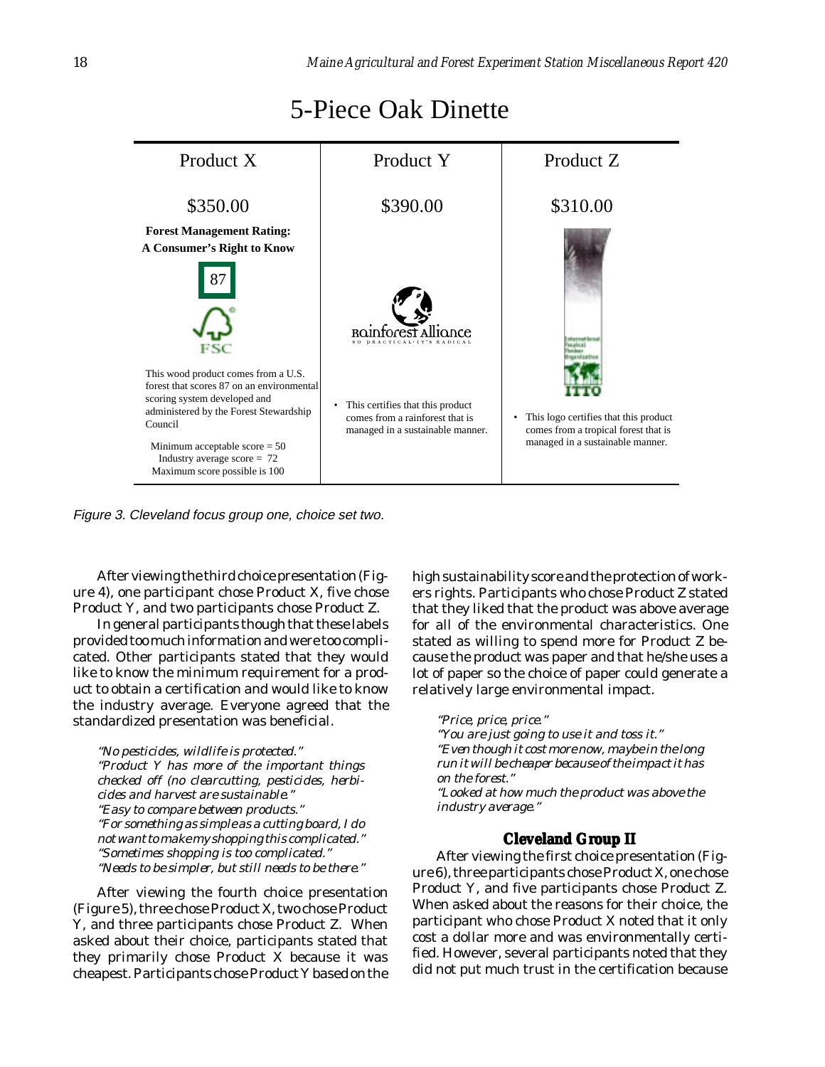# 5-Piece Oak Dinette

| Product X | Product Y | Product Z |
|---|---|---|
| $350.00 | $390.00 | $310.00 |
| **Forest Management Rating: A Consumer's Right to Know** 87 FSC | Rainforest Alliance SO PRACTICAL·IT'S RADICAL | International Tropical Timber Organization ITTO |
| This wood product comes from a U.S. forest that scores 87 on an environmental scoring system developed and administered by the Forest Stewardship Council. Minimum acceptable score = 50. Industry average score = 72. Maximum score possible is 100 | • This certifies that this product comes from a rainforest that is managed in a sustainable manner. | • This logo certifies that this product comes from a tropical forest that is managed in a sustainable manner. |

*Figure 3. Cleveland focus group one, choice set two.*

After viewing the third choice presentation (Figure 4), one participant chose Product X, five chose Product Y, and two participants chose Product Z.

In general participants though that these labels provided too much information and were too complicated. Other participants stated that they would like to know the minimum requirement for a product to obtain a certification and would like to know the industry average. Everyone agreed that the standardized presentation was beneficial.

*"No pesticides, wildlife is protected."*
*"Product Y has more of the important things checked off (no clearcutting, pesticides, herbicides and harvest are sustainable."*
*"Easy to compare between products."*
*"For something as simple as a cutting board, I do not want to make my shopping this complicated."*
*"Sometimes shopping is too complicated."*
*"Needs to be simpler, but still needs to be there."*

After viewing the fourth choice presentation (Figure 5), three chose Product X, two chose Product Y, and three participants chose Product Z. When asked about their choice, participants stated that they primarily chose Product X because it was cheapest. Participants chose Product Y based on the high sustainability score and the protection of workers rights. Participants who chose Product Z stated that they liked that the product was above average for all of the environmental characteristics. One stated as willing to spend more for Product Z because the product was paper and that he/she uses a lot of paper so the choice of paper could generate a relatively large environmental impact.

*"Price, price, price."*
*"You are just going to use it and toss it."*
*"Even though it cost more now, maybe in the long run it will be cheaper because of the impact it has on the forest."*
*"Looked at how much the product was above the industry average."*

### Cleveland Group II

After viewing the first choice presentation (Figure 6), three participants chose Product X, one chose Product Y, and five participants chose Product Z. When asked about the reasons for their choice, the participant who chose Product X noted that it only cost a dollar more and was environmentally certified. However, several participants noted that they did not put much trust in the certification because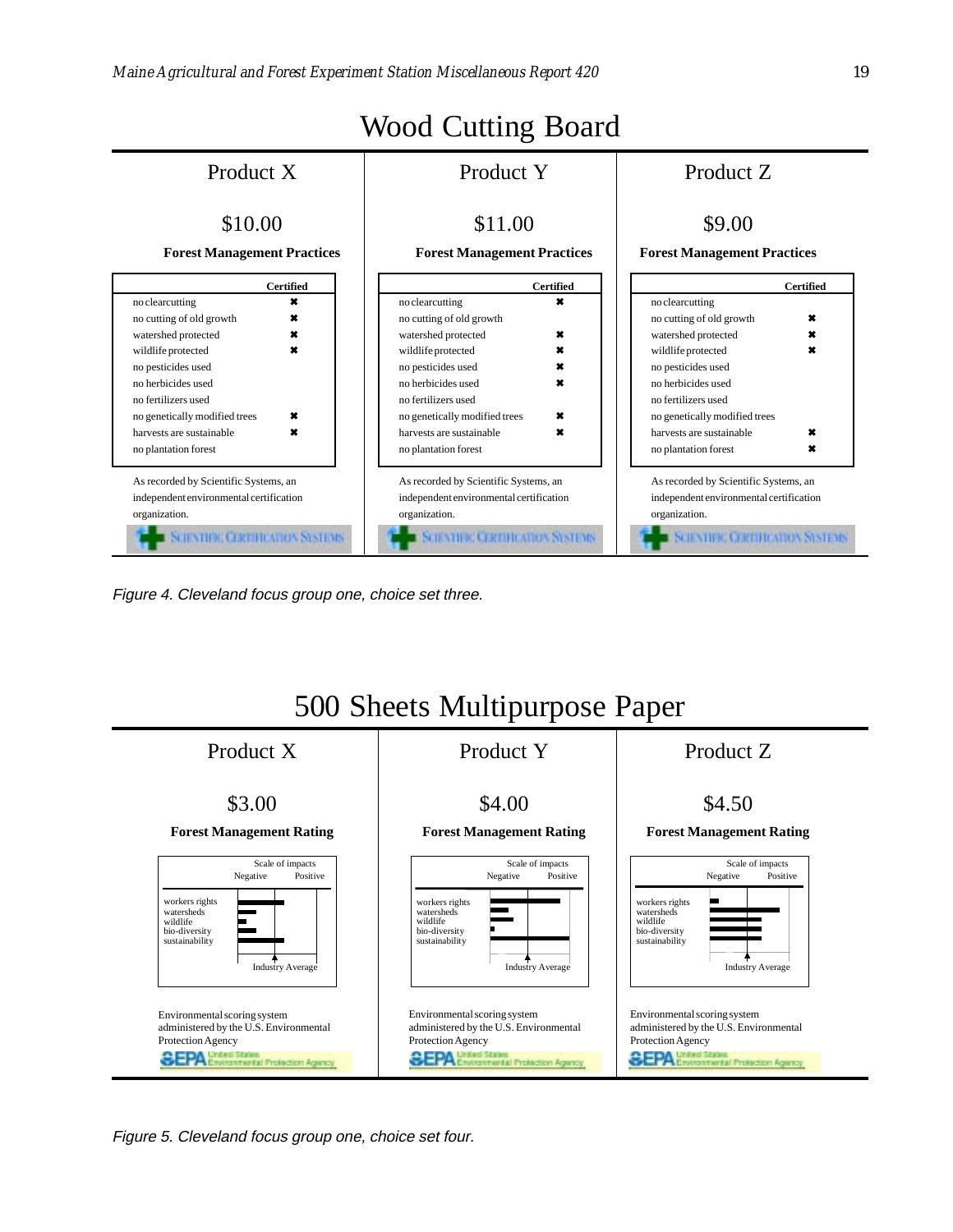# Wood Cutting Board

| | Product X | Product Y | Product Z |
|---|---|---|---|
| Price | $10.00 | $11.00 | $9.00 |

**Forest Management Practices**

| Practice | Product X Certified | Product Y Certified | Product Z Certified |
|---|---|---|---|
| no clearcutting | ✖ | ✖ | |
| no cutting of old growth | ✖ | | ✖ |
| watershed protected | ✖ | ✖ | ✖ |
| wildlife protected | ✖ | ✖ | ✖ |
| no pesticides used | | ✖ | |
| no herbicides used | | ✖ | |
| no fertilizers used | | | |
| no genetically modified trees | ✖ | ✖ | |
| harvests are sustainable | ✖ | ✖ | ✖ |
| no plantation forest | | | ✖ |

As recorded by Scientific Systems, an independent environmental certification organization.

SCIENTIFIC CERTIFICATION SYSTEMS

*Figure 4. Cleveland focus group one, choice set three.*

# 500 Sheets Multipurpose Paper

| | Product X | Product Y | Product Z |
|---|---|---|---|
| Price | $3.00 | $4.00 | $4.50 |

**Forest Management Rating**

Scale of impacts: Negative — Positive (relative to Industry Average)

Rated categories: workers rights, watersheds, wildlife, bio-diversity, sustainability

Environmental scoring system administered by the U.S. Environmental Protection Agency

EPA United States Environmental Protection Agency

*Figure 5. Cleveland focus group one, choice set four.*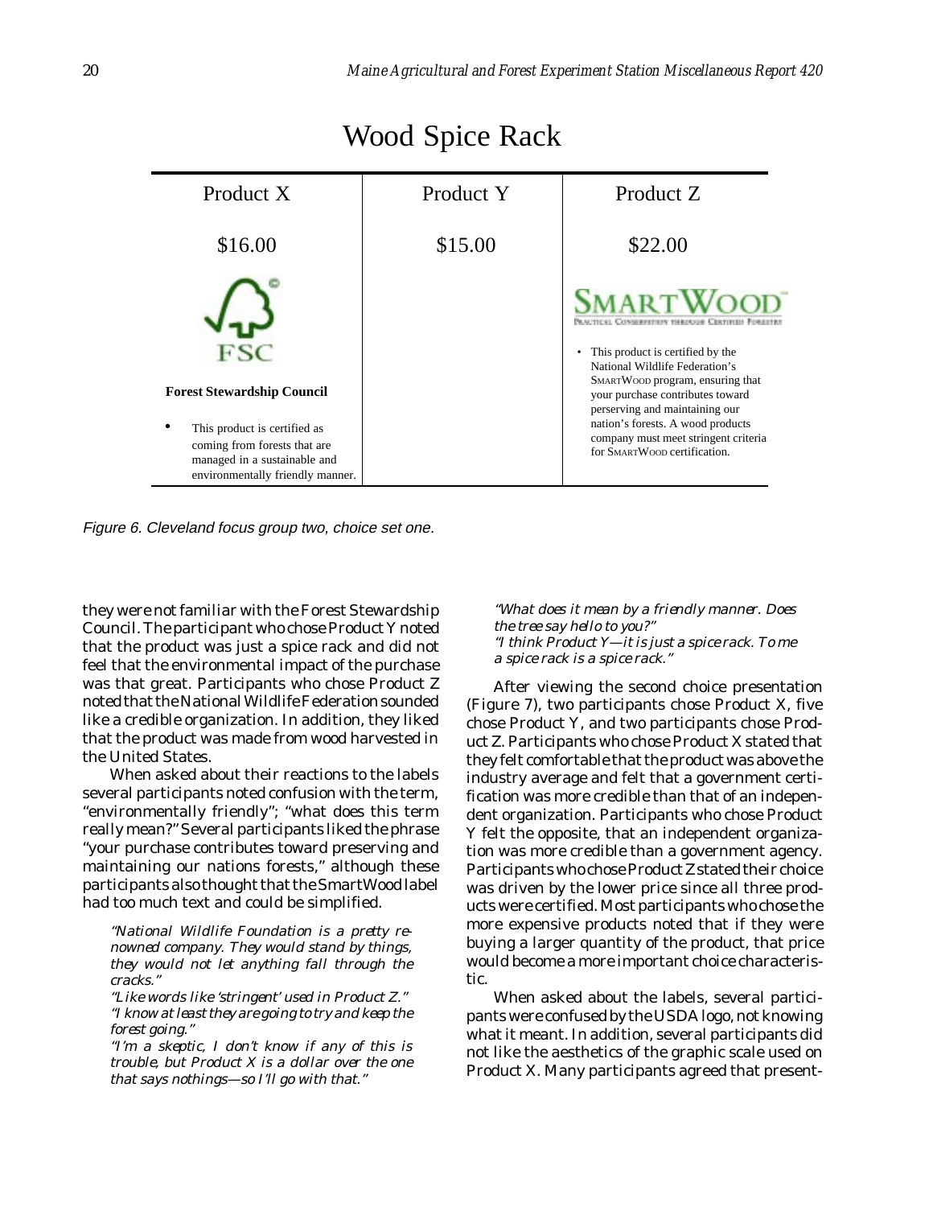# Wood Spice Rack

| Product X | Product Y | Product Z |
|---|---|---|
| $16.00 | $15.00 | $22.00 |
| FSC<br>**Forest Stewardship Council**<br>• This product is certified as coming from forests that are managed in a sustainable and environmentally friendly manner. | | SMARTWOOD<br>Practical Conservation through Certified Forestry<br>• This product is certified by the National Wildlife Federation's SmartWood program, ensuring that your purchase contributes toward perserving and maintaining our nation's forests. A wood products company must meet stringent criteria for SmartWood certification. |

*Figure 6. Cleveland focus group two, choice set one.*

they were not familiar with the Forest Stewardship Council. The participant who chose Product Y noted that the product was just a spice rack and did not feel that the environmental impact of the purchase was that great. Participants who chose Product Z noted that the National Wildlife Federation sounded like a credible organization. In addition, they liked that the product was made from wood harvested in the United States.

When asked about their reactions to the labels several participants noted confusion with the term, "environmentally friendly"; "what does this term really mean?" Several participants liked the phrase "your purchase contributes toward preserving and maintaining our nations forests," although these participants also thought that the SmartWood label had too much text and could be simplified.

> *"National Wildlife Foundation is a pretty renowned company. They would stand by things, they would not let anything fall through the cracks."*
>
> *"Like words like 'stringent' used in Product Z."*
>
> *"I know at least they are going to try and keep the forest going."*
>
> *"I'm a skeptic, I don't know if any of this is trouble, but Product X is a dollar over the one that says nothings—so I'll go with that."*
>
> *"What does it mean by a friendly manner. Does the tree say hello to you?"*
>
> *"I think Product Y—it is just a spice rack. To me a spice rack is a spice rack."*

After viewing the second choice presentation (Figure 7), two participants chose Product X, five chose Product Y, and two participants chose Product Z. Participants who chose Product X stated that they felt comfortable that the product was above the industry average and felt that a government certification was more credible than that of an independent organization. Participants who chose Product Y felt the opposite, that an independent organization was more credible than a government agency. Participants who chose Product Z stated their choice was driven by the lower price since all three products were certified. Most participants who chose the more expensive products noted that if they were buying a larger quantity of the product, that price would become a more important choice characteristic.

When asked about the labels, several participants were confused by the USDA logo, not knowing what it meant. In addition, several participants did not like the aesthetics of the graphic scale used on Product X. Many participants agreed that present-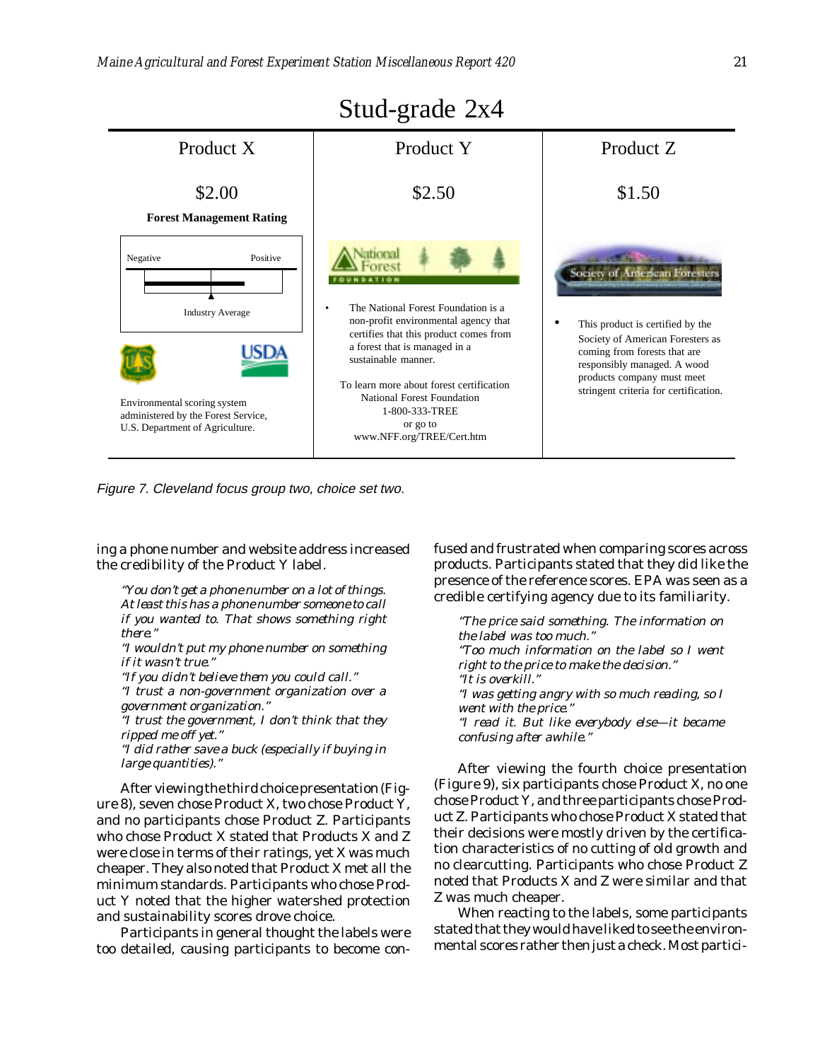## Stud-grade 2x4

| Product X | Product Y | Product Z |
|---|---|---|
| $2.00 | $2.50 | $1.50 |
| **Forest Management Rating** | | |
| Negative / Positive — Industry Average | National Forest Foundation | Society of American Foresters |
| Environmental scoring system administered by the Forest Service, U.S. Department of Agriculture. | • The National Forest Foundation is a non-profit environmental agency that certifies that this product comes from a forest that is managed in a sustainable manner. To learn more about forest certification National Forest Foundation 1-800-333-TREE or go to www.NFF.org/TREE/Cert.htm | • This product is certified by the Society of American Foresters as coming from forests that are responsibly managed. A wood products company must meet stringent criteria for certification. |

*Figure 7. Cleveland focus group two, choice set two.*

ing a phone number and website address increased the credibility of the Product Y label.

> *"You don't get a phone number on a lot of things. At least this has a phone number someone to call if you wanted to. That shows something right there."*
> *"I wouldn't put my phone number on something if it wasn't true."*
> *"If you didn't believe them you could call."*
> *"I trust a non-government organization over a government organization."*
> *"I trust the government, I don't think that they ripped me off yet."*
> *"I did rather save a buck (especially if buying in large quantities)."*

After viewing the third choice presentation (Figure 8), seven chose Product X, two chose Product Y, and no participants chose Product Z. Participants who chose Product X stated that Products X and Z were close in terms of their ratings, yet X was much cheaper. They also noted that Product X met all the minimum standards. Participants who chose Product Y noted that the higher watershed protection and sustainability scores drove choice.

Participants in general thought the labels were too detailed, causing participants to become confused and frustrated when comparing scores across products. Participants stated that they did like the presence of the reference scores. EPA was seen as a credible certifying agency due to its familiarity.

> *"The price said something. The information on the label was too much."*
> *"Too much information on the label so I went right to the price to make the decision."*
> *"It is overkill."*
> *"I was getting angry with so much reading, so I went with the price."*
> *"I read it. But like everybody else—it became confusing after awhile."*

After viewing the fourth choice presentation (Figure 9), six participants chose Product X, no one chose Product Y, and three participants chose Product Z. Participants who chose Product X stated that their decisions were mostly driven by the certification characteristics of no cutting of old growth and no clearcutting. Participants who chose Product Z noted that Products X and Z were similar and that Z was much cheaper.

When reacting to the labels, some participants stated that they would have liked to see the environmental scores rather then just a check. Most partici-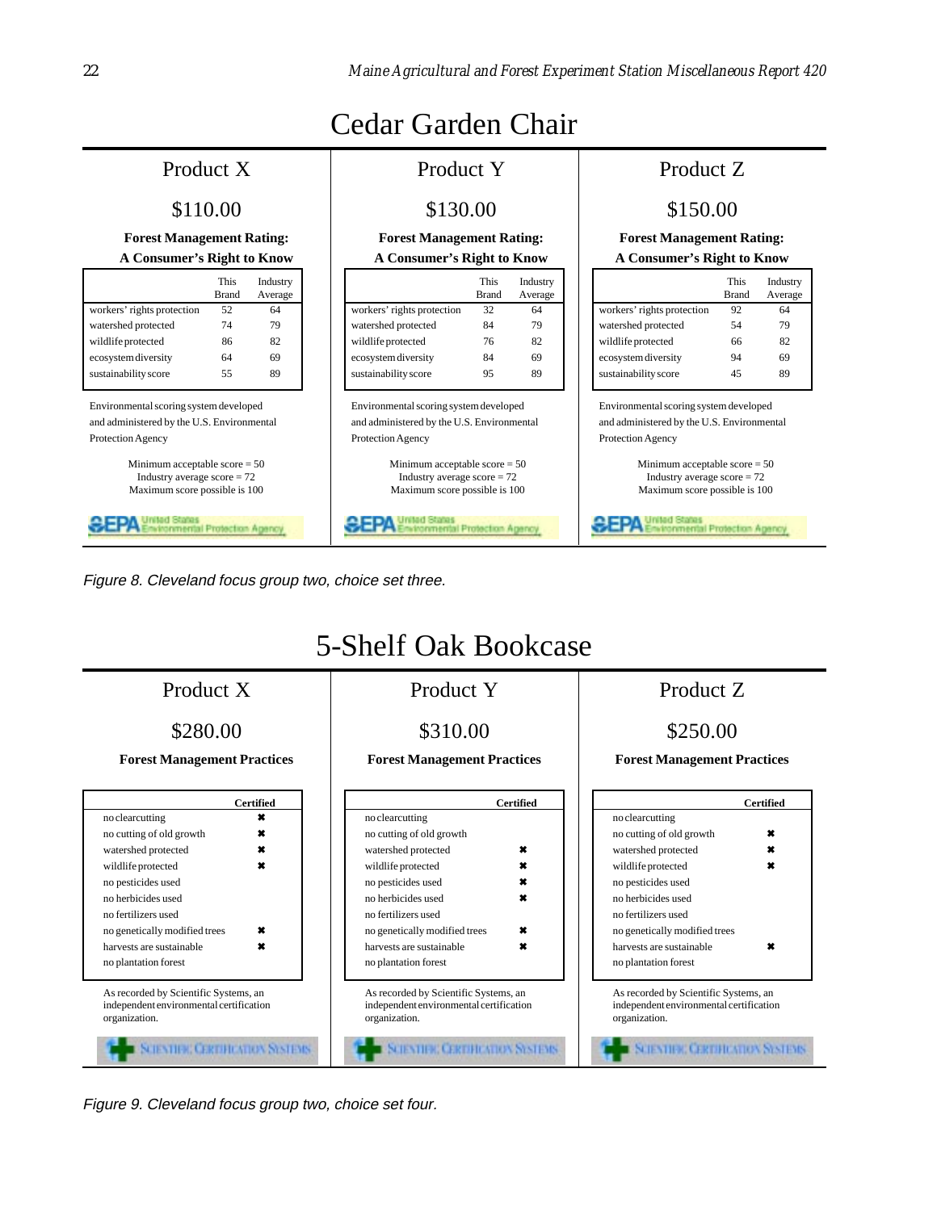# Cedar Garden Chair

## Product X

$110.00

**Forest Management Rating:**
**A Consumer's Right to Know**

| | This Brand | Industry Average |
|---|---|---|
| workers' rights protection | 52 | 64 |
| watershed protected | 74 | 79 |
| wildlife protected | 86 | 82 |
| ecosystem diversity | 64 | 69 |
| sustainability score | 55 | 89 |

Environmental scoring system developed and administered by the U.S. Environmental Protection Agency

Minimum acceptable score = 50
Industry average score = 72
Maximum score possible is 100

EPA United States Environmental Protection Agency

## Product Y

$130.00

**Forest Management Rating:**
**A Consumer's Right to Know**

| | This Brand | Industry Average |
|---|---|---|
| workers' rights protection | 32 | 64 |
| watershed protected | 84 | 79 |
| wildlife protected | 76 | 82 |
| ecosystem diversity | 84 | 69 |
| sustainability score | 95 | 89 |

Environmental scoring system developed and administered by the U.S. Environmental Protection Agency

Minimum acceptable score = 50
Industry average score = 72
Maximum score possible is 100

EPA United States Environmental Protection Agency

## Product Z

$150.00

**Forest Management Rating:**
**A Consumer's Right to Know**

| | This Brand | Industry Average |
|---|---|---|
| workers' rights protection | 92 | 64 |
| watershed protected | 54 | 79 |
| wildlife protected | 66 | 82 |
| ecosystem diversity | 94 | 69 |
| sustainability score | 45 | 89 |

Environmental scoring system developed and administered by the U.S. Environmental Protection Agency

Minimum acceptable score = 50
Industry average score = 72
Maximum score possible is 100

EPA United States Environmental Protection Agency

*Figure 8. Cleveland focus group two, choice set three.*

# 5-Shelf Oak Bookcase

## Product X

$280.00

**Forest Management Practices**

| | Certified |
|---|---|
| no clearcutting | ✖ |
| no cutting of old growth | ✖ |
| watershed protected | ✖ |
| wildlife protected | ✖ |
| no pesticides used | |
| no herbicides used | |
| no fertilizers used | |
| no genetically modified trees | ✖ |
| harvests are sustainable | ✖ |
| no plantation forest | |

As recorded by Scientific Systems, an independent environmental certification organization.

Scientific Certification Systems

## Product Y

$310.00

**Forest Management Practices**

| | Certified |
|---|---|
| no clearcutting | |
| no cutting of old growth | |
| watershed protected | ✖ |
| wildlife protected | ✖ |
| no pesticides used | ✖ |
| no herbicides used | ✖ |
| no fertilizers used | |
| no genetically modified trees | ✖ |
| harvests are sustainable | ✖ |
| no plantation forest | |

As recorded by Scientific Systems, an independent environmental certification organization.

Scientific Certification Systems

## Product Z

$250.00

**Forest Management Practices**

| | Certified |
|---|---|
| no clearcutting | |
| no cutting of old growth | ✖ |
| watershed protected | ✖ |
| wildlife protected | ✖ |
| no pesticides used | |
| no herbicides used | |
| no fertilizers used | |
| no genetically modified trees | |
| harvests are sustainable | ✖ |
| no plantation forest | |

As recorded by Scientific Systems, an independent environmental certification organization.

Scientific Certification Systems

*Figure 9. Cleveland focus group two, choice set four.*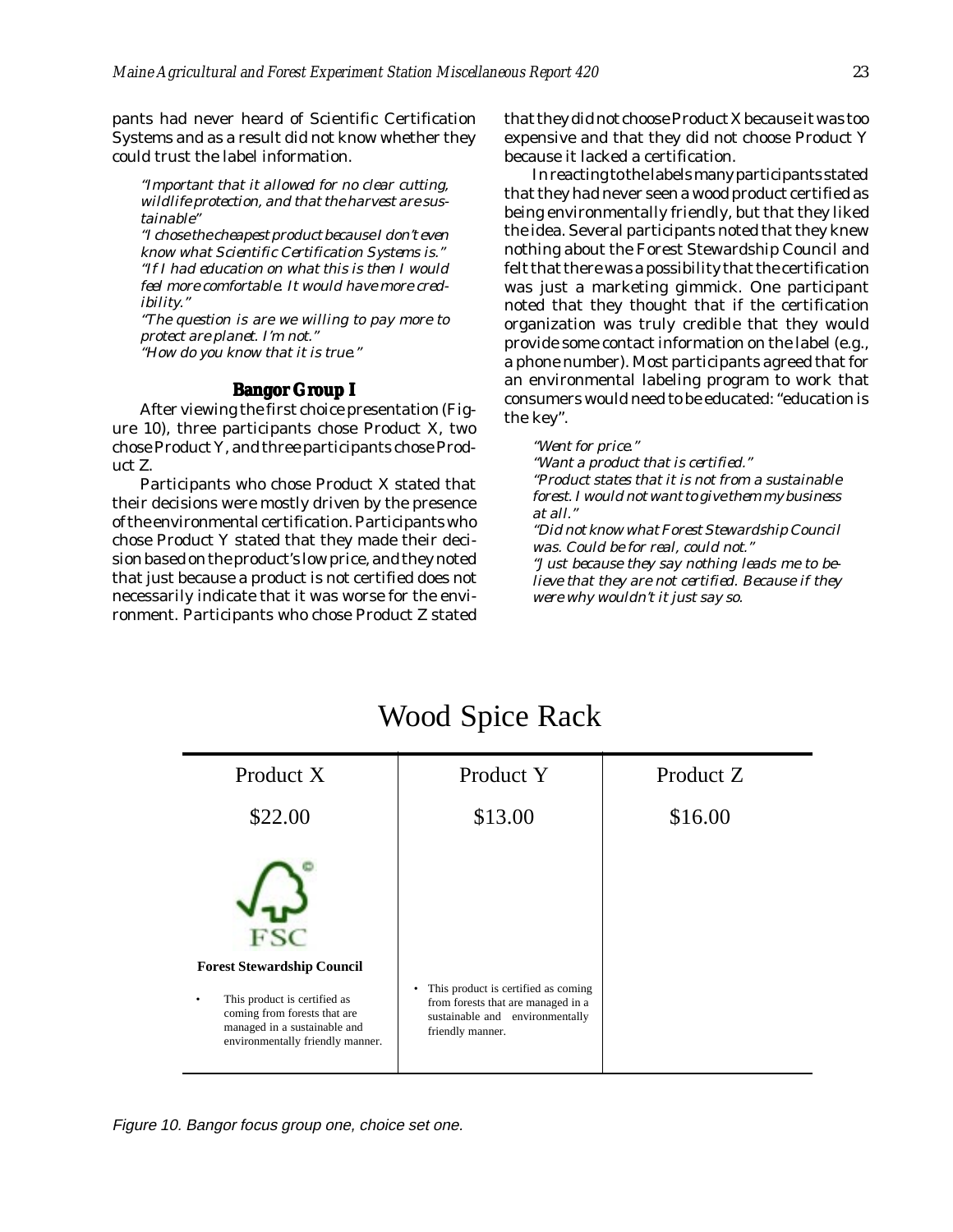pants had never heard of Scientific Certification Systems and as a result did not know whether they could trust the label information.

> *"Important that it allowed for no clear cutting, wildlife protection, and that the harvest are sustainable"*
> *"I chose the cheapest product because I don't even know what Scientific Certification Systems is."*
> *"If I had education on what this is then I would feel more comfortable. It would have more credibility."*
> *"The question is are we willing to pay more to protect are planet. I'm not."*
> *"How do you know that it is true."*

### Bangor Group I

After viewing the first choice presentation (Figure 10), three participants chose Product X, two chose Product Y, and three participants chose Product Z.

Participants who chose Product X stated that their decisions were mostly driven by the presence of the environmental certification. Participants who chose Product Y stated that they made their decision based on the product's low price, and they noted that just because a product is not certified does not necessarily indicate that it was worse for the environment. Participants who chose Product Z stated that they did not choose Product X because it was too expensive and that they did not choose Product Y because it lacked a certification.

In reacting to the labels many participants stated that they had never seen a wood product certified as being environmentally friendly, but that they liked the idea. Several participants noted that they knew nothing about the Forest Stewardship Council and felt that there was a possibility that the certification was just a marketing gimmick. One participant noted that they thought that if the certification organization was truly credible that they would provide some contact information on the label (e.g., a phone number). Most participants agreed that for an environmental labeling program to work that consumers would need to be educated: "education is the key".

> *"Went for price."*
> *"Want a product that is certified."*
> *"Product states that it is not from a sustainable forest. I would not want to give them my business at all."*
> *"Did not know what Forest Stewardship Council was. Could be for real, could not."*
> *"Just because they say nothing leads me to believe that they are not certified. Because if they were why wouldn't it just say so.*

**Wood Spice Rack**

| Product X | Product Y | Product Z |
|---|---|---|
| \$22.00 | \$13.00 | \$16.00 |
| FSC<br>**Forest Stewardship Council**<br>• This product is certified as coming from forests that are managed in a sustainable and environmentally friendly manner. | • This product is certified as coming from forests that are managed in a sustainable and environmentally friendly manner. | |

*Figure 10. Bangor focus group one, choice set one.*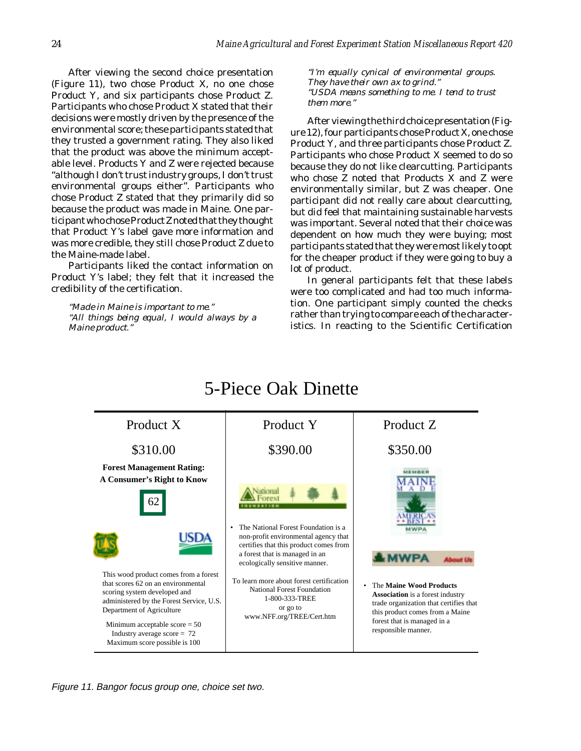After viewing the second choice presentation (Figure 11), two chose Product X, no one chose Product Y, and six participants chose Product Z. Participants who chose Product X stated that their decisions were mostly driven by the presence of the environmental score; these participants stated that they trusted a government rating. They also liked that the product was above the minimum acceptable level. Products Y and Z were rejected because "although I don't trust industry groups, I don't trust environmental groups either". Participants who chose Product Z stated that they primarily did so because the product was made in Maine. One participant who chose Product Z noted that they thought that Product Y's label gave more information and was more credible, they still chose Product Z due to the Maine-made label.

Participants liked the contact information on Product Y's label; they felt that it increased the credibility of the certification.

*"Made in Maine is important to me."*
*"All things being equal, I would always by a Maine product."*
*"I'm equally cynical of environmental groups. They have their own ax to grind."*
*"USDA means something to me. I tend to trust them more."*

After viewing the third choice presentation (Figure 12), four participants chose Product X, one chose Product Y, and three participants chose Product Z. Participants who chose Product X seemed to do so because they do not like clearcutting. Participants who chose Z noted that Products X and Z were environmentally similar, but Z was cheaper. One participant did not really care about clearcutting, but did feel that maintaining sustainable harvests was important. Several noted that their choice was dependent on how much they were buying; most participants stated that they were most likely to opt for the cheaper product if they were going to buy a lot of product.

In general participants felt that these labels were too complicated and had too much information. One participant simply counted the checks rather than trying to compare each of the characteristics. In reacting to the Scientific Certification

## 5-Piece Oak Dinette

| Product X | Product Y | Product Z |
|---|---|---|
| $310.00 | $390.00 | $350.00 |
| **Forest Management Rating: A Consumer's Right to Know** 62 | National Forest Foundation | MEMBER MAINE MADE AMERICA'S BEST MWPA; MWPA About Us |
| This wood product comes from a forest that scores 62 on an environmental scoring system developed and administered by the Forest Service, U.S. Department of Agriculture. Minimum acceptable score = 50; Industry average score = 72; Maximum score possible is 100 | • The National Forest Foundation is a non-profit environmental agency that certifies that this product comes from a forest that is managed in an ecologically sensitive manner. To learn more about forest certification National Forest Foundation 1-800-333-TREE or go to www.NFF.org/TREE/Cert.htm | • The **Maine Wood Products Association** is a forest industry trade organization that certifies that this product comes from a Maine forest that is managed in a responsible manner. |

*Figure 11. Bangor focus group one, choice set two.*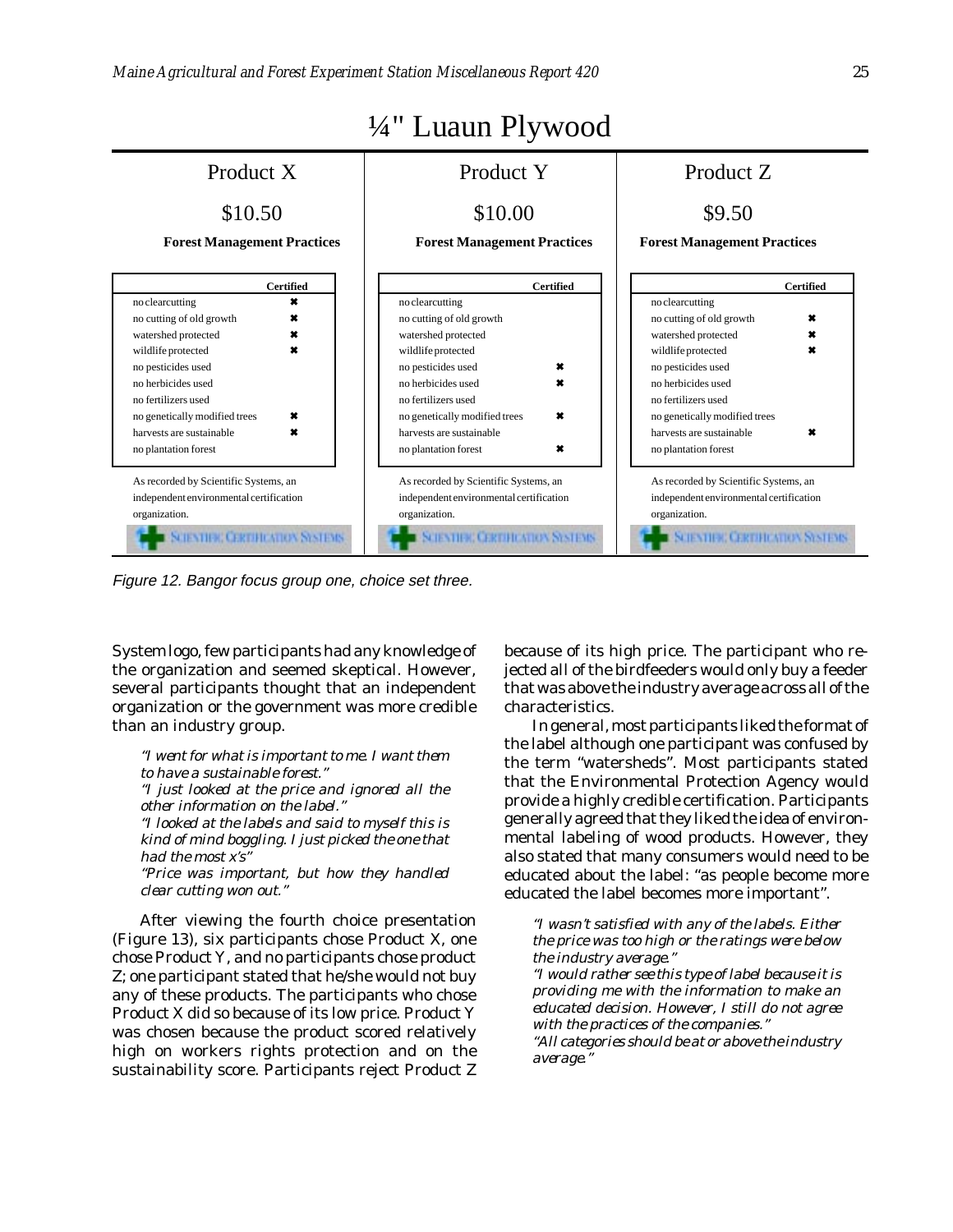# ¼" Luaun Plywood

| Product X | Product Y | Product Z |
|---|---|---|
| $10.50 | $10.00 | $9.50 |

**Forest Management Practices**

| Practice | Product X Certified | Product Y Certified | Product Z Certified |
|---|---|---|---|
| no clearcutting | ✖ | | |
| no cutting of old growth | ✖ | | ✖ |
| watershed protected | ✖ | | ✖ |
| wildlife protected | ✖ | | ✖ |
| no pesticides used | | ✖ | |
| no herbicides used | | ✖ | |
| no fertilizers used | | | |
| no genetically modified trees | ✖ | ✖ | |
| harvests are sustainable | ✖ | | ✖ |
| no plantation forest | | ✖ | |

As recorded by Scientific Systems, an independent environmental certification organization.

SCIENTIFIC CERTIFICATION SYSTEMS

*Figure 12. Bangor focus group one, choice set three.*

System logo, few participants had any knowledge of the organization and seemed skeptical. However, several participants thought that an independent organization or the government was more credible than an industry group.

> *"I went for what is important to me. I want them to have a sustainable forest."*
> *"I just looked at the price and ignored all the other information on the label."*
> *"I looked at the labels and said to myself this is kind of mind boggling. I just picked the one that had the most x's"*
> *"Price was important, but how they handled clear cutting won out."*

After viewing the fourth choice presentation (Figure 13), six participants chose Product X, one chose Product Y, and no participants chose product Z; one participant stated that he/she would not buy any of these products. The participants who chose Product X did so because of its low price. Product Y was chosen because the product scored relatively high on workers rights protection and on the sustainability score. Participants reject Product Z because of its high price. The participant who rejected all of the birdfeeders would only buy a feeder that was above the industry average across all of the characteristics.

In general, most participants liked the format of the label although one participant was confused by the term "watersheds". Most participants stated that the Environmental Protection Agency would provide a highly credible certification. Participants generally agreed that they liked the idea of environmental labeling of wood products. However, they also stated that many consumers would need to be educated about the label: "as people become more educated the label becomes more important".

> *"I wasn't satisfied with any of the labels. Either the price was too high or the ratings were below the industry average."*
> *"I would rather see this type of label because it is providing me with the information to make an educated decision. However, I still do not agree with the practices of the companies."*
> *"All categories should be at or above the industry average."*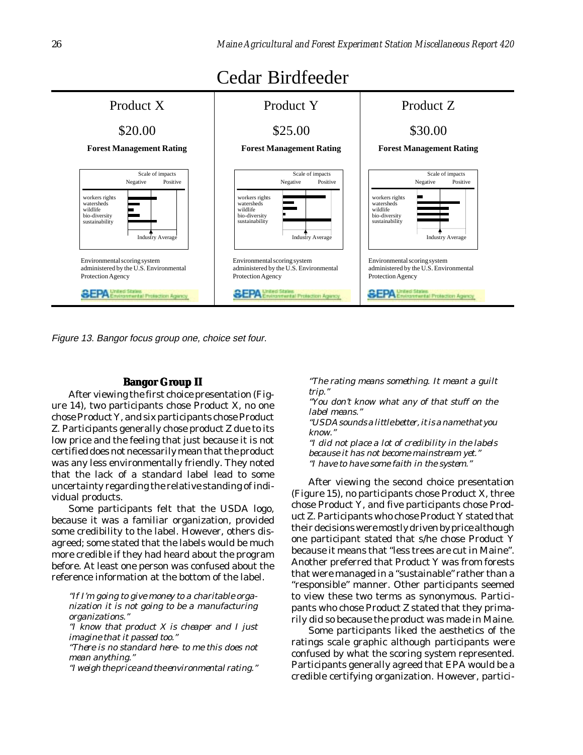# Cedar Birdfeeder

| Product X | Product Y | Product Z |
|---|---|---|
| $20.00 | $25.00 | $30.00 |
| **Forest Management Rating** | **Forest Management Rating** | **Forest Management Rating** |
| Scale of impacts: Negative / Positive; workers rights, watersheds, wildlife, bio-diversity, sustainability; Industry Average | Scale of impacts: Negative / Positive; workers rights, watersheds, wildlife, bio-diversity, sustainability; Industry Average | Scale of impacts: Negative / Positive; workers rights, watersheds, wildlife, bio-diversity, sustainability; Industry Average |
| Environmental scoring system administered by the U.S. Environmental Protection Agency | Environmental scoring system administered by the U.S. Environmental Protection Agency | Environmental scoring system administered by the U.S. Environmental Protection Agency |
| EPA United States Environmental Protection Agency | EPA United States Environmental Protection Agency | EPA United States Environmental Protection Agency |

*Figure 13. Bangor focus group one, choice set four.*

### Bangor Group II

After viewing the first choice presentation (Figure 14), two participants chose Product X, no one chose Product Y, and six participants chose Product Z. Participants generally chose product Z due to its low price and the feeling that just because it is not certified does not necessarily mean that the product was any less environmentally friendly. They noted that the lack of a standard label lead to some uncertainty regarding the relative standing of individual products.

Some participants felt that the USDA logo, because it was a familiar organization, provided some credibility to the label. However, others disagreed; some stated that the labels would be much more credible if they had heard about the program before. At least one person was confused about the reference information at the bottom of the label.

> *"If I'm going to give money to a charitable organization it is not going to be a manufacturing organizations."*
> *"I know that product X is cheaper and I just imagine that it passed too."*
> *"There is no standard here- to me this does not mean anything."*
> *"I weigh the price and the environmental rating."*
> *"The rating means something. It meant a guilt trip."*
> *"You don't know what any of that stuff on the label means."*
> *"USDA sounds a little better, it is a name that you know."*
> *"I did not place a lot of credibility in the labels because it has not become mainstream yet."*
> *"I have to have some faith in the system."*

After viewing the second choice presentation (Figure 15), no participants chose Product X, three chose Product Y, and five participants chose Product Z. Participants who chose Product Y stated that their decisions were mostly driven by price although one participant stated that s/he chose Product Y because it means that "less trees are cut in Maine". Another preferred that Product Y was from forests that were managed in a "sustainable" rather than a "responsible" manner. Other participants seemed to view these two terms as synonymous. Participants who chose Product Z stated that they primarily did so because the product was made in Maine.

Some participants liked the aesthetics of the ratings scale graphic although participants were confused by what the scoring system represented. Participants generally agreed that EPA would be a credible certifying organization. However, partici-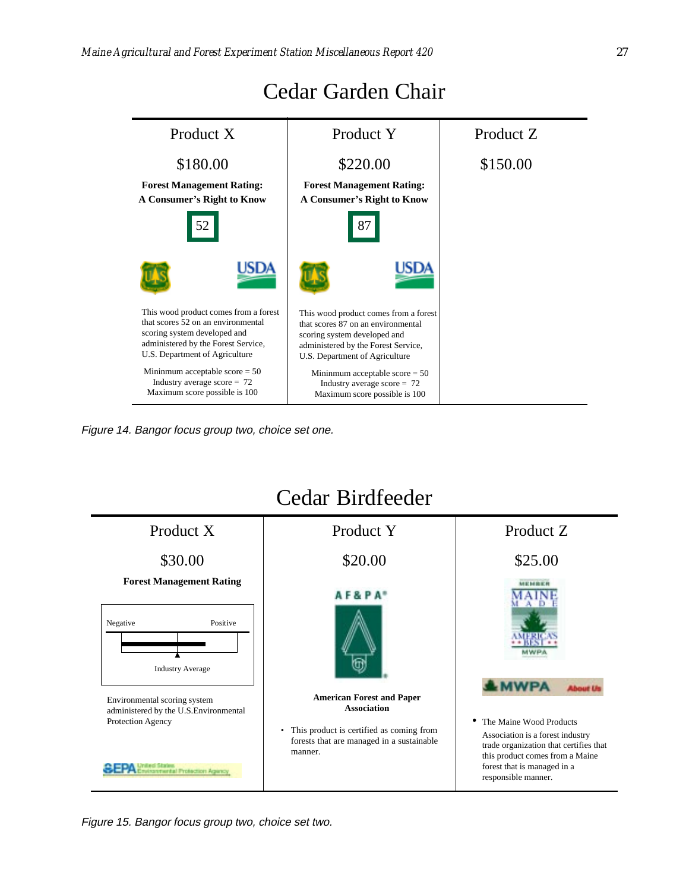## Cedar Garden Chair

| Product X | Product Y | Product Z |
|---|---|---|
| $180.00 | $220.00 | $150.00 |
| **Forest Management Rating: A Consumer's Right to Know** | **Forest Management Rating: A Consumer's Right to Know** | |
| 52 | 87 | |
| This wood product comes from a forest that scores 52 on an environmental scoring system developed and administered by the Forest Service, U.S. Department of Agriculture | This wood product comes from a forest that scores 87 on an environmental scoring system developed and administered by the Forest Service, U.S. Department of Agriculture | |
| Mininmum acceptable score = 50<br>Industry average score = 72<br>Maximum score possible is 100 | Mininmum acceptable score = 50<br>Industry average score = 72<br>Maximum score possible is 100 | |

*Figure 14. Bangor focus group two, choice set one.*

## Cedar Birdfeeder

| Product X | Product Y | Product Z |
|---|---|---|
| $30.00 | $20.00 | $25.00 |
| **Forest Management Rating**<br>Negative — Positive<br>Industry Average | AF&PA | MEMBER MAINE MADE AMERICA'S BEST MWPA<br>MWPA About Us |
| Environmental scoring system administered by the U.S.Environmental Protection Agency<br>EPA United States Environmental Protection Agency | **American Forest and Paper Association**<br>• This product is certified as coming from forests that are managed in a sustainable manner. | • The Maine Wood Products Association is a forest industry trade organization that certifies that this product comes from a Maine forest that is managed in a responsible manner. |

*Figure 15. Bangor focus group two, choice set two.*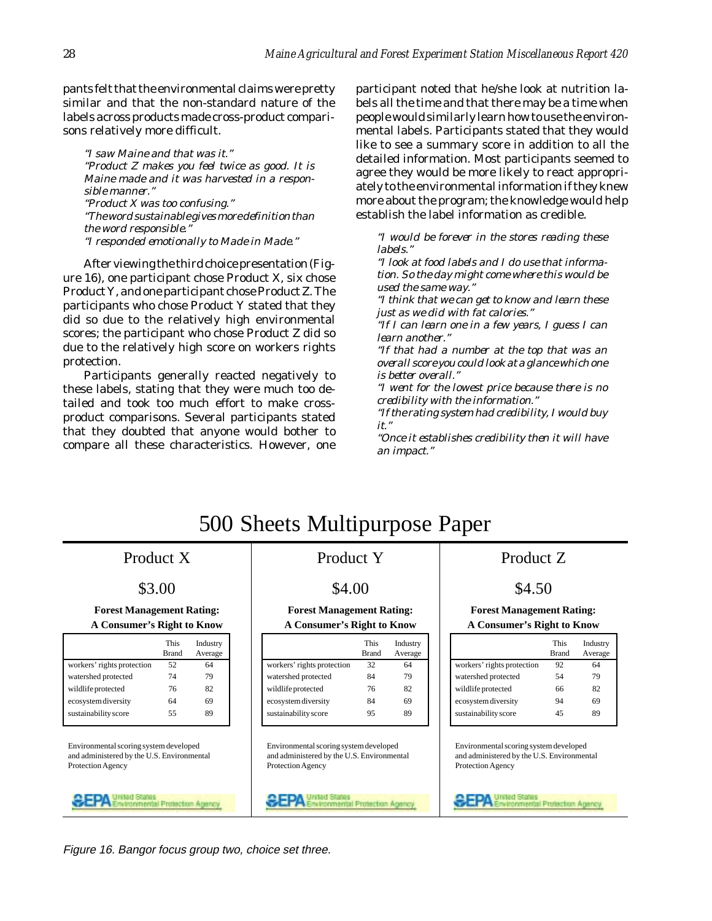pants felt that the environmental claims were pretty similar and that the non-standard nature of the labels across products made cross-product comparisons relatively more difficult.

> *"I saw Maine and that was it."*
> *"Product Z makes you feel twice as good. It is Maine made and it was harvested in a responsible manner."*
> *"Product X was too confusing."*
> *"The word sustainable gives more definition than the word responsible."*
> *"I responded emotionally to Made in Made."*

After viewing the third choice presentation (Figure 16), one participant chose Product X, six chose Product Y, and one participant chose Product Z. The participants who chose Product Y stated that they did so due to the relatively high environmental scores; the participant who chose Product Z did so due to the relatively high score on workers rights protection.

Participants generally reacted negatively to these labels, stating that they were much too detailed and took too much effort to make cross-product comparisons. Several participants stated that they doubted that anyone would bother to compare all these characteristics. However, one participant noted that he/she look at nutrition labels all the time and that there may be a time when people would similarly learn how to use the environmental labels. Participants stated that they would like to see a summary score in addition to all the detailed information. Most participants seemed to agree they would be more likely to react appropriately to the environmental information if they knew more about the program; the knowledge would help establish the label information as credible.

> *"I would be forever in the stores reading these labels."*
> *"I look at food labels and I do use that information. So the day might come where this would be used the same way."*
> *"I think that we can get to know and learn these just as we did with fat calories."*
> *"If I can learn one in a few years, I guess I can learn another."*
> *"If that had a number at the top that was an overall score you could look at a glance which one is better overall."*
> *"I went for the lowest price because there is no credibility with the information."*
> *"If the rating system had credibility, I would buy it."*
> *"Once it establishes credibility then it will have an impact."*

# 500 Sheets Multipurpose Paper

## Product X

### $3.00

**Forest Management Rating: A Consumer's Right to Know**

| | This Brand | Industry Average |
|---|---|---|
| workers' rights protection | 52 | 64 |
| watershed protected | 74 | 79 |
| wildlife protected | 76 | 82 |
| ecosystem diversity | 64 | 69 |
| sustainability score | 55 | 89 |

Environmental scoring system developed and administered by the U.S. Environmental Protection Agency

EPA United States Environmental Protection Agency

## Product Y

### $4.00

**Forest Management Rating: A Consumer's Right to Know**

| | This Brand | Industry Average |
|---|---|---|
| workers' rights protection | 32 | 64 |
| watershed protected | 84 | 79 |
| wildlife protected | 76 | 82 |
| ecosystem diversity | 84 | 69 |
| sustainability score | 95 | 89 |

Environmental scoring system developed and administered by the U.S. Environmental Protection Agency

EPA United States Environmental Protection Agency

## Product Z

### $4.50

**Forest Management Rating: A Consumer's Right to Know**

| | This Brand | Industry Average |
|---|---|---|
| workers' rights protection | 92 | 64 |
| watershed protected | 54 | 79 |
| wildlife protected | 66 | 82 |
| ecosystem diversity | 94 | 69 |
| sustainability score | 45 | 89 |

Environmental scoring system developed and administered by the U.S. Environmental Protection Agency

EPA United States Environmental Protection Agency

*Figure 16. Bangor focus group two, choice set three.*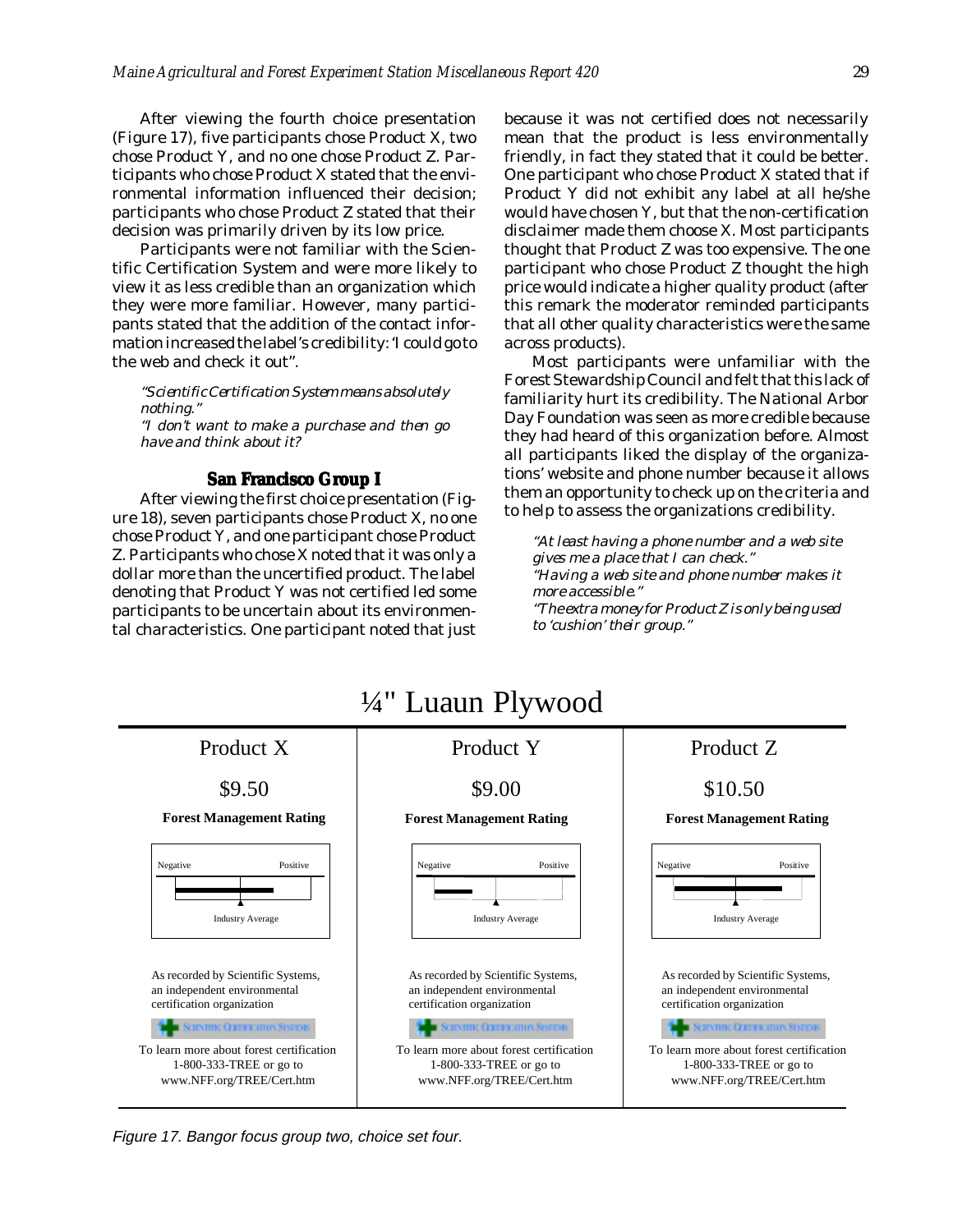After viewing the fourth choice presentation (Figure 17), five participants chose Product X, two chose Product Y, and no one chose Product Z. Participants who chose Product X stated that the environmental information influenced their decision; participants who chose Product Z stated that their decision was primarily driven by its low price.

Participants were not familiar with the Scientific Certification System and were more likely to view it as less credible than an organization which they were more familiar. However, many participants stated that the addition of the contact information increased the label's credibility: 'I could go to the web and check it out".

*"Scientific Certification System means absolutely nothing."*
*"I don't want to make a purchase and then go have and think about it?*

### San Francisco Group I

After viewing the first choice presentation (Figure 18), seven participants chose Product X, no one chose Product Y, and one participant chose Product Z. Participants who chose X noted that it was only a dollar more than the uncertified product. The label denoting that Product Y was not certified led some participants to be uncertain about its environmental characteristics. One participant noted that just because it was not certified does not necessarily mean that the product is less environmentally friendly, in fact they stated that it could be better. One participant who chose Product X stated that if Product Y did not exhibit any label at all he/she would have chosen Y, but that the non-certification disclaimer made them choose X. Most participants thought that Product Z was too expensive. The one participant who chose Product Z thought the high price would indicate a higher quality product (after this remark the moderator reminded participants that all other quality characteristics were the same across products).

Most participants were unfamiliar with the Forest Stewardship Council and felt that this lack of familiarity hurt its credibility. The National Arbor Day Foundation was seen as more credible because they had heard of this organization before. Almost all participants liked the display of the organizations' website and phone number because it allows them an opportunity to check up on the criteria and to help to assess the organizations credibility.

*"At least having a phone number and a web site gives me a place that I can check."*
*"Having a web site and phone number makes it more accessible."*
*"The extra money for Product Z is only being used to 'cushion' their group."*

**¼" Luaun Plywood**

| Product X | Product Y | Product Z |
|---|---|---|
| $9.50 | $9.00 | $10.50 |
| **Forest Management Rating** | **Forest Management Rating** | **Forest Management Rating** |
| Negative — Positive; Industry Average | Negative — Positive; Industry Average | Negative — Positive; Industry Average |
| As recorded by Scientific Systems, an independent environmental certification organization | As recorded by Scientific Systems, an independent environmental certification organization | As recorded by Scientific Systems, an independent environmental certification organization |
| Scientific Certification Systems | Scientific Certification Systems | Scientific Certification Systems |
| To learn more about forest certification 1-800-333-TREE or go to www.NFF.org/TREE/Cert.htm | To learn more about forest certification 1-800-333-TREE or go to www.NFF.org/TREE/Cert.htm | To learn more about forest certification 1-800-333-TREE or go to www.NFF.org/TREE/Cert.htm |

*Figure 17. Bangor focus group two, choice set four.*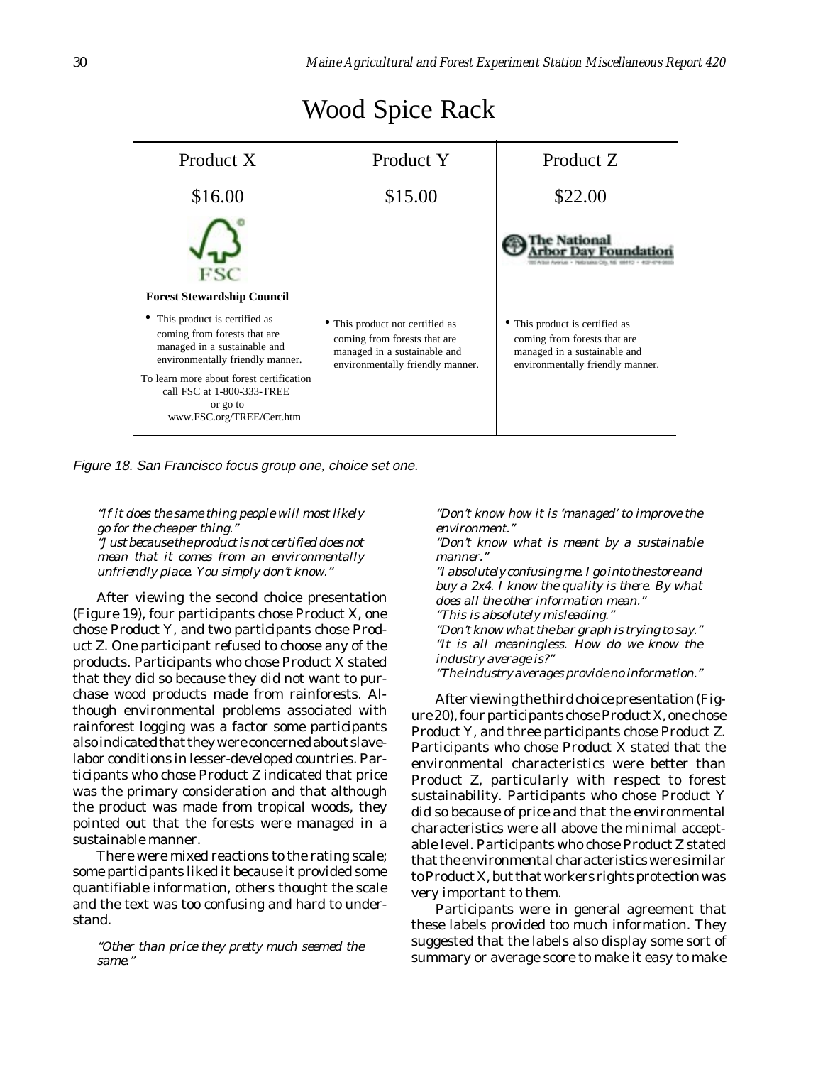# Wood Spice Rack

| Product X | Product Y | Product Z |
|---|---|---|
| $16.00 | $15.00 | $22.00 |
| FSC<br>**Forest Stewardship Council** | | The National Arbor Day Foundation |
| • This product is certified as coming from forests that are managed in a sustainable and environmentally friendly manner.<br>To learn more about forest certification call FSC at 1-800-333-TREE or go to www.FSC.org/TREE/Cert.htm | • This product not certified as coming from forests that are managed in a sustainable and environmentally friendly manner. | • This product is certified as coming from forests that are managed in a sustainable and environmentally friendly manner. |

*Figure 18. San Francisco focus group one, choice set one.*

*"If it does the same thing people will most likely go for the cheaper thing."*
*"Just because the product is not certified does not mean that it comes from an environmentally unfriendly place. You simply don't know."*

After viewing the second choice presentation (Figure 19), four participants chose Product X, one chose Product Y, and two participants chose Product Z. One participant refused to choose any of the products. Participants who chose Product X stated that they did so because they did not want to purchase wood products made from rainforests. Although environmental problems associated with rainforest logging was a factor some participants also indicated that they were concerned about slave-labor conditions in lesser-developed countries. Participants who chose Product Z indicated that price was the primary consideration and that although the product was made from tropical woods, they pointed out that the forests were managed in a sustainable manner.

There were mixed reactions to the rating scale; some participants liked it because it provided some quantifiable information, others thought the scale and the text was too confusing and hard to understand.

*"Other than price they pretty much seemed the same."*
*"Don't know how it is 'managed' to improve the environment."*
*"Don't know what is meant by a sustainable manner."*
*"I absolutely confusing me. I go into the store and buy a 2x4. I know the quality is there. By what does all the other information mean."*
*"This is absolutely misleading."*
*"Don't know what the bar graph is trying to say."*
*"It is all meaningless. How do we know the industry average is?"*
*"The industry averages provide no information."*

After viewing the third choice presentation (Figure 20), four participants chose Product X, one chose Product Y, and three participants chose Product Z. Participants who chose Product X stated that the environmental characteristics were better than Product Z, particularly with respect to forest sustainability. Participants who chose Product Y did so because of price and that the environmental characteristics were all above the minimal acceptable level. Participants who chose Product Z stated that the environmental characteristics were similar to Product X, but that workers rights protection was very important to them.

Participants were in general agreement that these labels provided too much information. They suggested that the labels also display some sort of summary or average score to make it easy to make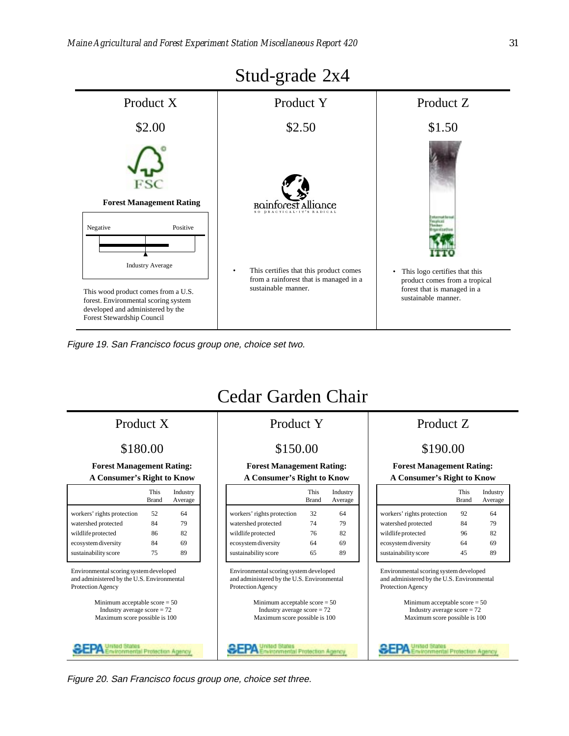## Stud-grade 2x4

| Product X | Product Y | Product Z |
|---|---|---|
| $2.00 | $2.50 | $1.50 |
| FSC | Rainforest Alliance — SO PRACTICAL IT'S RADICAL | International Tropical Timber Organization — ITTO |
| **Forest Management Rating** (Negative — Positive; Industry Average) | • This certifies that this product comes from a rainforest that is managed in a sustainable manner. | • This logo certifies that this product comes from a tropical forest that is managed in a sustainable manner. |
| This wood product comes from a U.S. forest. Environmental scoring system developed and administered by the Forest Stewardship Council | | |

*Figure 19. San Francisco focus group one, choice set two.*

## Cedar Garden Chair

**Product X**

$180.00

**Forest Management Rating: A Consumer's Right to Know**

| | This Brand | Industry Average |
|---|---|---|
| workers' rights protection | 52 | 64 |
| watershed protected | 84 | 79 |
| wildlife protected | 86 | 82 |
| ecosystem diversity | 84 | 69 |
| sustainability score | 75 | 89 |

Environmental scoring system developed and administered by the U.S. Environmental Protection Agency

Minimum acceptable score = 50
Industry average score = 72
Maximum score possible is 100

EPA United States Environmental Protection Agency

**Product Y**

$150.00

**Forest Management Rating: A Consumer's Right to Know**

| | This Brand | Industry Average |
|---|---|---|
| workers' rights protection | 32 | 64 |
| watershed protected | 74 | 79 |
| wildlife protected | 76 | 82 |
| ecosystem diversity | 64 | 69 |
| sustainability score | 65 | 89 |

Environmental scoring system developed and administered by the U.S. Environmental Protection Agency

Minimum acceptable score = 50
Industry average score = 72
Maximum score possible is 100

EPA United States Environmental Protection Agency

**Product Z**

$190.00

**Forest Management Rating: A Consumer's Right to Know**

| | This Brand | Industry Average |
|---|---|---|
| workers' rights protection | 92 | 64 |
| watershed protected | 84 | 79 |
| wildlife protected | 96 | 82 |
| ecosystem diversity | 64 | 69 |
| sustainability score | 45 | 89 |

Environmental scoring system developed and administered by the U.S. Environmental Protection Agency

Minimum acceptable score = 50
Industry average score = 72
Maximum score possible is 100

EPA United States Environmental Protection Agency

*Figure 20. San Francisco focus group one, choice set three.*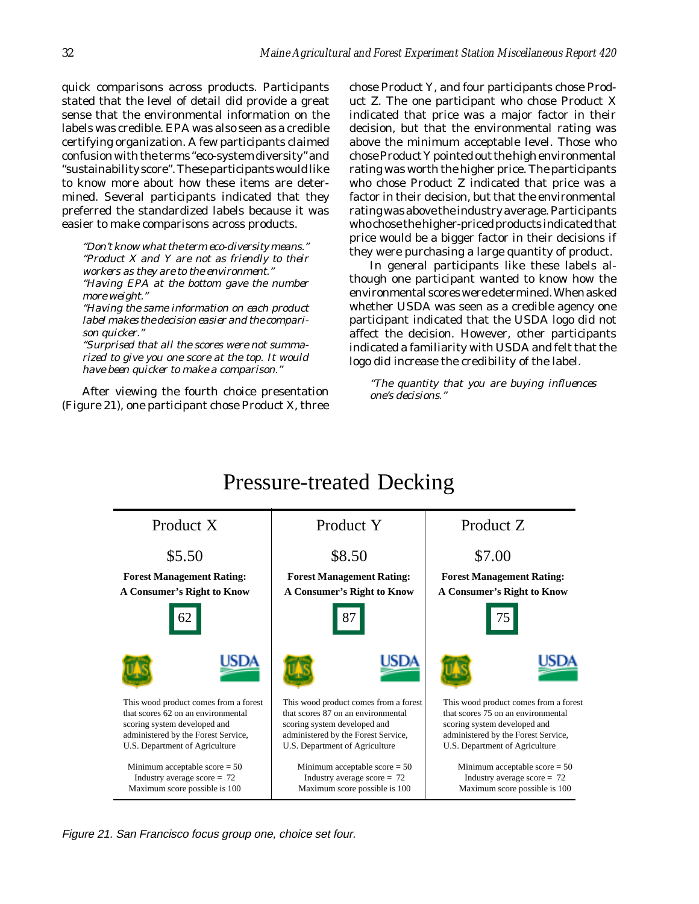quick comparisons across products. Participants stated that the level of detail did provide a great sense that the environmental information on the labels was credible. EPA was also seen as a credible certifying organization. A few participants claimed confusion with the terms "eco-system diversity" and "sustainability score". These participants would like to know more about how these items are determined. Several participants indicated that they preferred the standardized labels because it was easier to make comparisons across products.

> *"Don't know what the term eco-diversity means."*
> *"Product X and Y are not as friendly to their workers as they are to the environment."*
> *"Having EPA at the bottom gave the number more weight."*
> *"Having the same information on each product label makes the decision easier and the comparison quicker."*
> *"Surprised that all the scores were not summarized to give you one score at the top. It would have been quicker to make a comparison."*

After viewing the fourth choice presentation (Figure 21), one participant chose Product X, three chose Product Y, and four participants chose Product Z. The one participant who chose Product X indicated that price was a major factor in their decision, but that the environmental rating was above the minimum acceptable level. Those who chose Product Y pointed out the high environmental rating was worth the higher price. The participants who chose Product Z indicated that price was a factor in their decision, but that the environmental rating was above the industry average. Participants who chose the higher-priced products indicated that price would be a bigger factor in their decisions if they were purchasing a large quantity of product.

In general participants like these labels although one participant wanted to know how the environmental scores were determined. When asked whether USDA was seen as a credible agency one participant indicated that the USDA logo did not affect the decision. However, other participants indicated a familiarity with USDA and felt that the logo did increase the credibility of the label.

> *"The quantity that you are buying influences one's decisions."*

## Pressure-treated Decking

| Product X | Product Y | Product Z |
|---|---|---|
| $5.50 | $8.50 | $7.00 |
| **Forest Management Rating: A Consumer's Right to Know** | **Forest Management Rating: A Consumer's Right to Know** | **Forest Management Rating: A Consumer's Right to Know** |
| 62 | 87 | 75 |
| This wood product comes from a forest that scores 62 on an environmental scoring system developed and administered by the Forest Service, U.S. Department of Agriculture | This wood product comes from a forest that scores 87 on an environmental scoring system developed and administered by the Forest Service, U.S. Department of Agriculture | This wood product comes from a forest that scores 75 on an environmental scoring system developed and administered by the Forest Service, U.S. Department of Agriculture |
| Minimum acceptable score = 50<br>Industry average score = 72<br>Maximum score possible is 100 | Minimum acceptable score = 50<br>Industry average score = 72<br>Maximum score possible is 100 | Minimum acceptable score = 50<br>Industry average score = 72<br>Maximum score possible is 100 |

*Figure 21. San Francisco focus group one, choice set four.*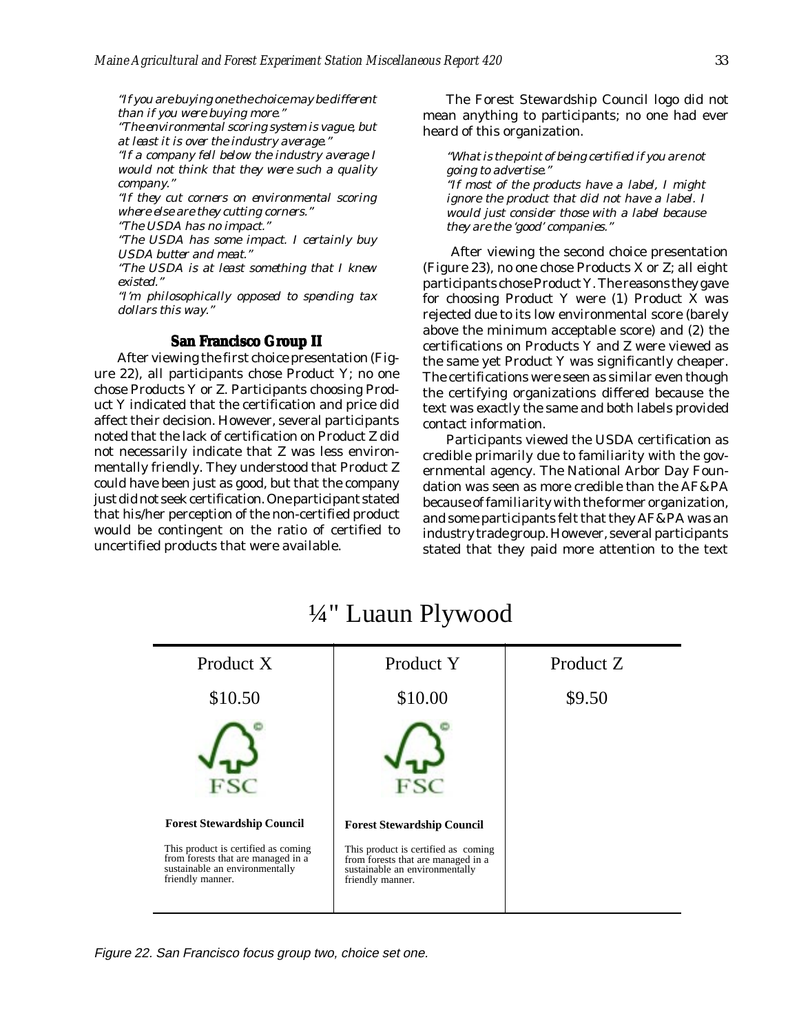*"If you are buying one the choice may be different than if you were buying more."*
*"The environmental scoring system is vague, but at least it is over the industry average."*
*"If a company fell below the industry average I would not think that they were such a quality company."*
*"If they cut corners on environmental scoring where else are they cutting corners."*
*"The USDA has no impact."*
*"The USDA has some impact. I certainly buy USDA butter and meat."*
*"The USDA is at least something that I knew existed."*
*"I'm philosophically opposed to spending tax dollars this way."*

### San Francisco Group II

After viewing the first choice presentation (Figure 22), all participants chose Product Y; no one chose Products Y or Z. Participants choosing Product Y indicated that the certification and price did affect their decision. However, several participants noted that the lack of certification on Product Z did not necessarily indicate that Z was less environmentally friendly. They understood that Product Z could have been just as good, but that the company just did not seek certification. One participant stated that his/her perception of the non-certified product would be contingent on the ratio of certified to uncertified products that were available.

The Forest Stewardship Council logo did not mean anything to participants; no one had ever heard of this organization.

*"What is the point of being certified if you are not going to advertise."*
*"If most of the products have a label, I might ignore the product that did not have a label. I would just consider those with a label because they are the 'good' companies."*

After viewing the second choice presentation (Figure 23), no one chose Products X or Z; all eight participants chose Product Y. The reasons they gave for choosing Product Y were (1) Product X was rejected due to its low environmental score (barely above the minimum acceptable score) and (2) the certifications on Products Y and Z were viewed as the same yet Product Y was significantly cheaper. The certifications were seen as similar even though the certifying organizations differed because the text was exactly the same and both labels provided contact information.

Participants viewed the USDA certification as credible primarily due to familiarity with the governmental agency. The National Arbor Day Foundation was seen as more credible than the AF&PA because of familiarity with the former organization, and some participants felt that they AF&PA was an industry trade group. However, several participants stated that they paid more attention to the text

**¼" Luaun Plywood**

| Product X | Product Y | Product Z |
|---|---|---|
| $10.50 | $10.00 | $9.50 |
| FSC | FSC | |
| **Forest Stewardship Council** | **Forest Stewardship Council** | |
| This product is certified as coming from forests that are managed in a sustainable an environmentally friendly manner. | This product is certified as coming from forests that are managed in a sustainable an environmentally friendly manner. | |

*Figure 22. San Francisco focus group two, choice set one.*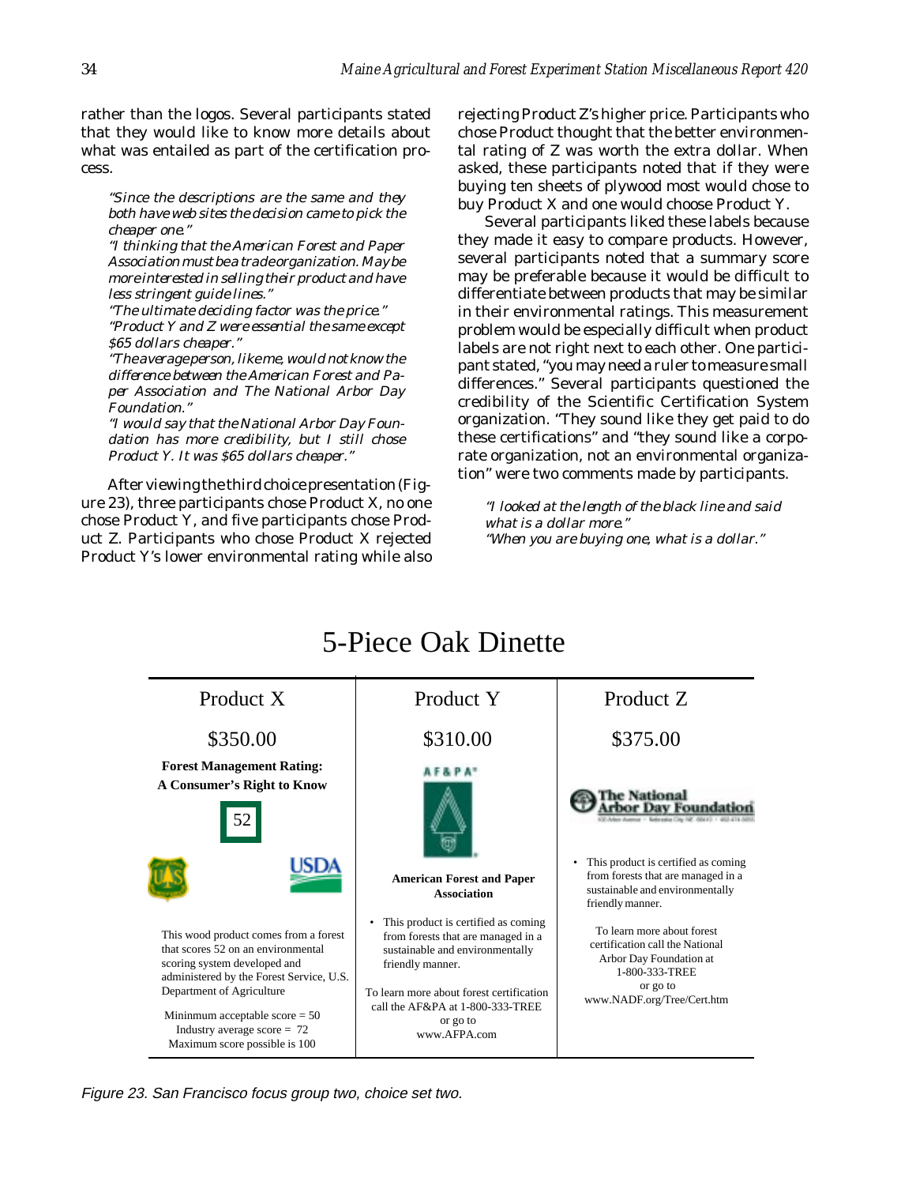rather than the logos. Several participants stated that they would like to know more details about what was entailed as part of the certification process.

> *"Since the descriptions are the same and they both have web sites the decision came to pick the cheaper one."*
>
> *"I thinking that the American Forest and Paper Association must be a trade organization. May be more interested in selling their product and have less stringent guide lines."*
>
> *"The ultimate deciding factor was the price."*
>
> *"Product Y and Z were essential the same except $65 dollars cheaper."*
>
> *"The average person, like me, would not know the difference between the American Forest and Paper Association and The National Arbor Day Foundation."*
>
> *"I would say that the National Arbor Day Foundation has more credibility, but I still chose Product Y. It was $65 dollars cheaper."*

After viewing the third choice presentation (Figure 23), three participants chose Product X, no one chose Product Y, and five participants chose Product Z. Participants who chose Product X rejected Product Y's lower environmental rating while also rejecting Product Z's higher price. Participants who chose Product thought that the better environmental rating of Z was worth the extra dollar. When asked, these participants noted that if they were buying ten sheets of plywood most would chose to buy Product X and one would choose Product Y.

Several participants liked these labels because they made it easy to compare products. However, several participants noted that a summary score may be preferable because it would be difficult to differentiate between products that may be similar in their environmental ratings. This measurement problem would be especially difficult when product labels are not right next to each other. One participant stated, "you may need a ruler to measure small differences." Several participants questioned the credibility of the Scientific Certification System organization. "They sound like they get paid to do these certifications" and "they sound like a corporate organization, not an environmental organization" were two comments made by participants.

> *"I looked at the length of the black line and said what is a dollar more."*
>
> *"When you are buying one, what is a dollar."*

## 5-Piece Oak Dinette

| Product X | Product Y | Product Z |
|---|---|---|
| $350.00 | $310.00 | $375.00 |
| **Forest Management Rating: A Consumer's Right to Know** 52 USDA | AF&PA **American Forest and Paper Association** | The National Arbor Day Foundation |
| This wood product comes from a forest that scores 52 on an environmental scoring system developed and administered by the Forest Service, U.S. Department of Agriculture | • This product is certified as coming from forests that are managed in a sustainable and environmentally friendly manner. | • This product is certified as coming from forests that are managed in a sustainable and environmentally friendly manner. |
| Mininmum acceptable score = 50 Industry average score = 72 Maximum score possible is 100 | To learn more about forest certification call the AF&PA at 1-800-333-TREE or go to www.AFPA.com | To learn more about forest certification call the National Arbor Day Foundation at 1-800-333-TREE or go to www.NADF.org/Tree/Cert.htm |

*Figure 23. San Francisco focus group two, choice set two.*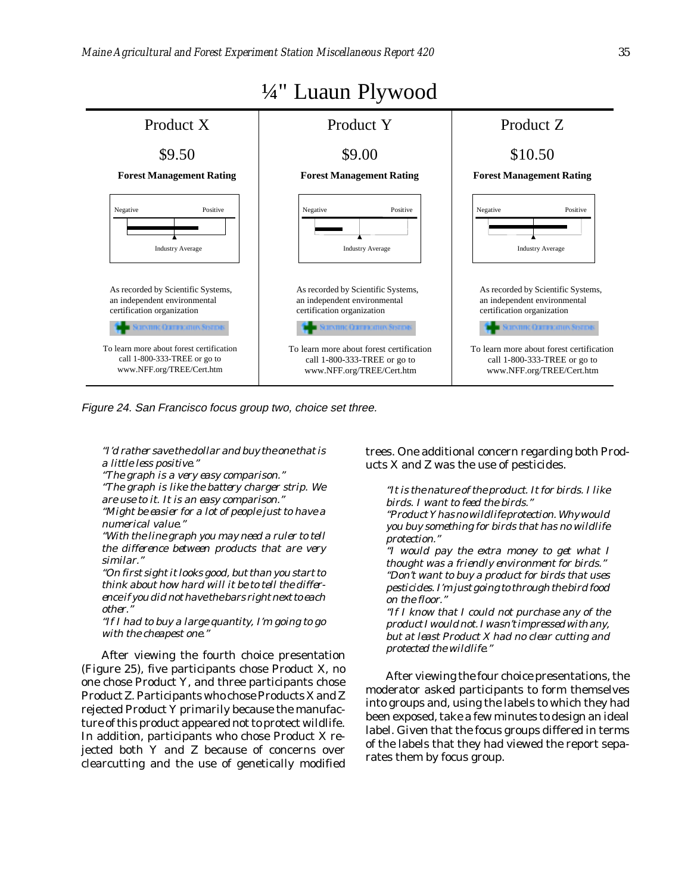# ¼" Luaun Plywood

| Product X | Product Y | Product Z |
|---|---|---|
| $9.50 | $9.00 | $10.50 |
| **Forest Management Rating** | **Forest Management Rating** | **Forest Management Rating** |
| Negative — Positive; Industry Average | Negative — Positive; Industry Average | Negative — Positive; Industry Average |
| As recorded by Scientific Systems, an independent environmental certification organization | As recorded by Scientific Systems, an independent environmental certification organization | As recorded by Scientific Systems, an independent environmental certification organization |
| Scientific Certification Systems | Scientific Certification Systems | Scientific Certification Systems |
| To learn more about forest certification call 1-800-333-TREE or go to www.NFF.org/TREE/Cert.htm | To learn more about forest certification call 1-800-333-TREE or go to www.NFF.org/TREE/Cert.htm | To learn more about forest certification call 1-800-333-TREE or go to www.NFF.org/TREE/Cert.htm |

*Figure 24. San Francisco focus group two, choice set three.*

*"I'd rather save the dollar and buy the one that is a little less positive."*
*"The graph is a very easy comparison."*
*"The graph is like the battery charger strip. We are use to it. It is an easy comparison."*
*"Might be easier for a lot of people just to have a numerical value."*
*"With the line graph you may need a ruler to tell the difference between products that are very similar."*
*"On first sight it looks good, but than you start to think about how hard will it be to tell the difference if you did not have the bars right next to each other."*
*"If I had to buy a large quantity, I'm going to go with the cheapest one."*

After viewing the fourth choice presentation (Figure 25), five participants chose Product X, no one chose Product Y, and three participants chose Product Z. Participants who chose Products X and Z rejected Product Y primarily because the manufacture of this product appeared not to protect wildlife. In addition, participants who chose Product X rejected both Y and Z because of concerns over clearcutting and the use of genetically modified trees. One additional concern regarding both Products X and Z was the use of pesticides.

*"It is the nature of the product. It for birds. I like birds. I want to feed the birds."*
*"Product Y has no wildlife protection. Why would you buy something for birds that has no wildlife protection."*
*"I would pay the extra money to get what I thought was a friendly environment for birds."*
*"Don't want to buy a product for birds that uses pesticides. I'm just going to through the bird food on the floor."*
*"If I know that I could not purchase any of the product I would not. I wasn't impressed with any, but at least Product X had no clear cutting and protected the wildlife."*

After viewing the four choice presentations, the moderator asked participants to form themselves into groups and, using the labels to which they had been exposed, take a few minutes to design an ideal label. Given that the focus groups differed in terms of the labels that they had viewed the report separates them by focus group.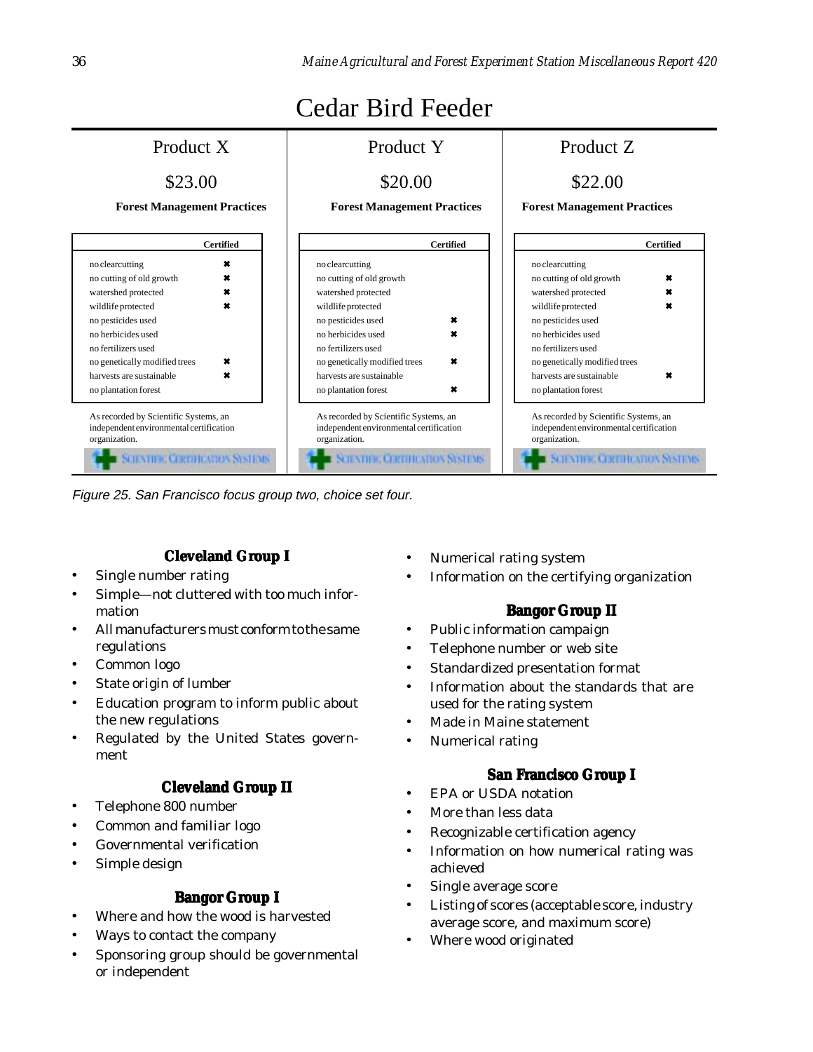# Cedar Bird Feeder

| | Product X | Product Y | Product Z |
|---|---|---|---|
| Price | $23.00 | $20.00 | $22.00 |

**Forest Management Practices**

| Certified | Product X | Product Y | Product Z |
|---|---|---|---|
| no clearcutting | ✖ | | |
| no cutting of old growth | ✖ | | ✖ |
| watershed protected | ✖ | | ✖ |
| wildlife protected | ✖ | | ✖ |
| no pesticides used | | ✖ | |
| no herbicides used | | ✖ | |
| no fertilizers used | | | |
| no genetically modified trees | ✖ | ✖ | |
| harvests are sustainable | ✖ | | ✖ |
| no plantation forest | | ✖ | |

As recorded by Scientific Systems, an independent environmental certification organization.

SCIENTIFIC CERTIFICATION SYSTEMS

*Figure 25. San Francisco focus group two, choice set four.*

### Cleveland Group I

- Single number rating
- Simple—not cluttered with too much information
- All manufacturers must conform to the same regulations
- Common logo
- State origin of lumber
- Education program to inform public about the new regulations
- Regulated by the United States government

### Cleveland Group II

- Telephone 800 number
- Common and familiar logo
- Governmental verification
- Simple design

### Bangor Group I

- Where and how the wood is harvested
- Ways to contact the company
- Sponsoring group should be governmental or independent
- Numerical rating system
- Information on the certifying organization

### Bangor Group II

- Public information campaign
- Telephone number or web site
- Standardized presentation format
- Information about the standards that are used for the rating system
- Made in Maine statement
- Numerical rating

### San Francisco Group I

- EPA or USDA notation
- More than less data
- Recognizable certification agency
- Information on how numerical rating was achieved
- Single average score
- Listing of scores (acceptable score, industry average score, and maximum score)
- Where wood originated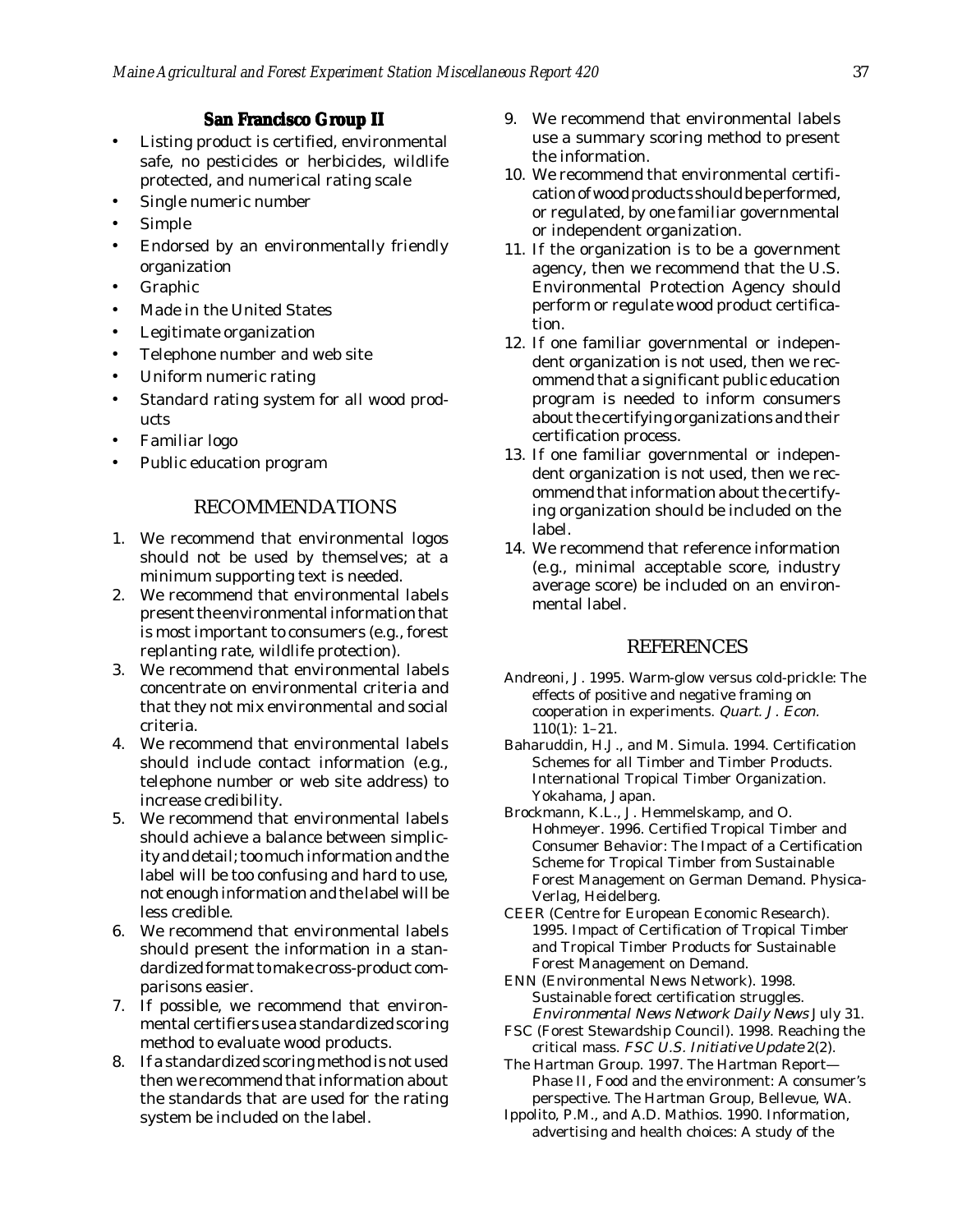### San Francisco Group II

- Listing product is certified, environmental safe, no pesticides or herbicides, wildlife protected, and numerical rating scale
- Single numeric number
- Simple
- Endorsed by an environmentally friendly organization
- Graphic
- Made in the United States
- Legitimate organization
- Telephone number and web site
- Uniform numeric rating
- Standard rating system for all wood products
- Familiar logo
- Public education program

## RECOMMENDATIONS

1. We recommend that environmental logos should not be used by themselves; at a minimum supporting text is needed.
2. We recommend that environmental labels present the environmental information that is most important to consumers (e.g., forest replanting rate, wildlife protection).
3. We recommend that environmental labels concentrate on environmental criteria and that they not mix environmental and social criteria.
4. We recommend that environmental labels should include contact information (e.g., telephone number or web site address) to increase credibility.
5. We recommend that environmental labels should achieve a balance between simplicity and detail; too much information and the label will be too confusing and hard to use, not enough information and the label will be less credible.
6. We recommend that environmental labels should present the information in a standardized format to make cross-product comparisons easier.
7. If possible, we recommend that environmental certifiers use a standardized scoring method to evaluate wood products.
8. If a standardized scoring method is not used then we recommend that information about the standards that are used for the rating system be included on the label.
9. We recommend that environmental labels use a summary scoring method to present the information.
10. We recommend that environmental certification of wood products should be performed, or regulated, by one familiar governmental or independent organization.
11. If the organization is to be a government agency, then we recommend that the U.S. Environmental Protection Agency should perform or regulate wood product certification.
12. If one familiar governmental or independent organization is not used, then we recommend that a significant public education program is needed to inform consumers about the certifying organizations and their certification process.
13. If one familiar governmental or independent organization is not used, then we recommend that information about the certifying organization should be included on the label.
14. We recommend that reference information (e.g., minimal acceptable score, industry average score) be included on an environmental label.

## REFERENCES

Andreoni, J. 1995. Warm-glow versus cold-prickle: The effects of positive and negative framing on cooperation in experiments. *Quart. J. Econ.* 110(1): 1–21.

Baharuddin, H.J., and M. Simula. 1994. Certification Schemes for all Timber and Timber Products. International Tropical Timber Organization. Yokahama, Japan.

Brockmann, K.L., J. Hemmelskamp, and O. Hohmeyer. 1996. Certified Tropical Timber and Consumer Behavior: The Impact of a Certification Scheme for Tropical Timber from Sustainable Forest Management on German Demand. Physica-Verlag, Heidelberg.

CEER (Centre for European Economic Research). 1995. Impact of Certification of Tropical Timber and Tropical Timber Products for Sustainable Forest Management on Demand.

ENN (Environmental News Network). 1998. Sustainable forect certification struggles. *Environmental News Network Daily News* July 31.

FSC (Forest Stewardship Council). 1998. Reaching the critical mass. *FSC U.S. Initiative Update* 2(2).

The Hartman Group. 1997. The Hartman Report—Phase II, Food and the environment: A consumer's perspective. The Hartman Group, Bellevue, WA.

Ippolito, P.M., and A.D. Mathios. 1990. Information, advertising and health choices: A study of the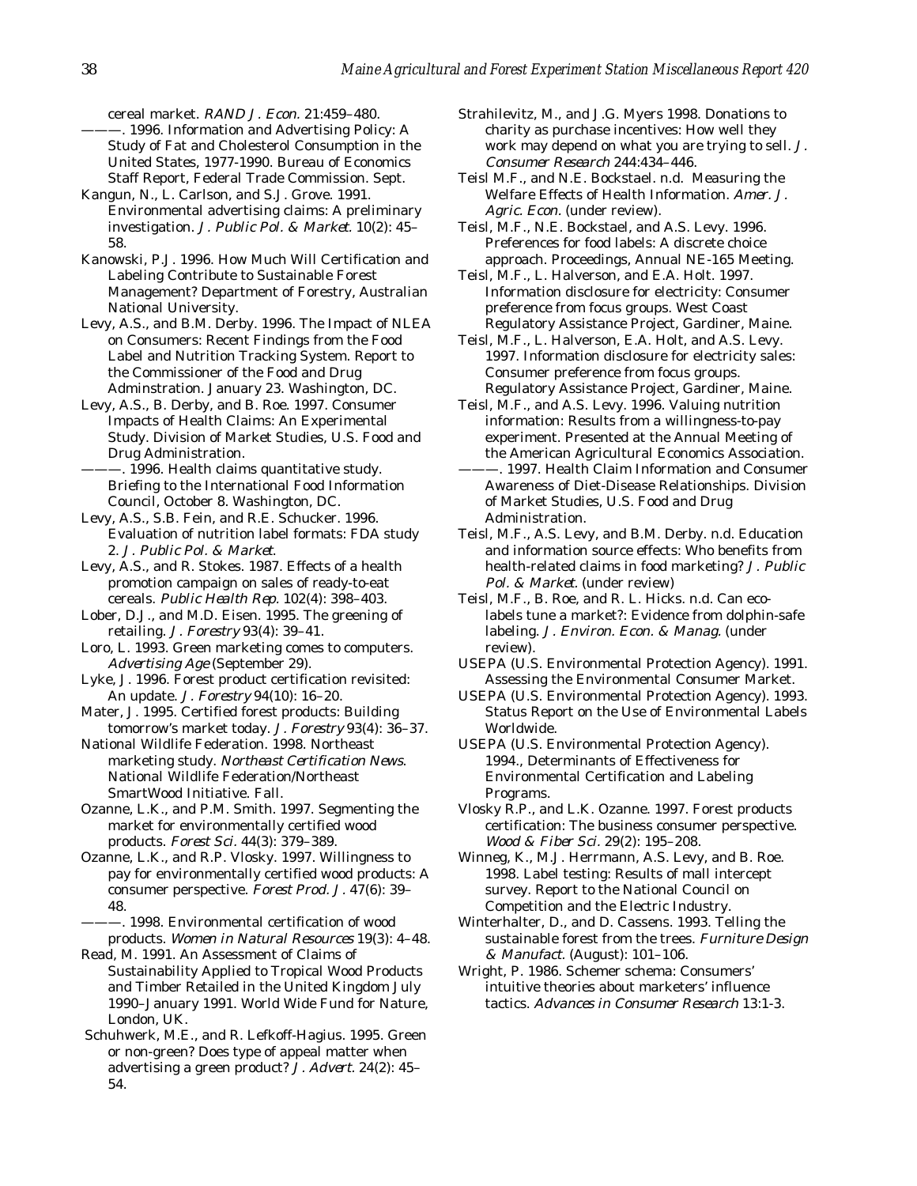cereal market. *RAND J. Econ.* 21:459–480.

———. 1996. Information and Advertising Policy: A Study of Fat and Cholesterol Consumption in the United States, 1977-1990. Bureau of Economics Staff Report, Federal Trade Commission. Sept.

Kangun, N., L. Carlson, and S.J. Grove. 1991. Environmental advertising claims: A preliminary investigation. *J. Public Pol. & Market.* 10(2): 45–58.

Kanowski, P.J. 1996. How Much Will Certification and Labeling Contribute to Sustainable Forest Management? Department of Forestry, Australian National University.

Levy, A.S., and B.M. Derby. 1996. The Impact of NLEA on Consumers: Recent Findings from the Food Label and Nutrition Tracking System. Report to the Commissioner of the Food and Drug Adminstration. January 23. Washington, DC.

Levy, A.S., B. Derby, and B. Roe. 1997. Consumer Impacts of Health Claims: An Experimental Study. Division of Market Studies, U.S. Food and Drug Administration.

———. 1996. Health claims quantitative study. Briefing to the International Food Information Council, October 8. Washington, DC.

Levy, A.S., S.B. Fein, and R.E. Schucker. 1996. Evaluation of nutrition label formats: FDA study 2. *J. Public Pol. & Market.*

Levy, A.S., and R. Stokes. 1987. Effects of a health promotion campaign on sales of ready-to-eat cereals. *Public Health Rep.* 102(4): 398–403.

Lober, D.J., and M.D. Eisen. 1995. The greening of retailing. *J. Forestry* 93(4): 39–41.

Loro, L. 1993. Green marketing comes to computers. *Advertising Age* (September 29).

Lyke, J. 1996. Forest product certification revisited: An update. *J. Forestry* 94(10): 16–20.

Mater, J. 1995. Certified forest products: Building tomorrow's market today. *J. Forestry* 93(4): 36–37.

National Wildlife Federation. 1998. Northeast marketing study. *Northeast Certification News*. National Wildlife Federation/Northeast SmartWood Initiative. Fall.

Ozanne, L.K., and P.M. Smith. 1997. Segmenting the market for environmentally certified wood products. *Forest Sci.* 44(3): 379–389.

Ozanne, L.K., and R.P. Vlosky. 1997. Willingness to pay for environmentally certified wood products: A consumer perspective. *Forest Prod. J.* 47(6): 39–48.

———. 1998. Environmental certification of wood products. *Women in Natural Resources* 19(3): 4–48.

Read, M. 1991. An Assessment of Claims of Sustainability Applied to Tropical Wood Products and Timber Retailed in the United Kingdom July 1990–January 1991. World Wide Fund for Nature, London, UK.

Schuhwerk, M.E., and R. Lefkoff-Hagius. 1995. Green or non-green? Does type of appeal matter when advertising a green product? *J. Advert.* 24(2): 45–54.

Strahilevitz, M., and J.G. Myers 1998. Donations to charity as purchase incentives: How well they work may depend on what you are trying to sell. *J. Consumer Research* 244:434–446.

Teisl M.F., and N.E. Bockstael. n.d. Measuring the Welfare Effects of Health Information. *Amer. J. Agric. Econ.* (under review).

Teisl, M.F., N.E. Bockstael, and A.S. Levy. 1996. Preferences for food labels: A discrete choice approach. Proceedings, Annual NE-165 Meeting.

Teisl, M.F., L. Halverson, and E.A. Holt. 1997. Information disclosure for electricity: Consumer preference from focus groups. West Coast Regulatory Assistance Project, Gardiner, Maine.

Teisl, M.F., L. Halverson, E.A. Holt, and A.S. Levy. 1997. Information disclosure for electricity sales: Consumer preference from focus groups. Regulatory Assistance Project, Gardiner, Maine.

Teisl, M.F., and A.S. Levy. 1996. Valuing nutrition information: Results from a willingness-to-pay experiment. Presented at the Annual Meeting of the American Agricultural Economics Association.

———. 1997. Health Claim Information and Consumer Awareness of Diet-Disease Relationships. Division of Market Studies, U.S. Food and Drug Administration.

Teisl, M.F., A.S. Levy, and B.M. Derby. n.d. Education and information source effects: Who benefits from health-related claims in food marketing? *J. Public Pol. & Market.* (under review)

Teisl, M.F., B. Roe, and R. L. Hicks. n.d. Can eco-labels tune a market?: Evidence from dolphin-safe labeling. *J. Environ. Econ. & Manag.* (under review).

USEPA (U.S. Environmental Protection Agency). 1991. Assessing the Environmental Consumer Market.

USEPA (U.S. Environmental Protection Agency). 1993. Status Report on the Use of Environmental Labels Worldwide.

USEPA (U.S. Environmental Protection Agency). 1994., Determinants of Effectiveness for Environmental Certification and Labeling Programs.

Vlosky R.P., and L.K. Ozanne. 1997. Forest products certification: The business consumer perspective. *Wood & Fiber Sci.* 29(2): 195–208.

Winneg, K., M.J. Herrmann, A.S. Levy, and B. Roe. 1998. Label testing: Results of mall intercept survey. Report to the National Council on Competition and the Electric Industry.

Winterhalter, D., and D. Cassens. 1993. Telling the sustainable forest from the trees. *Furniture Design & Manufact.* (August): 101–106.

Wright, P. 1986. Schemer schema: Consumers' intuitive theories about marketers' influence tactics. *Advances in Consumer Research* 13:1-3.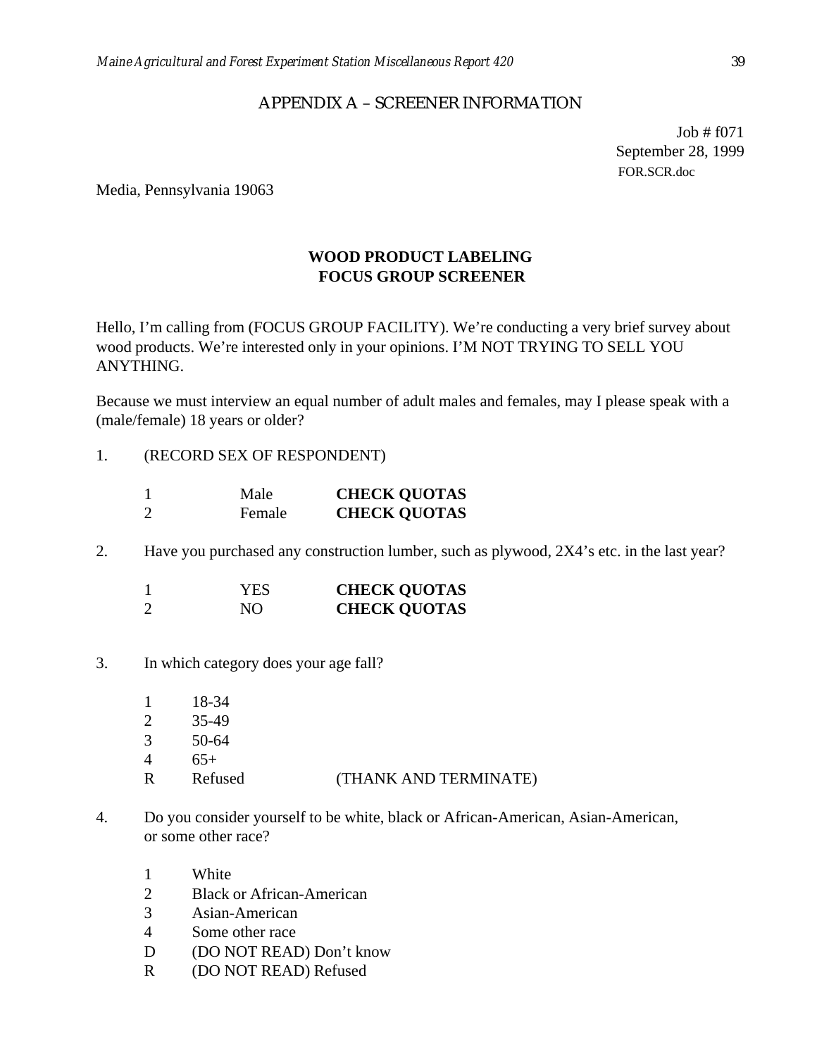## APPENDIX A – SCREENER INFORMATION

Job # f071
September 28, 1999
FOR.SCR.doc

Media, Pennsylvania 19063

**WOOD PRODUCT LABELING**
**FOCUS GROUP SCREENER**

Hello, I'm calling from (FOCUS GROUP FACILITY). We're conducting a very brief survey about wood products. We're interested only in your opinions. I'M NOT TRYING TO SELL YOU ANYTHING.

Because we must interview an equal number of adult males and females, may I please speak with a (male/female) 18 years or older?

1. (RECORD SEX OF RESPONDENT)

   1 Male **CHECK QUOTAS**
   2 Female **CHECK QUOTAS**

2. Have you purchased any construction lumber, such as plywood, 2X4's etc. in the last year?

   1 YES **CHECK QUOTAS**
   2 NO **CHECK QUOTAS**

3. In which category does your age fall?

   1 18-34
   2 35-49
   3 50-64
   4 65+
   R Refused (THANK AND TERMINATE)

4. Do you consider yourself to be white, black or African-American, Asian-American, or some other race?

   1 White
   2 Black or African-American
   3 Asian-American
   4 Some other race
   D (DO NOT READ) Don't know
   R (DO NOT READ) Refused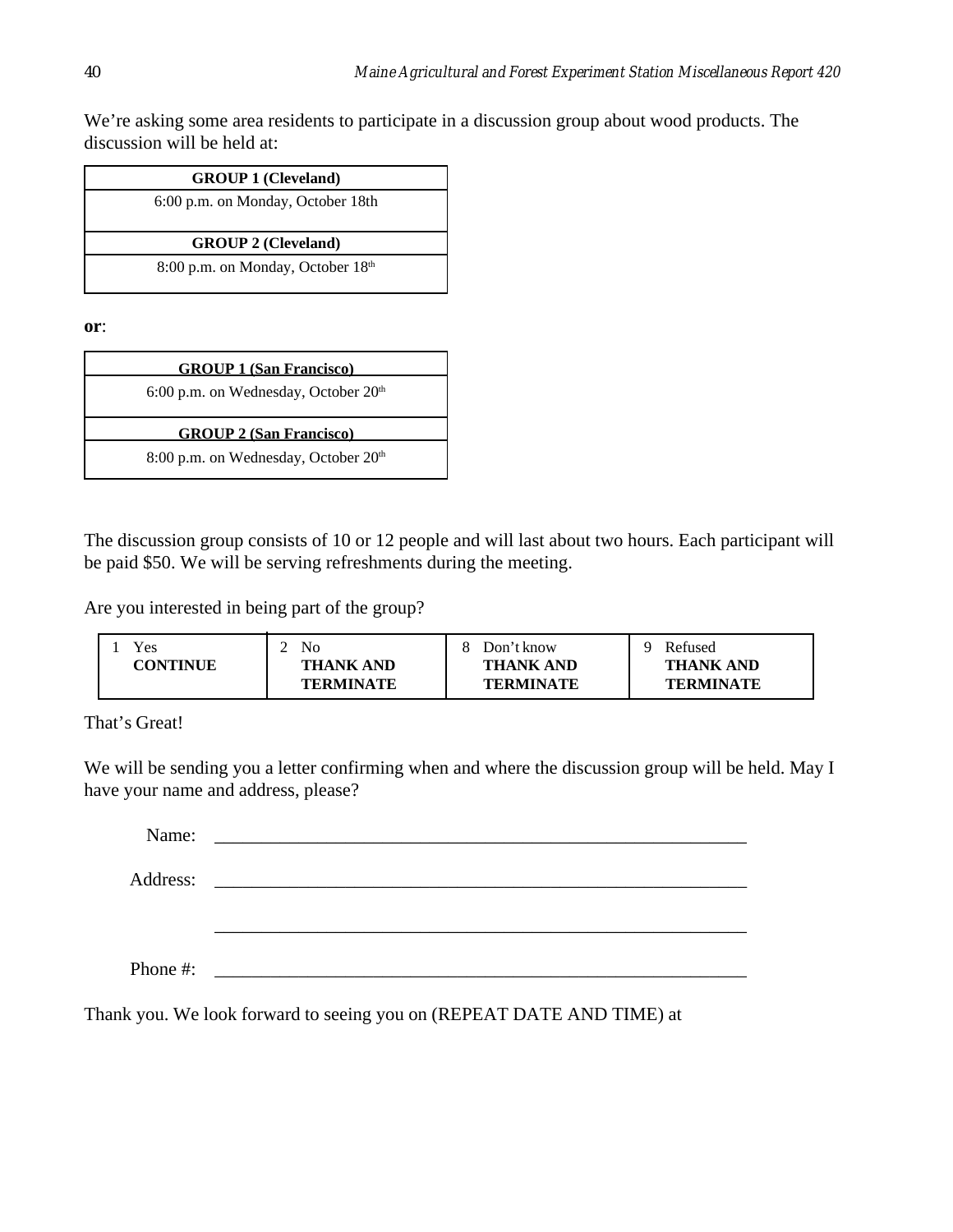We're asking some area residents to participate in a discussion group about wood products. The discussion will be held at:

| GROUP 1 (Cleveland) |
|---|
| 6:00 p.m. on Monday, October 18th |
| **GROUP 2 (Cleveland)** |
| 8:00 p.m. on Monday, October 18th |

**or**:

| GROUP 1 (San Francisco) |
|---|
| 6:00 p.m. on Wednesday, October 20th |
| **GROUP 2 (San Francisco)** |
| 8:00 p.m. on Wednesday, October 20th |

The discussion group consists of 10 or 12 people and will last about two hours. Each participant will be paid $50. We will be serving refreshments during the meeting.

Are you interested in being part of the group?

| 1 Yes **CONTINUE** | 2 No **THANK AND TERMINATE** | 8 Don't know **THANK AND TERMINATE** | 9 Refused **THANK AND TERMINATE** |
|---|---|---|---|

That's Great!

We will be sending you a letter confirming when and where the discussion group will be held. May I have your name and address, please?

Name: ____________________________________________

Address: ____________________________________________

____________________________________________

Phone #: ____________________________________________

Thank you. We look forward to seeing you on (REPEAT DATE AND TIME) at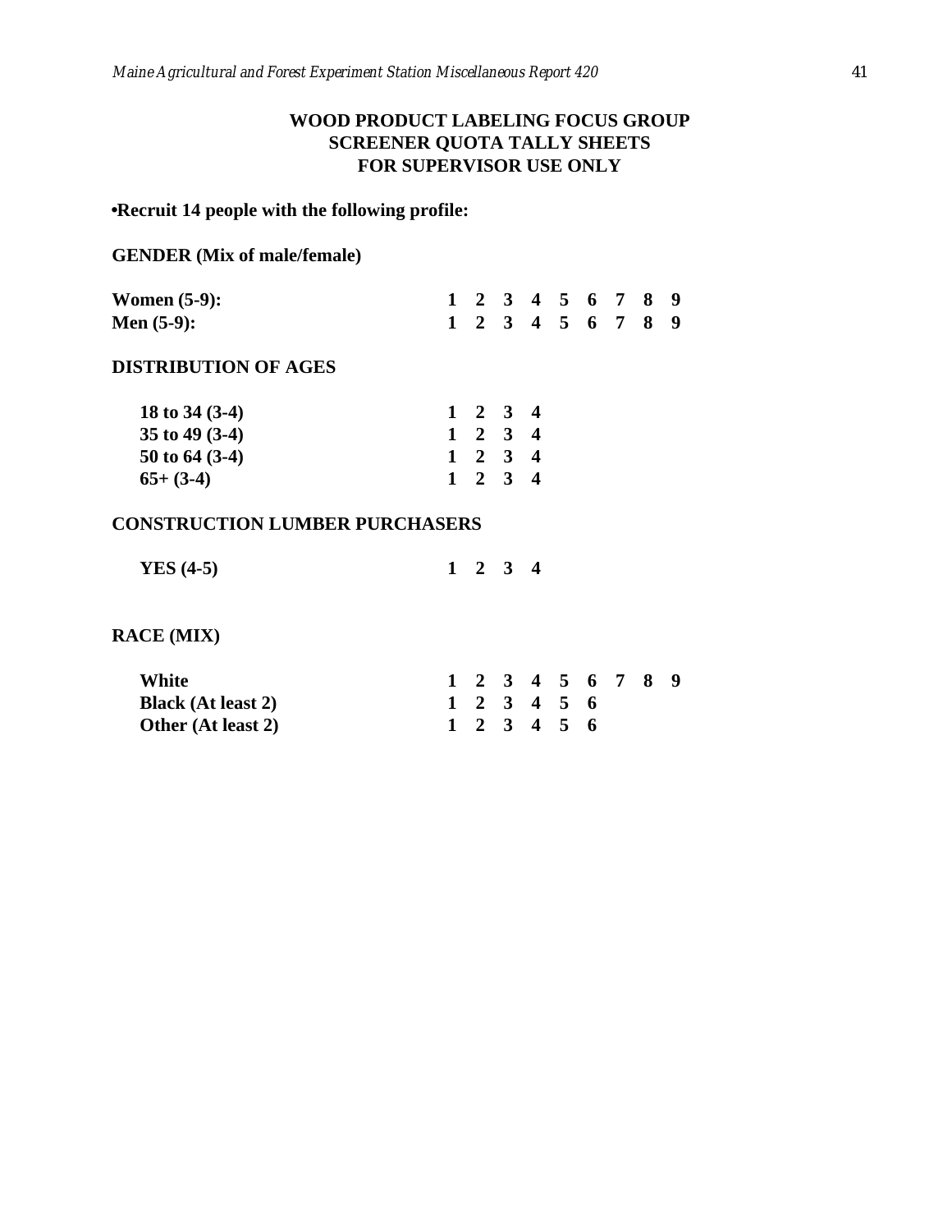**WOOD PRODUCT LABELING FOCUS GROUP**
**SCREENER QUOTA TALLY SHEETS**
**FOR SUPERVISOR USE ONLY**

**•Recruit 14 people with the following profile:**

**GENDER (Mix of male/female)**

| | | | | | | | | | |
|---|---|---|---|---|---|---|---|---|---|
| **Women (5-9):** | 1 | 2 | 3 | 4 | 5 | 6 | 7 | 8 | 9 |
| **Men (5-9):** | 1 | 2 | 3 | 4 | 5 | 6 | 7 | 8 | 9 |

**DISTRIBUTION OF AGES**

| | | | | |
|---|---|---|---|---|
| **18 to 34 (3-4)** | 1 | 2 | 3 | 4 |
| **35 to 49 (3-4)** | 1 | 2 | 3 | 4 |
| **50 to 64 (3-4)** | 1 | 2 | 3 | 4 |
| **65+ (3-4)** | 1 | 2 | 3 | 4 |

**CONSTRUCTION LUMBER PURCHASERS**

| | | | | |
|---|---|---|---|---|
| **YES (4-5)** | 1 | 2 | 3 | 4 |

**RACE (MIX)**

| | | | | | | | | | |
|---|---|---|---|---|---|---|---|---|---|
| **White** | 1 | 2 | 3 | 4 | 5 | 6 | 7 | 8 | 9 |
| **Black (At least 2)** | 1 | 2 | 3 | 4 | 5 | 6 | | | |
| **Other (At least 2)** | 1 | 2 | 3 | 4 | 5 | 6 | | | |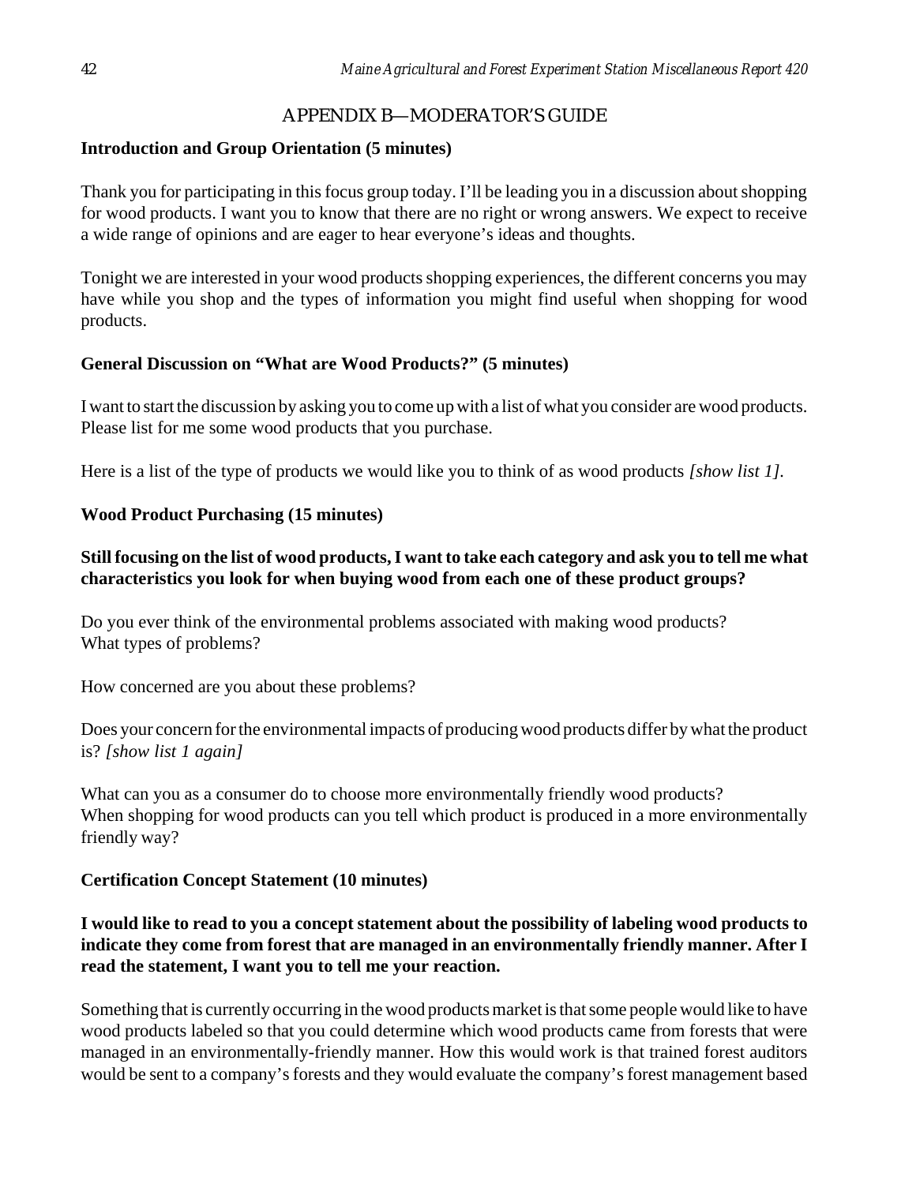## APPENDIX B—MODERATOR'S GUIDE

**Introduction and Group Orientation (5 minutes)**

Thank you for participating in this focus group today. I'll be leading you in a discussion about shopping for wood products. I want you to know that there are no right or wrong answers. We expect to receive a wide range of opinions and are eager to hear everyone's ideas and thoughts.

Tonight we are interested in your wood products shopping experiences, the different concerns you may have while you shop and the types of information you might find useful when shopping for wood products.

**General Discussion on "What are Wood Products?" (5 minutes)**

I want to start the discussion by asking you to come up with a list of what you consider are wood products. Please list for me some wood products that you purchase.

Here is a list of the type of products we would like you to think of as wood products *[show list 1]*.

**Wood Product Purchasing (15 minutes)**

**Still focusing on the list of wood products, I want to take each category and ask you to tell me what characteristics you look for when buying wood from each one of these product groups?**

Do you ever think of the environmental problems associated with making wood products?
What types of problems?

How concerned are you about these problems?

Does your concern for the environmental impacts of producing wood products differ by what the product is? *[show list 1 again]*

What can you as a consumer do to choose more environmentally friendly wood products?
When shopping for wood products can you tell which product is produced in a more environmentally friendly way?

**Certification Concept Statement (10 minutes)**

**I would like to read to you a concept statement about the possibility of labeling wood products to indicate they come from forest that are managed in an environmentally friendly manner. After I read the statement, I want you to tell me your reaction.**

Something that is currently occurring in the wood products market is that some people would like to have wood products labeled so that you could determine which wood products came from forests that were managed in an environmentally-friendly manner. How this would work is that trained forest auditors would be sent to a company's forests and they would evaluate the company's forest management based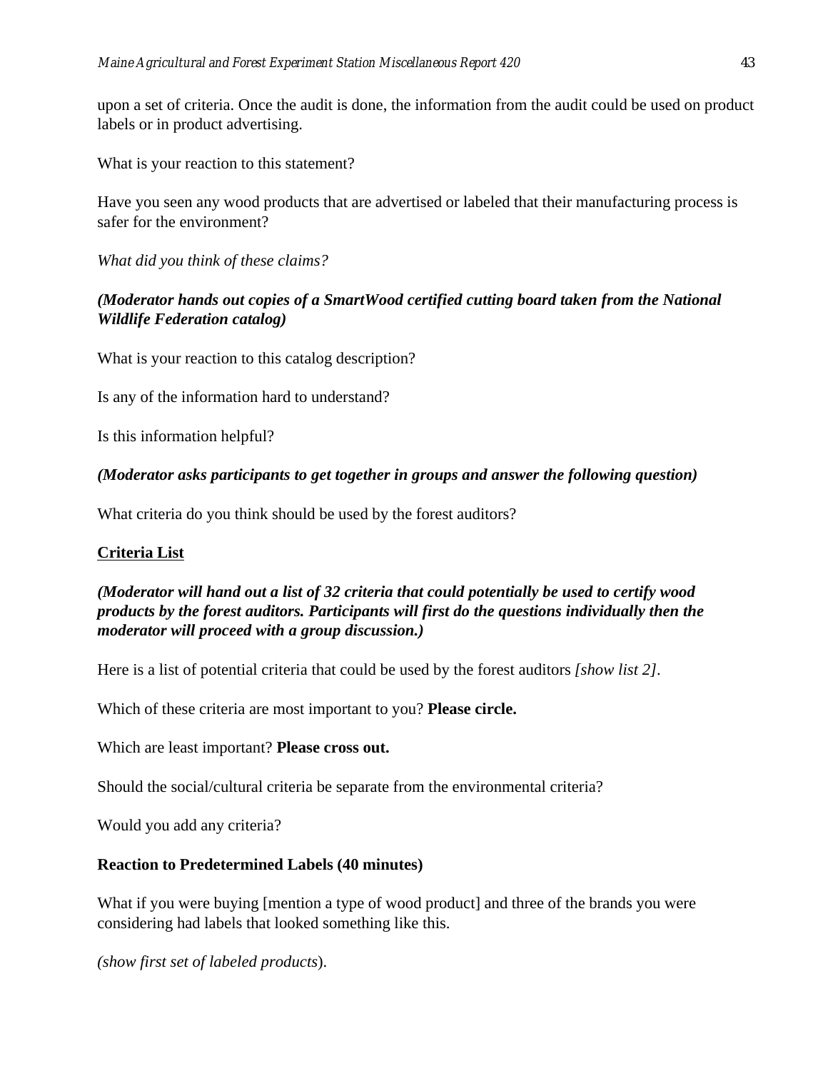upon a set of criteria. Once the audit is done, the information from the audit could be used on product labels or in product advertising.

What is your reaction to this statement?

Have you seen any wood products that are advertised or labeled that their manufacturing process is safer for the environment?

*What did you think of these claims?*

***(Moderator hands out copies of a SmartWood certified cutting board taken from the National Wildlife Federation catalog)***

What is your reaction to this catalog description?

Is any of the information hard to understand?

Is this information helpful?

***(Moderator asks participants to get together in groups and answer the following question)***

What criteria do you think should be used by the forest auditors?

**Criteria List**

***(Moderator will hand out a list of 32 criteria that could potentially be used to certify wood products by the forest auditors. Participants will first do the questions individually then the moderator will proceed with a group discussion.)***

Here is a list of potential criteria that could be used by the forest auditors *[show list 2]*.

Which of these criteria are most important to you? **Please circle.**

Which are least important? **Please cross out.**

Should the social/cultural criteria be separate from the environmental criteria?

Would you add any criteria?

**Reaction to Predetermined Labels (40 minutes)**

What if you were buying [mention a type of wood product] and three of the brands you were considering had labels that looked something like this.

*(show first set of labeled products*).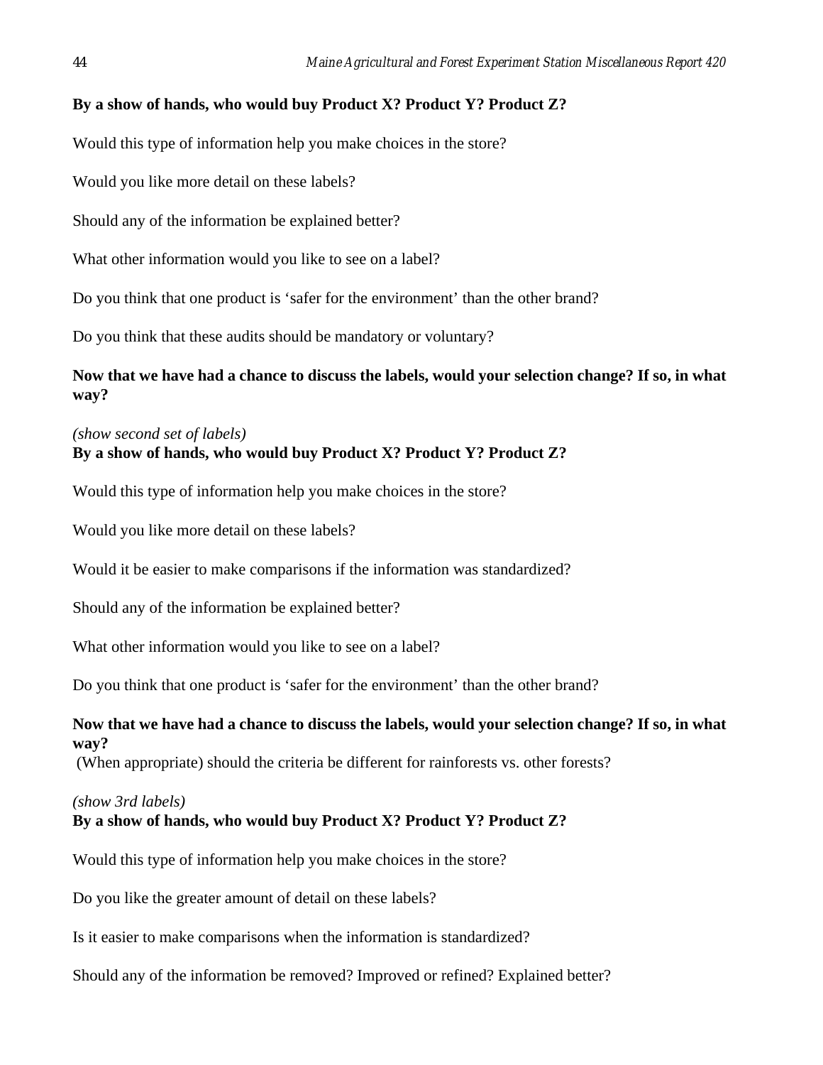**By a show of hands, who would buy Product X? Product Y? Product Z?**

Would this type of information help you make choices in the store?

Would you like more detail on these labels?

Should any of the information be explained better?

What other information would you like to see on a label?

Do you think that one product is 'safer for the environment' than the other brand?

Do you think that these audits should be mandatory or voluntary?

**Now that we have had a chance to discuss the labels, would your selection change? If so, in what way?**

*(show second set of labels)*
**By a show of hands, who would buy Product X? Product Y? Product Z?**

Would this type of information help you make choices in the store?

Would you like more detail on these labels?

Would it be easier to make comparisons if the information was standardized?

Should any of the information be explained better?

What other information would you like to see on a label?

Do you think that one product is 'safer for the environment' than the other brand?

**Now that we have had a chance to discuss the labels, would your selection change? If so, in what way?**
(When appropriate) should the criteria be different for rainforests vs. other forests?

*(show 3rd labels)*
**By a show of hands, who would buy Product X? Product Y? Product Z?**

Would this type of information help you make choices in the store?

Do you like the greater amount of detail on these labels?

Is it easier to make comparisons when the information is standardized?

Should any of the information be removed? Improved or refined? Explained better?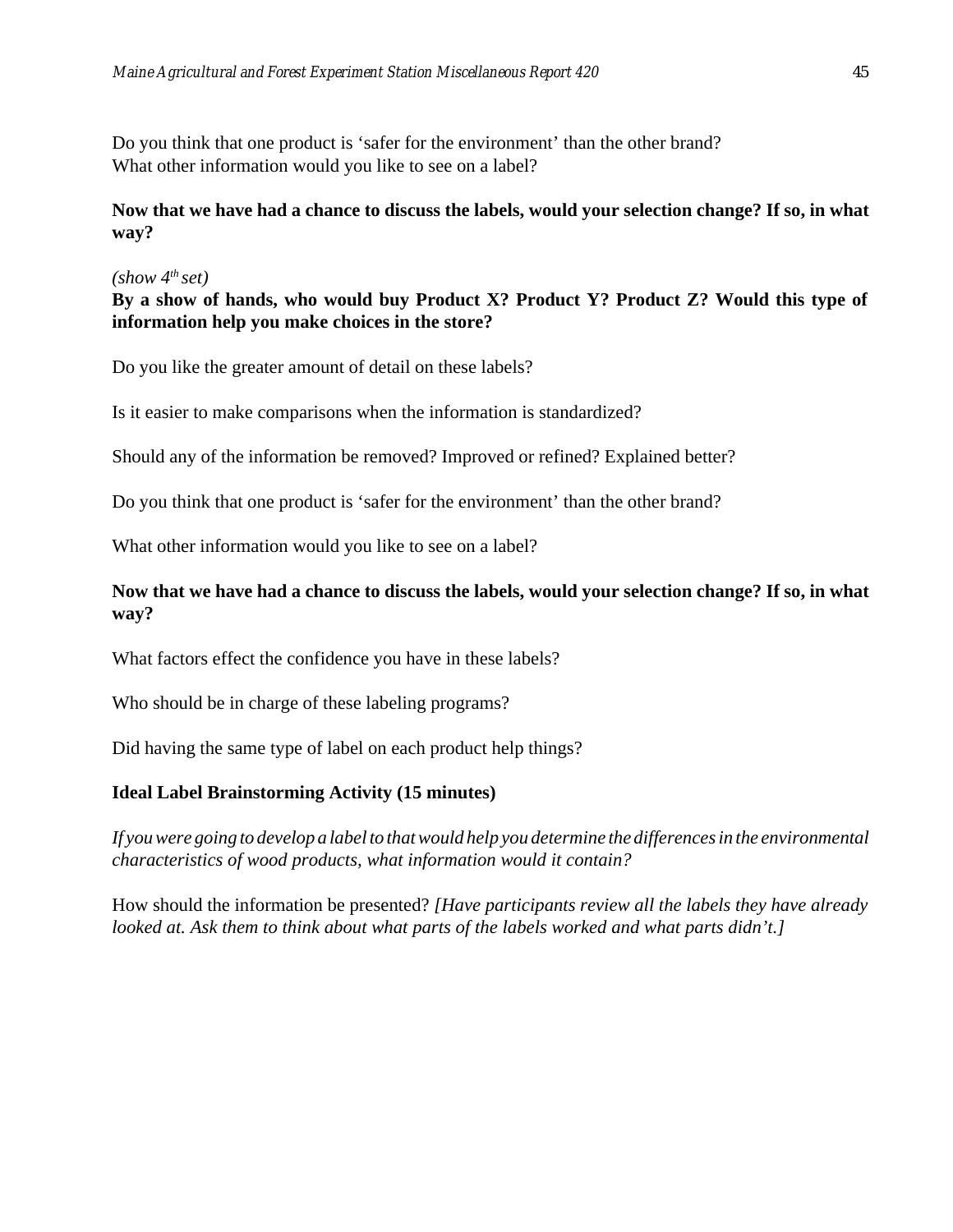Do you think that one product is 'safer for the environment' than the other brand?
What other information would you like to see on a label?

**Now that we have had a chance to discuss the labels, would your selection change? If so, in what way?**

*(show 4th set)*

**By a show of hands, who would buy Product X? Product Y? Product Z? Would this type of information help you make choices in the store?**

Do you like the greater amount of detail on these labels?

Is it easier to make comparisons when the information is standardized?

Should any of the information be removed? Improved or refined? Explained better?

Do you think that one product is 'safer for the environment' than the other brand?

What other information would you like to see on a label?

**Now that we have had a chance to discuss the labels, would your selection change? If so, in what way?**

What factors effect the confidence you have in these labels?

Who should be in charge of these labeling programs?

Did having the same type of label on each product help things?

**Ideal Label Brainstorming Activity (15 minutes)**

*If you were going to develop a label to that would help you determine the differences in the environmental characteristics of wood products, what information would it contain?*

How should the information be presented? *[Have participants review all the labels they have already looked at. Ask them to think about what parts of the labels worked and what parts didn't.]*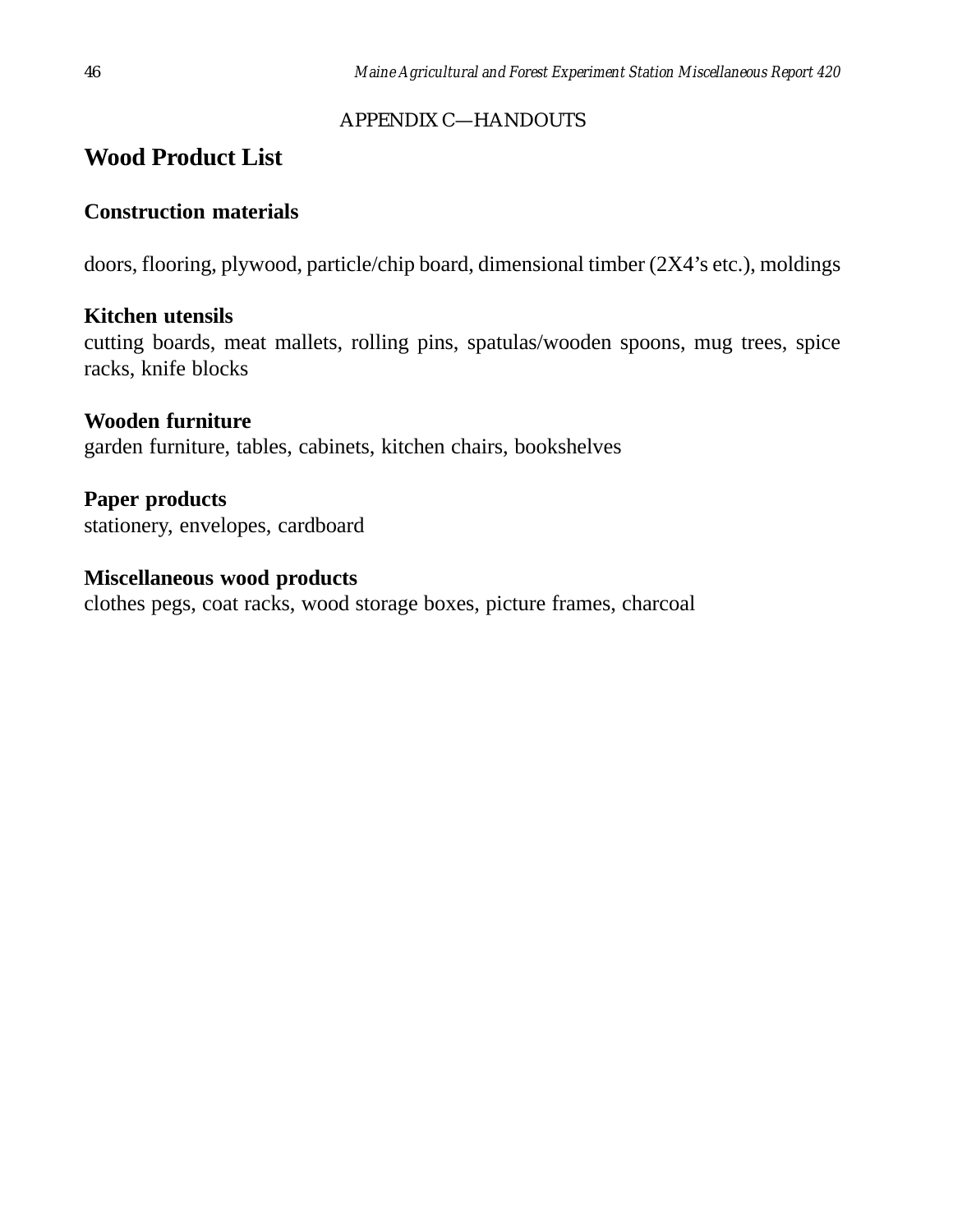APPENDIX C—HANDOUTS

# Wood Product List

**Construction materials**

doors, flooring, plywood, particle/chip board, dimensional timber (2X4's etc.), moldings

**Kitchen utensils**
cutting boards, meat mallets, rolling pins, spatulas/wooden spoons, mug trees, spice racks, knife blocks

**Wooden furniture**
garden furniture, tables, cabinets, kitchen chairs, bookshelves

**Paper products**
stationery, envelopes, cardboard

**Miscellaneous wood products**
clothes pegs, coat racks, wood storage boxes, picture frames, charcoal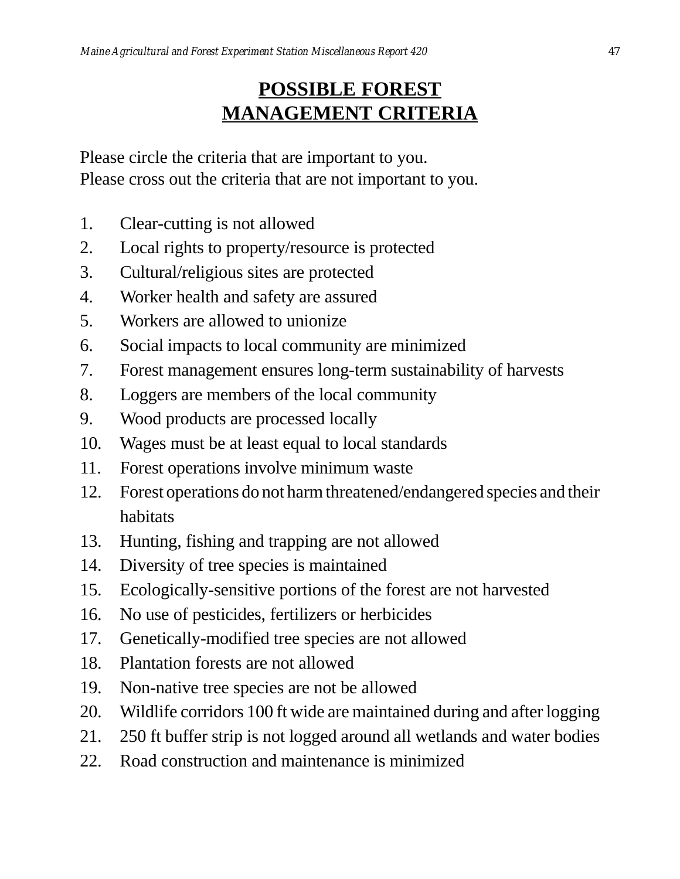# POSSIBLE FOREST MANAGEMENT CRITERIA

Please circle the criteria that are important to you.
Please cross out the criteria that are not important to you.

1. Clear-cutting is not allowed
2. Local rights to property/resource is protected
3. Cultural/religious sites are protected
4. Worker health and safety are assured
5. Workers are allowed to unionize
6. Social impacts to local community are minimized
7. Forest management ensures long-term sustainability of harvests
8. Loggers are members of the local community
9. Wood products are processed locally
10. Wages must be at least equal to local standards
11. Forest operations involve minimum waste
12. Forest operations do not harm threatened/endangered species and their habitats
13. Hunting, fishing and trapping are not allowed
14. Diversity of tree species is maintained
15. Ecologically-sensitive portions of the forest are not harvested
16. No use of pesticides, fertilizers or herbicides
17. Genetically-modified tree species are not allowed
18. Plantation forests are not allowed
19. Non-native tree species are not be allowed
20. Wildlife corridors 100 ft wide are maintained during and after logging
21. 250 ft buffer strip is not logged around all wetlands and water bodies
22. Road construction and maintenance is minimized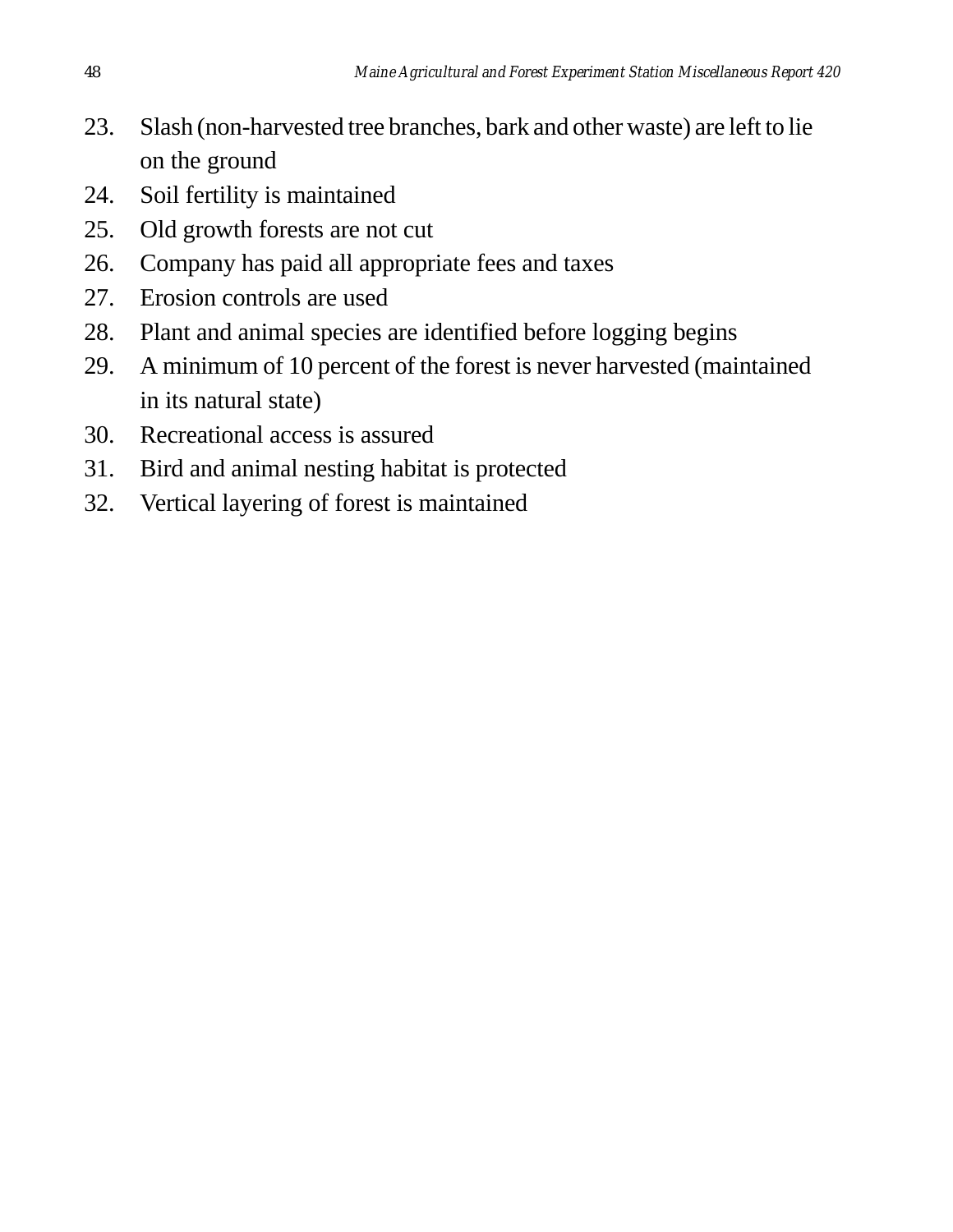23. Slash (non-harvested tree branches, bark and other waste) are left to lie on the ground
24. Soil fertility is maintained
25. Old growth forests are not cut
26. Company has paid all appropriate fees and taxes
27. Erosion controls are used
28. Plant and animal species are identified before logging begins
29. A minimum of 10 percent of the forest is never harvested (maintained in its natural state)
30. Recreational access is assured
31. Bird and animal nesting habitat is protected
32. Vertical layering of forest is maintained